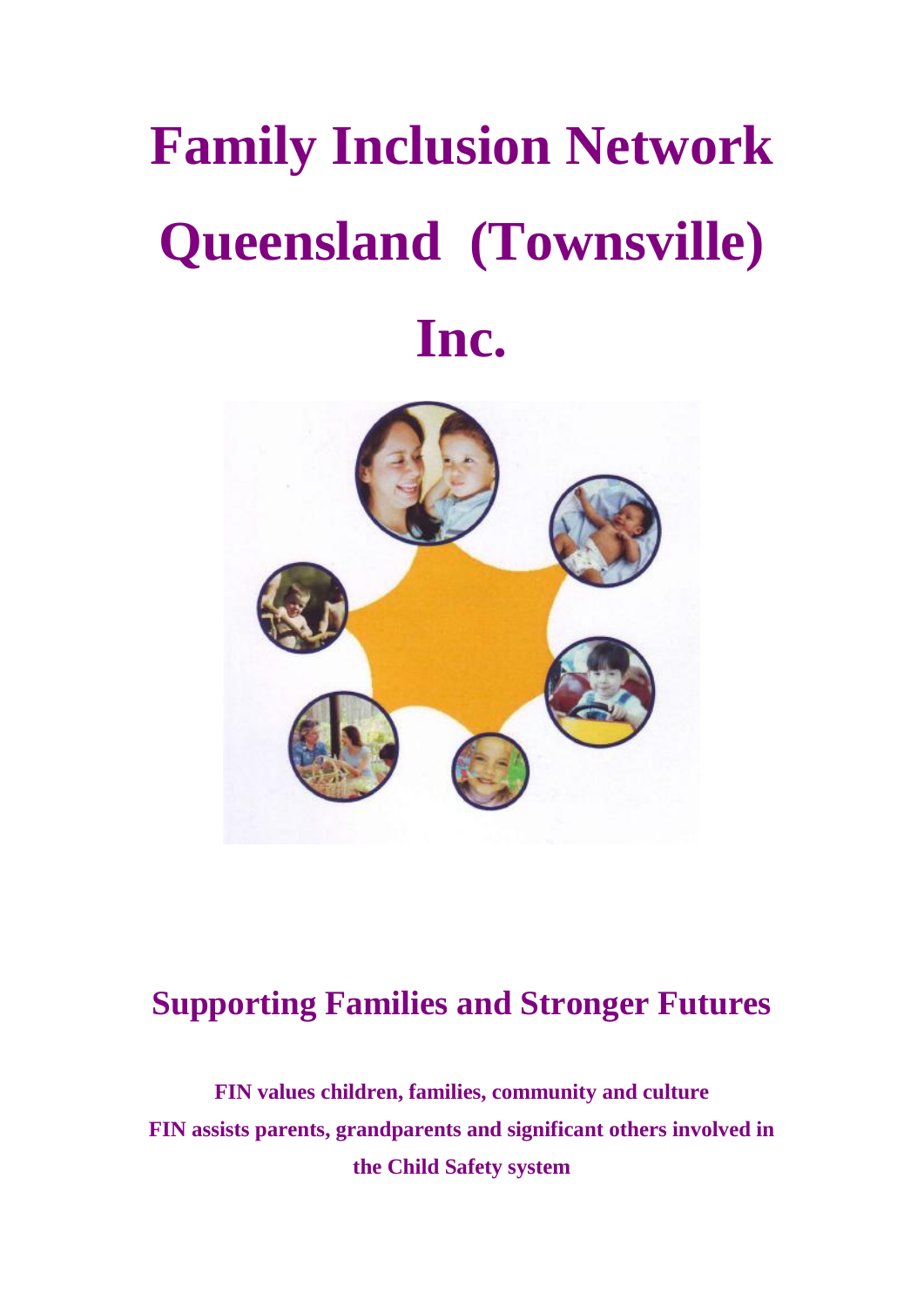# Family Inclusion Network Queensland (Townsville) Inc.

## Supporting Families and Stronger Futures

**FIN values children, families, community and culture**

**FIN assists parents, grandparents and significant others involved in the Child Safety system**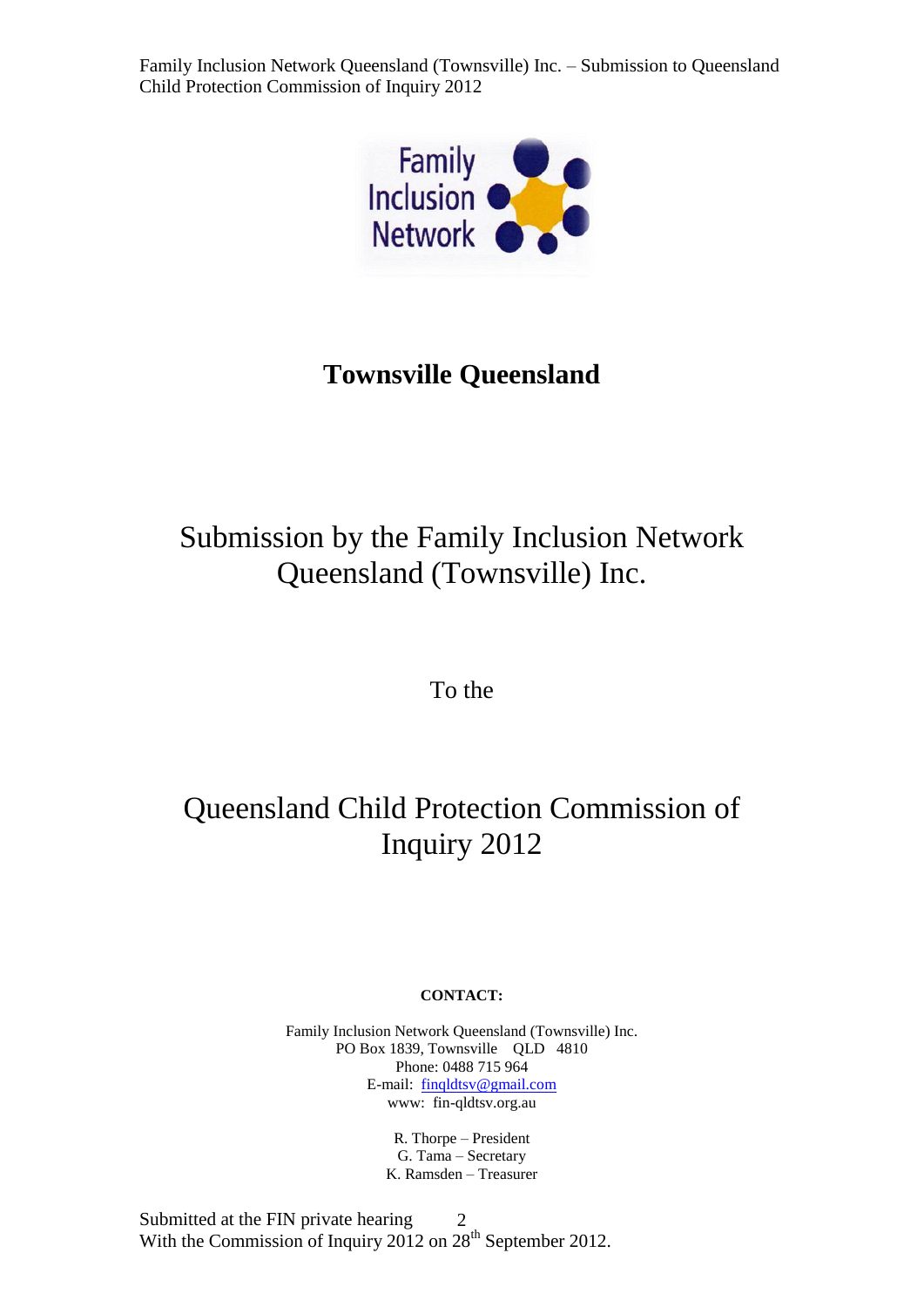# Townsville Queensland

## Submission by the Family Inclusion Network Queensland (Townsville) Inc.

To the

## Queensland Child Protection Commission of Inquiry 2012

**CONTACT:**

Family Inclusion Network Queensland (Townsville) Inc.
PO Box 1839, Townsville QLD 4810
Phone: 0488 715 964
E-mail: finqldtsv@gmail.com
www: fin-qldtsv.org.au

R. Thorpe – President
G. Tama – Secretary
K. Ramsden – Treasurer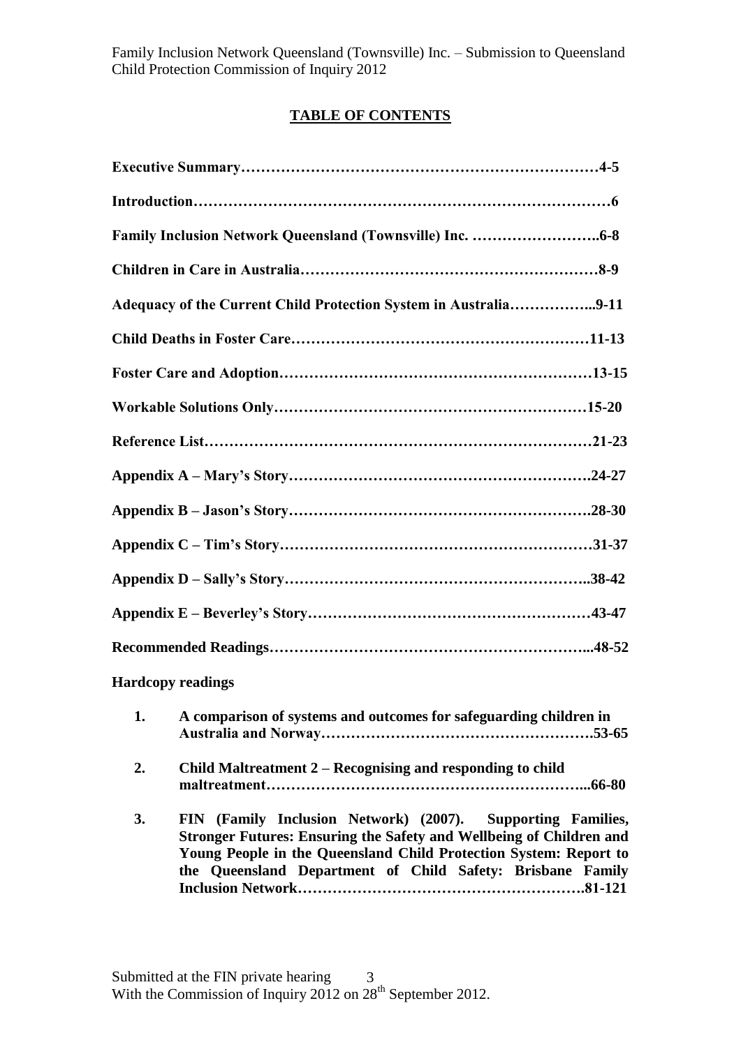## TABLE OF CONTENTS

**Executive Summary……………………………………………………………4-5**

**Introduction………………………………………………………………………6**

**Family Inclusion Network Queensland (Townsville) Inc. ……………………..6-8**

**Children in Care in Australia…………………………………………………8-9**

**Adequacy of the Current Child Protection System in Australia……………...9-11**

**Child Deaths in Foster Care…………………………………………………11-13**

**Foster Care and Adoption……………………………………………………13-15**

**Workable Solutions Only……………………………………………………15-20**

**Reference List…………………………………………………………………21-23**

**Appendix A – Mary's Story………………………………………………….24-27**

**Appendix B – Jason's Story………………………………………………….28-30**

**Appendix C – Tim's Story……………………………………………………31-37**

**Appendix D – Sally's Story…………………………………………………..38-42**

**Appendix E – Beverley's Story………………………………………………43-47**

**Recommended Readings……………………………………………………...48-52**

**Hardcopy readings**

1. **A comparison of systems and outcomes for safeguarding children in Australia and Norway……………………………………………….53-65**
2. **Child Maltreatment 2 – Recognising and responding to child maltreatment………………………………………………………...66-80**
3. **FIN (Family Inclusion Network) (2007). Supporting Families, Stronger Futures: Ensuring the Safety and Wellbeing of Children and Young People in the Queensland Child Protection System: Report to the Queensland Department of Child Safety: Brisbane Family Inclusion Network…………………………………………………..81-121**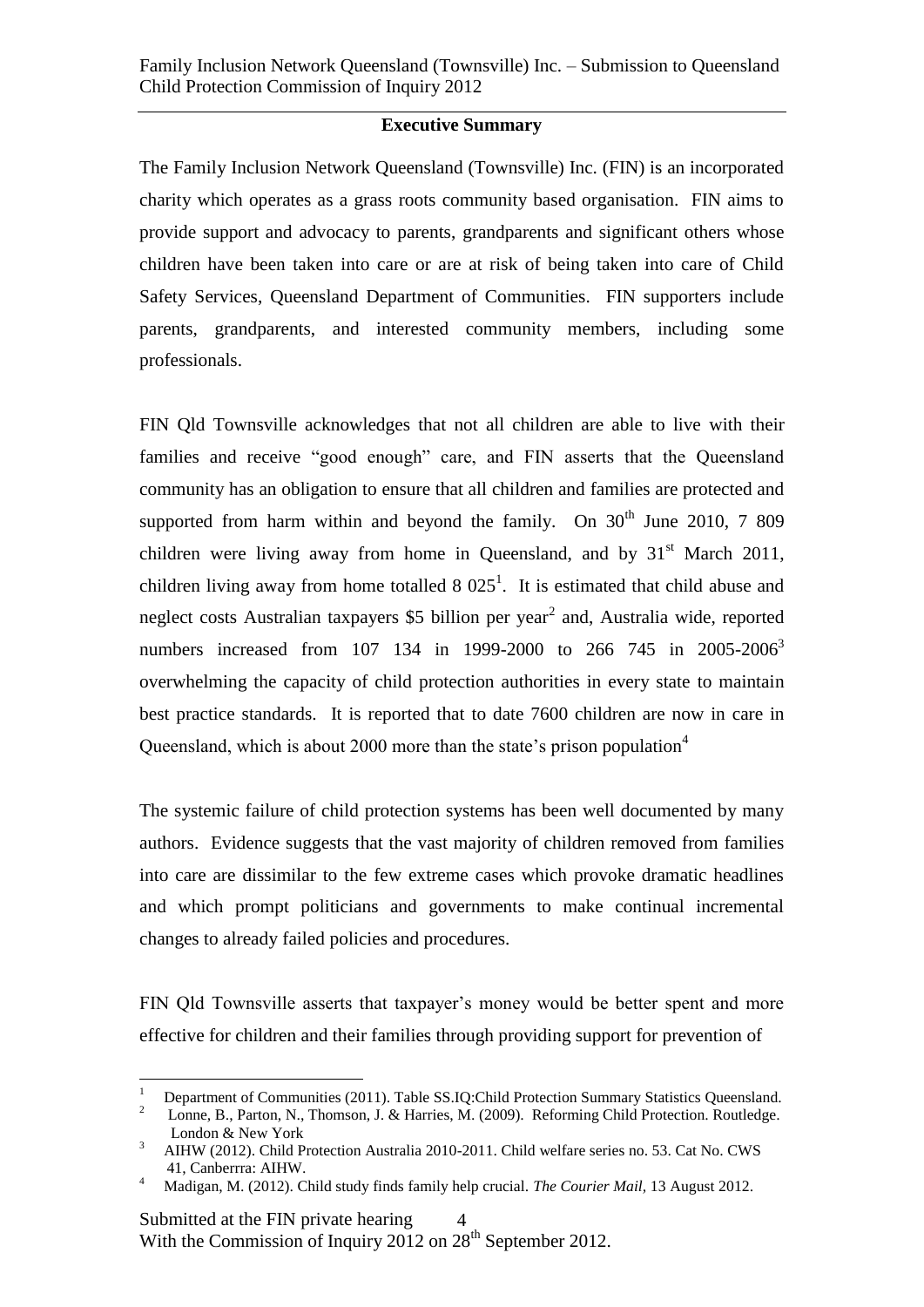## Executive Summary

The Family Inclusion Network Queensland (Townsville) Inc. (FIN) is an incorporated charity which operates as a grass roots community based organisation. FIN aims to provide support and advocacy to parents, grandparents and significant others whose children have been taken into care or are at risk of being taken into care of Child Safety Services, Queensland Department of Communities. FIN supporters include parents, grandparents, and interested community members, including some professionals.

FIN Qld Townsville acknowledges that not all children are able to live with their families and receive "good enough" care, and FIN asserts that the Queensland community has an obligation to ensure that all children and families are protected and supported from harm within and beyond the family. On 30th June 2010, 7 809 children were living away from home in Queensland, and by 31st March 2011, children living away from home totalled 8 025[1]. It is estimated that child abuse and neglect costs Australian taxpayers $5 billion per year[2] and, Australia wide, reported numbers increased from 107 134 in 1999-2000 to 266 745 in 2005-2006[3] overwhelming the capacity of child protection authorities in every state to maintain best practice standards. It is reported that to date 7600 children are now in care in Queensland, which is about 2000 more than the state's prison population[4]

The systemic failure of child protection systems has been well documented by many authors. Evidence suggests that the vast majority of children removed from families into care are dissimilar to the few extreme cases which provoke dramatic headlines and which prompt politicians and governments to make continual incremental changes to already failed policies and procedures.

FIN Qld Townsville asserts that taxpayer's money would be better spent and more effective for children and their families through providing support for prevention of

---

[1] Department of Communities (2011). Table SS.IQ:Child Protection Summary Statistics Queensland.

[2] Lonne, B., Parton, N., Thomson, J. & Harries, M. (2009). Reforming Child Protection. Routledge. London & New York

[3] AIHW (2012). Child Protection Australia 2010-2011. Child welfare series no. 53. Cat No. CWS 41, Canberrra: AIHW.

[4] Madigan, M. (2012). Child study finds family help crucial. *The Courier Mail*, 13 August 2012.

Submitted at the FIN private hearing
With the Commission of Inquiry 2012 on 28th September 2012.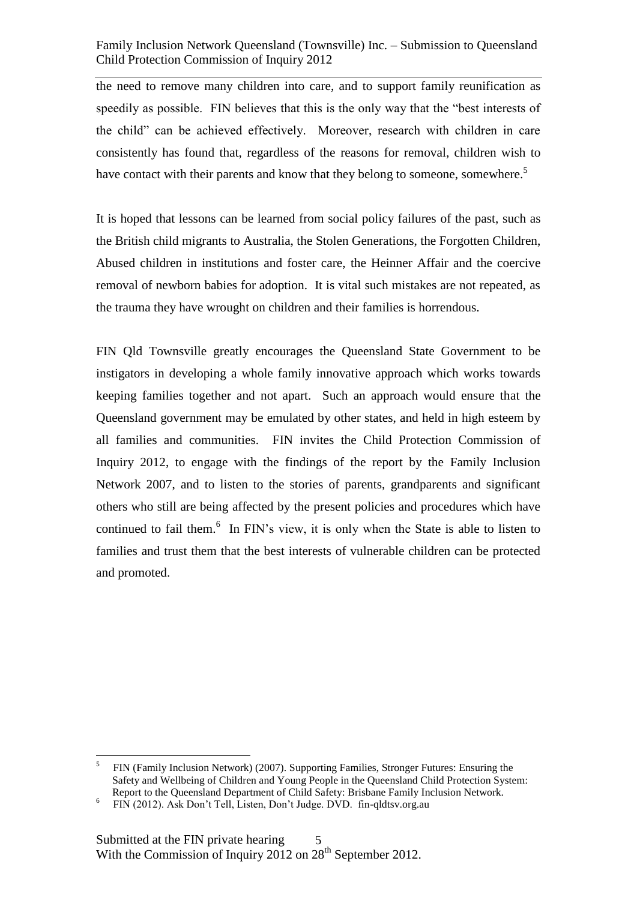the need to remove many children into care, and to support family reunification as speedily as possible. FIN believes that this is the only way that the "best interests of the child" can be achieved effectively. Moreover, research with children in care consistently has found that, regardless of the reasons for removal, children wish to have contact with their parents and know that they belong to someone, somewhere.[5]

It is hoped that lessons can be learned from social policy failures of the past, such as the British child migrants to Australia, the Stolen Generations, the Forgotten Children, Abused children in institutions and foster care, the Heinner Affair and the coercive removal of newborn babies for adoption. It is vital such mistakes are not repeated, as the trauma they have wrought on children and their families is horrendous.

FIN Qld Townsville greatly encourages the Queensland State Government to be instigators in developing a whole family innovative approach which works towards keeping families together and not apart. Such an approach would ensure that the Queensland government may be emulated by other states, and held in high esteem by all families and communities. FIN invites the Child Protection Commission of Inquiry 2012, to engage with the findings of the report by the Family Inclusion Network 2007, and to listen to the stories of parents, grandparents and significant others who still are being affected by the present policies and procedures which have continued to fail them.[6] In FIN's view, it is only when the State is able to listen to families and trust them that the best interests of vulnerable children can be protected and promoted.

[5] FIN (Family Inclusion Network) (2007). Supporting Families, Stronger Futures: Ensuring the Safety and Wellbeing of Children and Young People in the Queensland Child Protection System: Report to the Queensland Department of Child Safety: Brisbane Family Inclusion Network.

[6] FIN (2012). Ask Don't Tell, Listen, Don't Judge. DVD. fin-qldtsv.org.au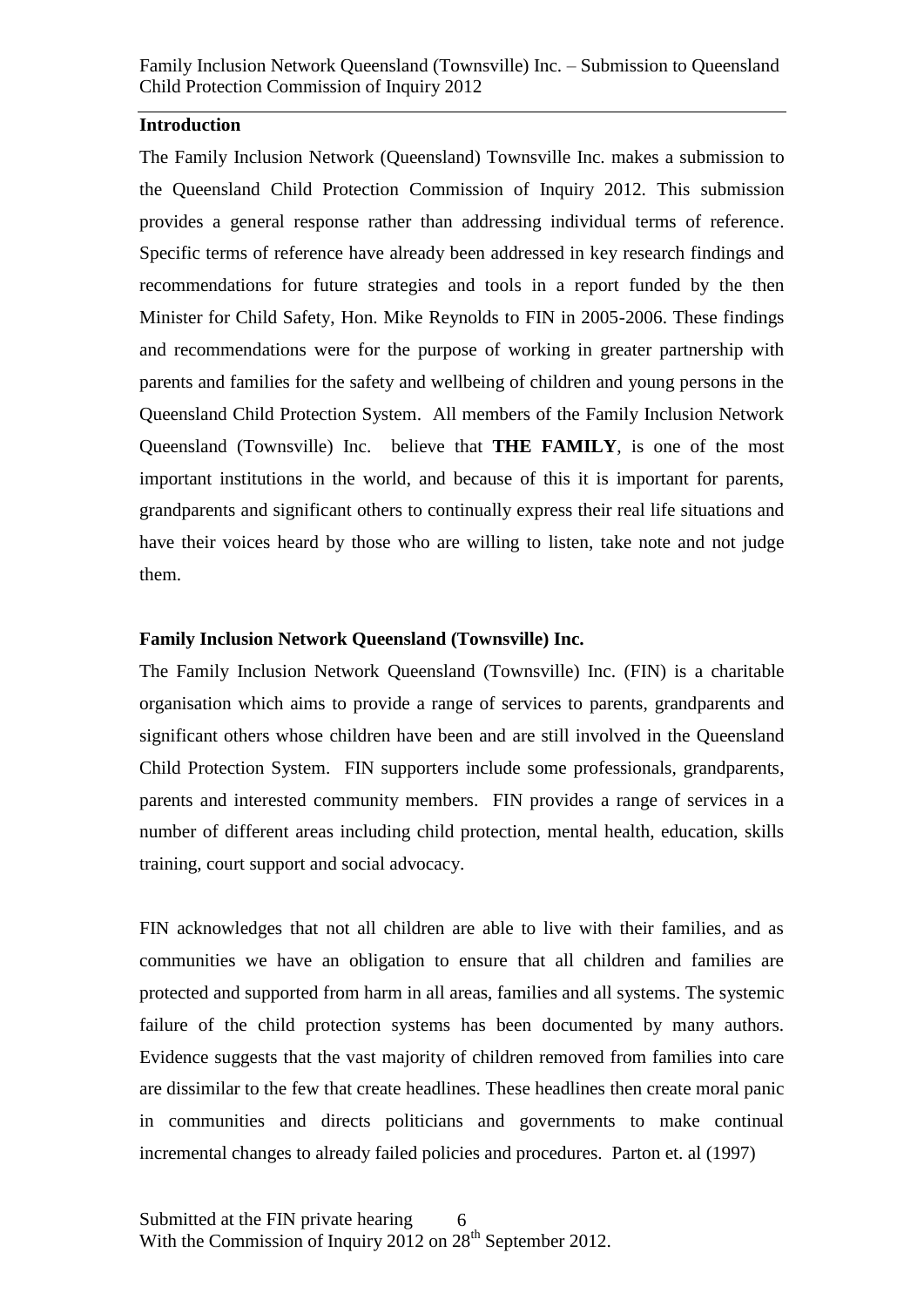**Introduction**

The Family Inclusion Network (Queensland) Townsville Inc. makes a submission to the Queensland Child Protection Commission of Inquiry 2012. This submission provides a general response rather than addressing individual terms of reference. Specific terms of reference have already been addressed in key research findings and recommendations for future strategies and tools in a report funded by the then Minister for Child Safety, Hon. Mike Reynolds to FIN in 2005-2006. These findings and recommendations were for the purpose of working in greater partnership with parents and families for the safety and wellbeing of children and young persons in the Queensland Child Protection System. All members of the Family Inclusion Network Queensland (Townsville) Inc. believe that **THE FAMILY**, is one of the most important institutions in the world, and because of this it is important for parents, grandparents and significant others to continually express their real life situations and have their voices heard by those who are willing to listen, take note and not judge them.

**Family Inclusion Network Queensland (Townsville) Inc.**

The Family Inclusion Network Queensland (Townsville) Inc. (FIN) is a charitable organisation which aims to provide a range of services to parents, grandparents and significant others whose children have been and are still involved in the Queensland Child Protection System. FIN supporters include some professionals, grandparents, parents and interested community members. FIN provides a range of services in a number of different areas including child protection, mental health, education, skills training, court support and social advocacy.

FIN acknowledges that not all children are able to live with their families, and as communities we have an obligation to ensure that all children and families are protected and supported from harm in all areas, families and all systems. The systemic failure of the child protection systems has been documented by many authors. Evidence suggests that the vast majority of children removed from families into care are dissimilar to the few that create headlines. These headlines then create moral panic in communities and directs politicians and governments to make continual incremental changes to already failed policies and procedures. Parton et. al (1997)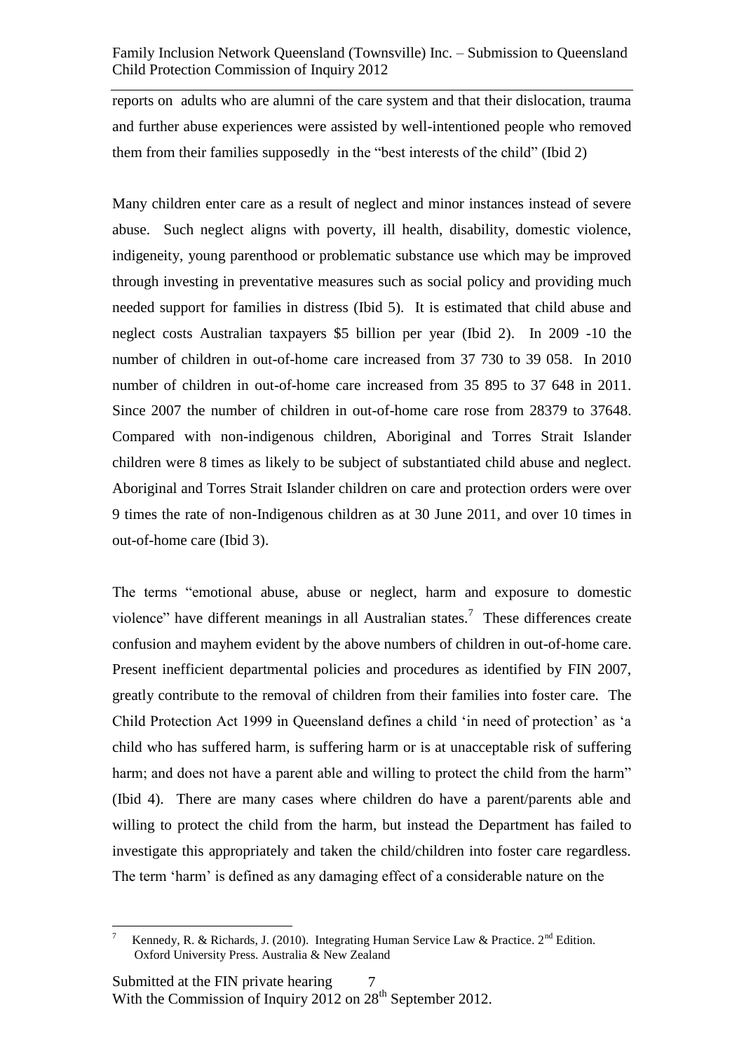reports on adults who are alumni of the care system and that their dislocation, trauma and further abuse experiences were assisted by well-intentioned people who removed them from their families supposedly in the "best interests of the child" (Ibid 2)

Many children enter care as a result of neglect and minor instances instead of severe abuse. Such neglect aligns with poverty, ill health, disability, domestic violence, indigeneity, young parenthood or problematic substance use which may be improved through investing in preventative measures such as social policy and providing much needed support for families in distress (Ibid 5). It is estimated that child abuse and neglect costs Australian taxpayers $5 billion per year (Ibid 2). In 2009 -10 the number of children in out-of-home care increased from 37 730 to 39 058. In 2010 number of children in out-of-home care increased from 35 895 to 37 648 in 2011. Since 2007 the number of children in out-of-home care rose from 28379 to 37648. Compared with non-indigenous children, Aboriginal and Torres Strait Islander children were 8 times as likely to be subject of substantiated child abuse and neglect. Aboriginal and Torres Strait Islander children on care and protection orders were over 9 times the rate of non-Indigenous children as at 30 June 2011, and over 10 times in out-of-home care (Ibid 3).

The terms "emotional abuse, abuse or neglect, harm and exposure to domestic violence" have different meanings in all Australian states.[7] These differences create confusion and mayhem evident by the above numbers of children in out-of-home care. Present inefficient departmental policies and procedures as identified by FIN 2007, greatly contribute to the removal of children from their families into foster care. The Child Protection Act 1999 in Queensland defines a child 'in need of protection' as 'a child who has suffered harm, is suffering harm or is at unacceptable risk of suffering harm; and does not have a parent able and willing to protect the child from the harm" (Ibid 4). There are many cases where children do have a parent/parents able and willing to protect the child from the harm, but instead the Department has failed to investigate this appropriately and taken the child/children into foster care regardless. The term 'harm' is defined as any damaging effect of a considerable nature on the

---

[7] Kennedy, R. & Richards, J. (2010). Integrating Human Service Law & Practice. 2nd Edition. Oxford University Press. Australia & New Zealand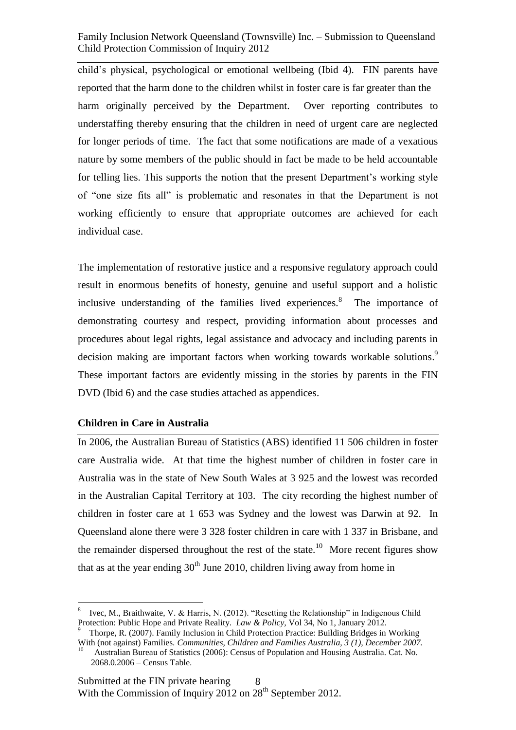child's physical, psychological or emotional wellbeing (Ibid 4). FIN parents have reported that the harm done to the children whilst in foster care is far greater than the harm originally perceived by the Department. Over reporting contributes to understaffing thereby ensuring that the children in need of urgent care are neglected for longer periods of time. The fact that some notifications are made of a vexatious nature by some members of the public should in fact be made to be held accountable for telling lies. This supports the notion that the present Department's working style of "one size fits all" is problematic and resonates in that the Department is not working efficiently to ensure that appropriate outcomes are achieved for each individual case.

The implementation of restorative justice and a responsive regulatory approach could result in enormous benefits of honesty, genuine and useful support and a holistic inclusive understanding of the families lived experiences.[8] The importance of demonstrating courtesy and respect, providing information about processes and procedures about legal rights, legal assistance and advocacy and including parents in decision making are important factors when working towards workable solutions.[9] These important factors are evidently missing in the stories by parents in the FIN DVD (Ibid 6) and the case studies attached as appendices.

**Children in Care in Australia**

In 2006, the Australian Bureau of Statistics (ABS) identified 11 506 children in foster care Australia wide. At that time the highest number of children in foster care in Australia was in the state of New South Wales at 3 925 and the lowest was recorded in the Australian Capital Territory at 103. The city recording the highest number of children in foster care at 1 653 was Sydney and the lowest was Darwin at 92. In Queensland alone there were 3 328 foster children in care with 1 337 in Brisbane, and the remainder dispersed throughout the rest of the state.[10] More recent figures show that as at the year ending 30th June 2010, children living away from home in

---

[8] Ivec, M., Braithwaite, V. & Harris, N. (2012). "Resetting the Relationship" in Indigenous Child Protection: Public Hope and Private Reality. *Law & Policy*, Vol 34, No 1, January 2012.

[9] Thorpe, R. (2007). Family Inclusion in Child Protection Practice: Building Bridges in Working With (not against) Families. *Communities, Children and Families Australia, 3 (1), December 2007.*

[10] Australian Bureau of Statistics (2006): Census of Population and Housing Australia. Cat. No. 2068.0.2006 – Census Table.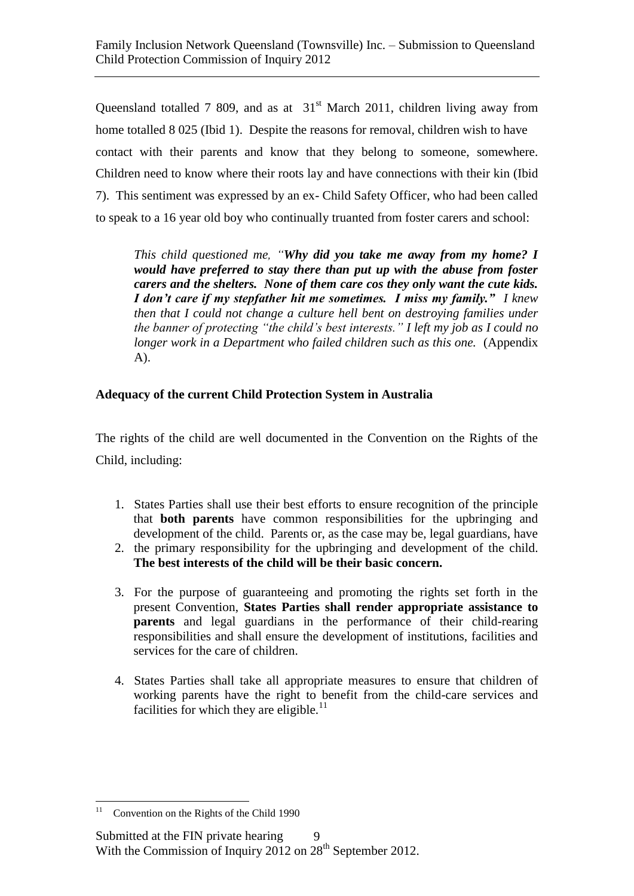Queensland totalled 7 809, and as at 31st March 2011, children living away from home totalled 8 025 (Ibid 1). Despite the reasons for removal, children wish to have contact with their parents and know that they belong to someone, somewhere. Children need to know where their roots lay and have connections with their kin (Ibid 7). This sentiment was expressed by an ex- Child Safety Officer, who had been called to speak to a 16 year old boy who continually truanted from foster carers and school:

> *This child questioned me, "**Why did you take me away from my home? I would have preferred to stay there than put up with the abuse from foster carers and the shelters. None of them care cos they only want the cute kids. I don't care if my stepfather hit me sometimes. I miss my family.**" I knew then that I could not change a culture hell bent on destroying families under the banner of protecting "the child's best interests." I left my job as I could no longer work in a Department who failed children such as this one.* (Appendix A).

**Adequacy of the current Child Protection System in Australia**

The rights of the child are well documented in the Convention on the Rights of the Child, including:

1. States Parties shall use their best efforts to ensure recognition of the principle that **both parents** have common responsibilities for the upbringing and development of the child. Parents or, as the case may be, legal guardians, have
2. the primary responsibility for the upbringing and development of the child. **The best interests of the child will be their basic concern.**
3. For the purpose of guaranteeing and promoting the rights set forth in the present Convention, **States Parties shall render appropriate assistance to parents** and legal guardians in the performance of their child-rearing responsibilities and shall ensure the development of institutions, facilities and services for the care of children.
4. States Parties shall take all appropriate measures to ensure that children of working parents have the right to benefit from the child-care services and facilities for which they are eligible.[11]

[11] Convention on the Rights of the Child 1990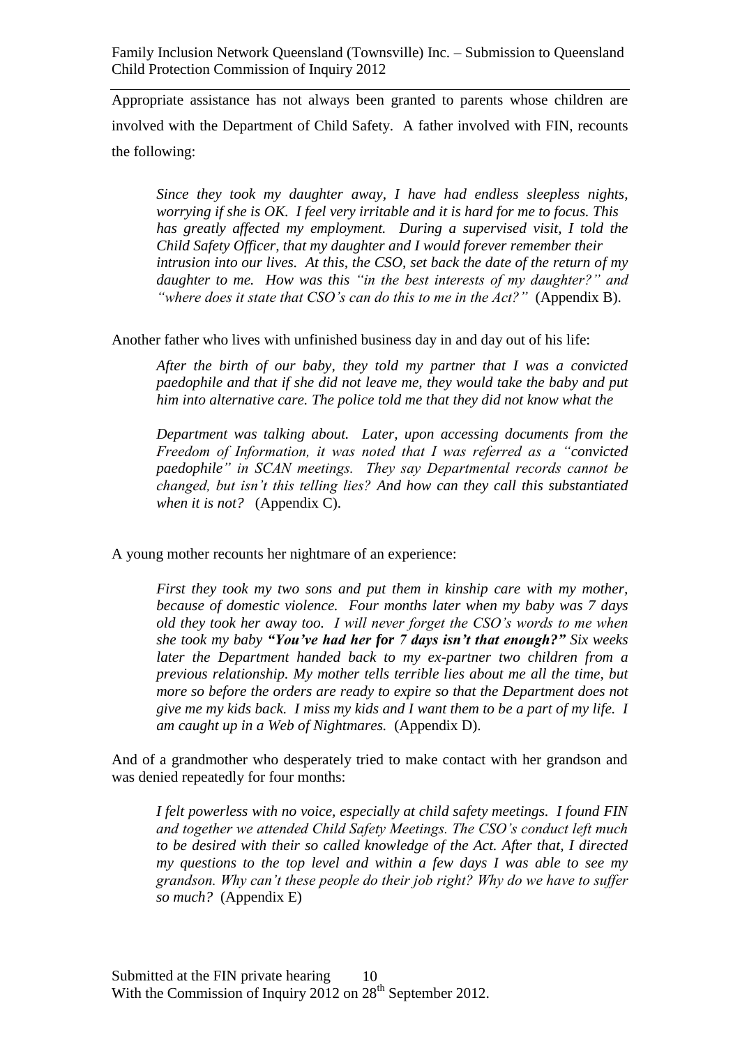Appropriate assistance has not always been granted to parents whose children are involved with the Department of Child Safety. A father involved with FIN, recounts the following:

> *Since they took my daughter away, I have had endless sleepless nights, worrying if she is OK. I feel very irritable and it is hard for me to focus. This has greatly affected my employment. During a supervised visit, I told the Child Safety Officer, that my daughter and I would forever remember their intrusion into our lives. At this, the CSO, set back the date of the return of my daughter to me. How was this "in the best interests of my daughter?" and "where does it state that CSO's can do this to me in the Act?"* (Appendix B).

Another father who lives with unfinished business day in and day out of his life:

> *After the birth of our baby, they told my partner that I was a convicted paedophile and that if she did not leave me, they would take the baby and put him into alternative care. The police told me that they did not know what the Department was talking about. Later, upon accessing documents from the Freedom of Information, it was noted that I was referred as a "convicted paedophile" in SCAN meetings. They say Departmental records cannot be changed, but isn't this telling lies? And how can they call this substantiated when it is not?* (Appendix C).

A young mother recounts her nightmare of an experience:

> *First they took my two sons and put them in kinship care with my mother, because of domestic violence. Four months later when my baby was 7 days old they took her away too. I will never forget the CSO's words to me when she took my baby* ***"You've had her for 7 days isn't that enough?"*** *Six weeks later the Department handed back to my ex-partner two children from a previous relationship. My mother tells terrible lies about me all the time, but more so before the orders are ready to expire so that the Department does not give me my kids back. I miss my kids and I want them to be a part of my life. I am caught up in a Web of Nightmares.* (Appendix D).

And of a grandmother who desperately tried to make contact with her grandson and was denied repeatedly for four months:

> *I felt powerless with no voice, especially at child safety meetings. I found FIN and together we attended Child Safety Meetings. The CSO's conduct left much to be desired with their so called knowledge of the Act. After that, I directed my questions to the top level and within a few days I was able to see my grandson. Why can't these people do their job right? Why do we have to suffer so much?* (Appendix E)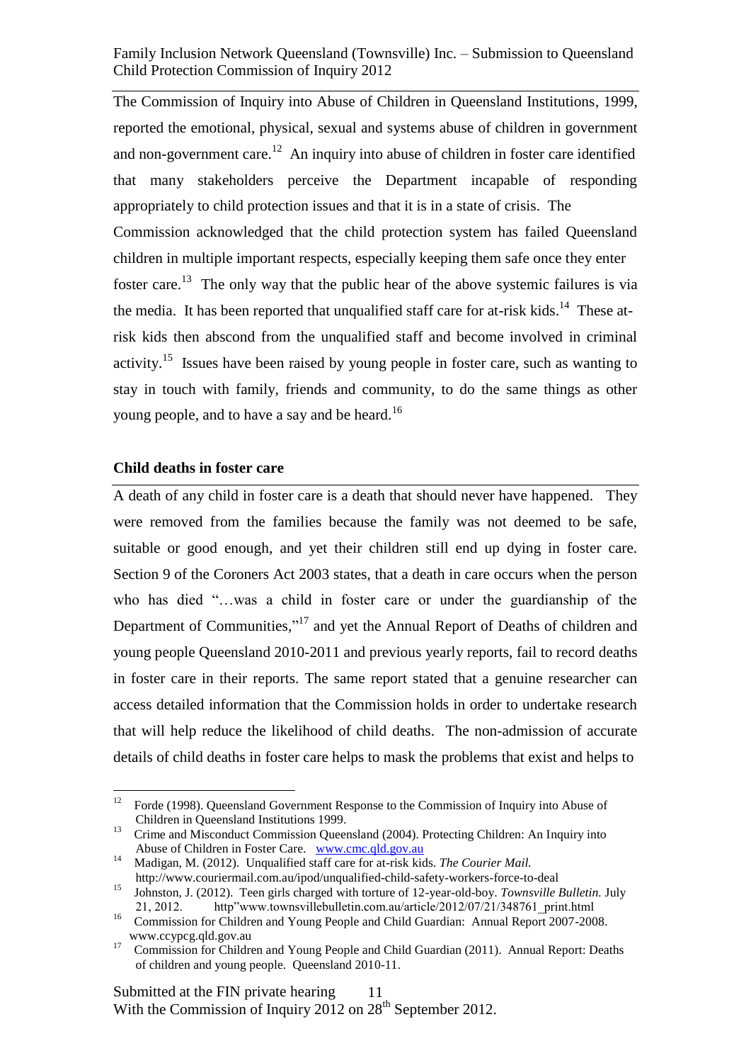The Commission of Inquiry into Abuse of Children in Queensland Institutions, 1999, reported the emotional, physical, sexual and systems abuse of children in government and non-government care.[12] An inquiry into abuse of children in foster care identified that many stakeholders perceive the Department incapable of responding appropriately to child protection issues and that it is in a state of crisis. The Commission acknowledged that the child protection system has failed Queensland children in multiple important respects, especially keeping them safe once they enter foster care.[13] The only way that the public hear of the above systemic failures is via the media. It has been reported that unqualified staff care for at-risk kids.[14] These at-risk kids then abscond from the unqualified staff and become involved in criminal activity.[15] Issues have been raised by young people in foster care, such as wanting to stay in touch with family, friends and community, to do the same things as other young people, and to have a say and be heard.[16]

**Child deaths in foster care**

A death of any child in foster care is a death that should never have happened. They were removed from the families because the family was not deemed to be safe, suitable or good enough, and yet their children still end up dying in foster care. Section 9 of the Coroners Act 2003 states, that a death in care occurs when the person who has died "…was a child in foster care or under the guardianship of the Department of Communities,"[17] and yet the Annual Report of Deaths of children and young people Queensland 2010-2011 and previous yearly reports, fail to record deaths in foster care in their reports. The same report stated that a genuine researcher can access detailed information that the Commission holds in order to undertake research that will help reduce the likelihood of child deaths. The non-admission of accurate details of child deaths in foster care helps to mask the problems that exist and helps to

---

[12] Forde (1998). Queensland Government Response to the Commission of Inquiry into Abuse of Children in Queensland Institutions 1999.

[13] Crime and Misconduct Commission Queensland (2004). Protecting Children: An Inquiry into Abuse of Children in Foster Care. www.cmc.qld.gov.au

[14] Madigan, M. (2012). Unqualified staff care for at-risk kids. *The Courier Mail.* http://www.couriermail.com.au/ipod/unqualified-child-safety-workers-force-to-deal

[15] Johnston, J. (2012). Teen girls charged with torture of 12-year-old-boy. *Townsville Bulletin.* July 21, 2012. http"www.townsvillebulletin.com.au/article/2012/07/21/348761_print.html

[16] Commission for Children and Young People and Child Guardian: Annual Report 2007-2008. www.ccypcg.qld.gov.au

[17] Commission for Children and Young People and Child Guardian (2011). Annual Report: Deaths of children and young people. Queensland 2010-11.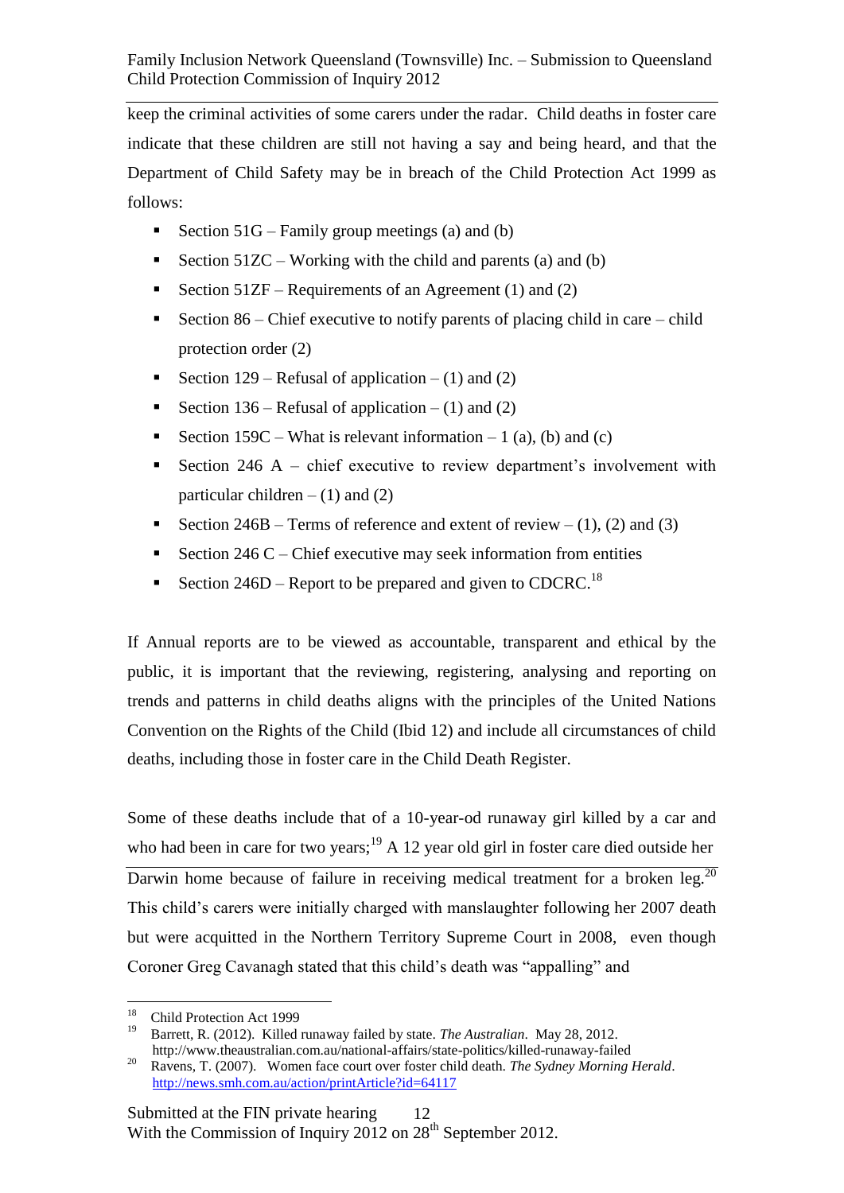keep the criminal activities of some carers under the radar. Child deaths in foster care indicate that these children are still not having a say and being heard, and that the Department of Child Safety may be in breach of the Child Protection Act 1999 as follows:

- Section 51G – Family group meetings (a) and (b)
- Section 51ZC – Working with the child and parents (a) and (b)
- Section 51ZF – Requirements of an Agreement (1) and (2)
- Section 86 – Chief executive to notify parents of placing child in care – child protection order (2)
- Section 129 – Refusal of application – (1) and (2)
- Section 136 – Refusal of application – (1) and (2)
- Section 159C – What is relevant information – 1 (a), (b) and (c)
- Section 246 A – chief executive to review department's involvement with particular children – (1) and (2)
- Section 246B – Terms of reference and extent of review – (1), (2) and (3)
- Section 246 C – Chief executive may seek information from entities
- Section 246D – Report to be prepared and given to CDCRC.[18]

If Annual reports are to be viewed as accountable, transparent and ethical by the public, it is important that the reviewing, registering, analysing and reporting on trends and patterns in child deaths aligns with the principles of the United Nations Convention on the Rights of the Child (Ibid 12) and include all circumstances of child deaths, including those in foster care in the Child Death Register.

Some of these deaths include that of a 10-year-od runaway girl killed by a car and who had been in care for two years;[19] A 12 year old girl in foster care died outside her Darwin home because of failure in receiving medical treatment for a broken leg.[20] This child's carers were initially charged with manslaughter following her 2007 death but were acquitted in the Northern Territory Supreme Court in 2008, even though Coroner Greg Cavanagh stated that this child's death was "appalling" and

[18] Child Protection Act 1999

[19] Barrett, R. (2012). Killed runaway failed by state. *The Australian*. May 28, 2012. http://www.theaustralian.com.au/national-affairs/state-politics/killed-runaway-failed

[20] Ravens, T. (2007). Women face court over foster child death. *The Sydney Morning Herald*. http://news.smh.com.au/action/printArticle?id=64117

Submitted at the FIN private hearing With the Commission of Inquiry 2012 on 28th September 2012.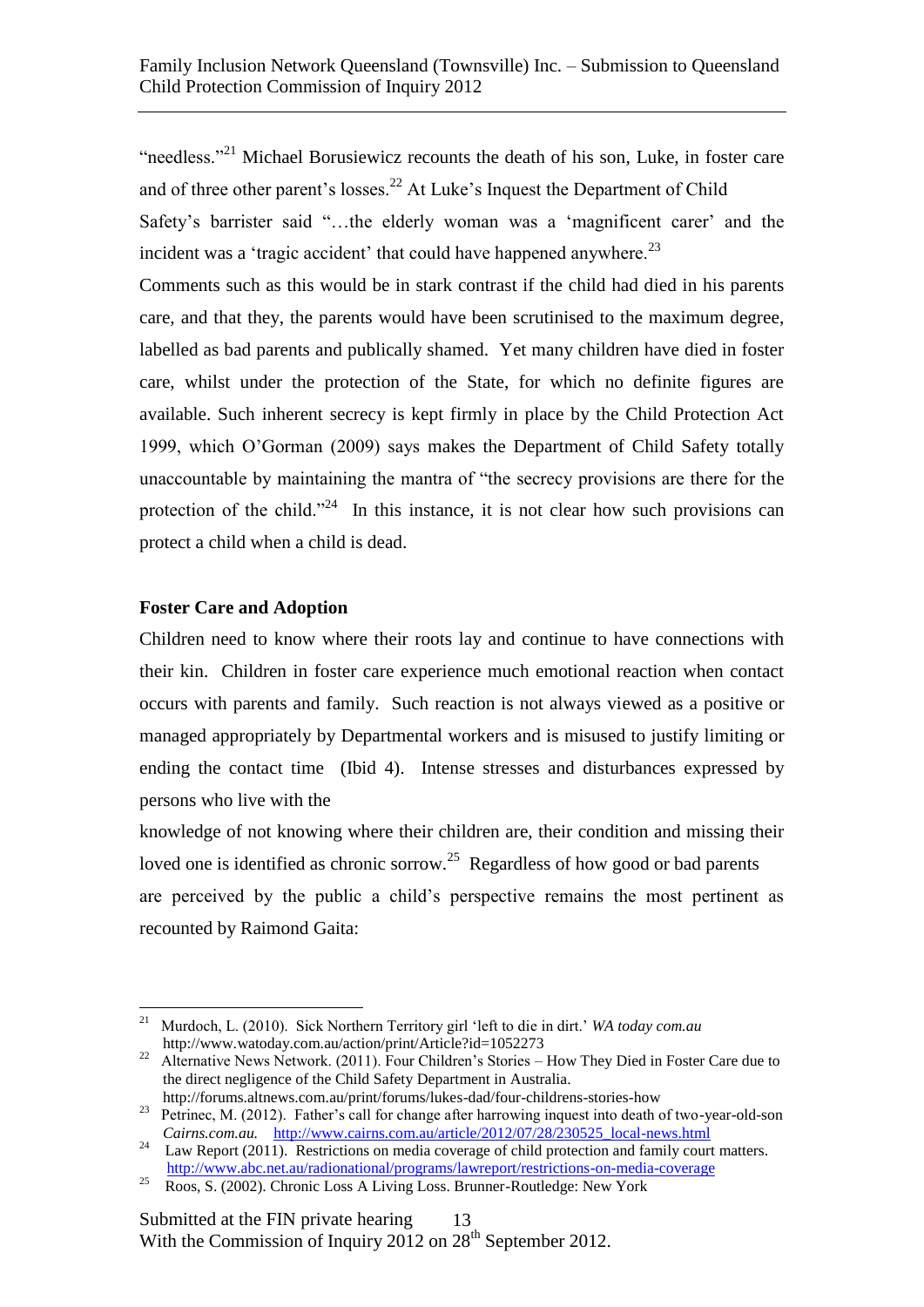"needless."[21] Michael Borusiewicz recounts the death of his son, Luke, in foster care and of three other parent's losses.[22] At Luke's Inquest the Department of Child Safety's barrister said "…the elderly woman was a 'magnificent carer' and the incident was a 'tragic accident' that could have happened anywhere.[23]

Comments such as this would be in stark contrast if the child had died in his parents care, and that they, the parents would have been scrutinised to the maximum degree, labelled as bad parents and publically shamed. Yet many children have died in foster care, whilst under the protection of the State, for which no definite figures are available. Such inherent secrecy is kept firmly in place by the Child Protection Act 1999, which O'Gorman (2009) says makes the Department of Child Safety totally unaccountable by maintaining the mantra of "the secrecy provisions are there for the protection of the child."[24] In this instance, it is not clear how such provisions can protect a child when a child is dead.

**Foster Care and Adoption**

Children need to know where their roots lay and continue to have connections with their kin. Children in foster care experience much emotional reaction when contact occurs with parents and family. Such reaction is not always viewed as a positive or managed appropriately by Departmental workers and is misused to justify limiting or ending the contact time (Ibid 4). Intense stresses and disturbances expressed by persons who live with the knowledge of not knowing where their children are, their condition and missing their loved one is identified as chronic sorrow.[25] Regardless of how good or bad parents are perceived by the public a child's perspective remains the most pertinent as recounted by Raimond Gaita:

---

[21] Murdoch, L. (2010). Sick Northern Territory girl 'left to die in dirt.' *WA today com.au* http://www.watoday.com.au/action/print/Article?id=1052273

[22] Alternative News Network. (2011). Four Children's Stories – How They Died in Foster Care due to the direct negligence of the Child Safety Department in Australia. http://forums.altnews.com.au/print/forums/lukes-dad/four-childrens-stories-how

[23] Petrinec, M. (2012). Father's call for change after harrowing inquest into death of two-year-old-son *Cairns.com.au.* http://www.cairns.com.au/article/2012/07/28/230525_local-news.html

[24] Law Report (2011). Restrictions on media coverage of child protection and family court matters. http://www.abc.net.au/radionational/programs/lawreport/restrictions-on-media-coverage

[25] Roos, S. (2002). Chronic Loss A Living Loss. Brunner-Routledge: New York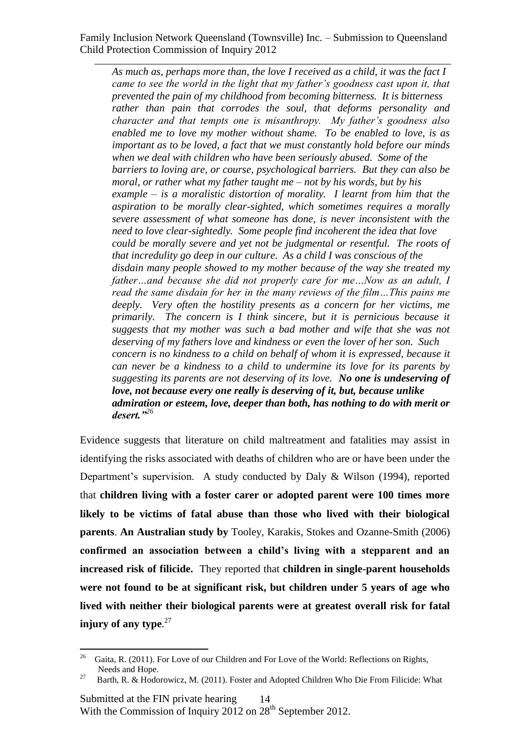*As much as, perhaps more than, the love I received as a child, it was the fact I came to see the world in the light that my father's goodness cast upon it, that prevented the pain of my childhood from becoming bitterness. It is bitterness rather than pain that corrodes the soul, that deforms personality and character and that tempts one is misanthropy. My father's goodness also enabled me to love my mother without shame. To be enabled to love, is as important as to be loved, a fact that we must constantly hold before our minds when we deal with children who have been seriously abused. Some of the barriers to loving are, or course, psychological barriers. But they can also be moral, or rather what my father taught me – not by his words, but by his example – is a moralistic distortion of morality. I learnt from him that the aspiration to be morally clear-sighted, which sometimes requires a morally severe assessment of what someone has done, is never inconsistent with the need to love clear-sightedly. Some people find incoherent the idea that love could be morally severe and yet not be judgmental or resentful. The roots of that incredulity go deep in our culture. As a child I was conscious of the disdain many people showed to my mother because of the way she treated my father…and because she did not properly care for me…Now as an adult, I read the same disdain for her in the many reviews of the film…This pains me deeply. Very often the hostility presents as a concern for her victims, me primarily. The concern is I think sincere, but it is pernicious because it suggests that my mother was such a bad mother and wife that she was not deserving of my fathers love and kindness or even the lover of her son. Such concern is no kindness to a child on behalf of whom it is expressed, because it can never be a kindness to a child to undermine its love for its parents by suggesting its parents are not deserving of its love.* ***No one is undeserving of love, not because every one really is deserving of it, but, because unlike admiration or esteem, love, deeper than both, has nothing to do with merit or desert."***[26]

Evidence suggests that literature on child maltreatment and fatalities may assist in identifying the risks associated with deaths of children who are or have been under the Department's supervision. A study conducted by Daly & Wilson (1994), reported that **children living with a foster carer or adopted parent were 100 times more likely to be victims of fatal abuse than those who lived with their biological parents**. **An Australian study by** Tooley, Karakis, Stokes and Ozanne-Smith (2006) **confirmed an association between a child's living with a stepparent and an increased risk of filicide.** They reported that **children in single-parent households were not found to be at significant risk, but children under 5 years of age who lived with neither their biological parents were at greatest overall risk for fatal injury of any type**.[27]

---

[26] Gaita, R. (2011). For Love of our Children and For Love of the World: Reflections on Rights, Needs and Hope.

[27] Barth, R. & Hodorowicz, M. (2011). Foster and Adopted Children Who Die From Filicide: What

Submitted at the FIN private hearing With the Commission of Inquiry 2012 on 28th September 2012.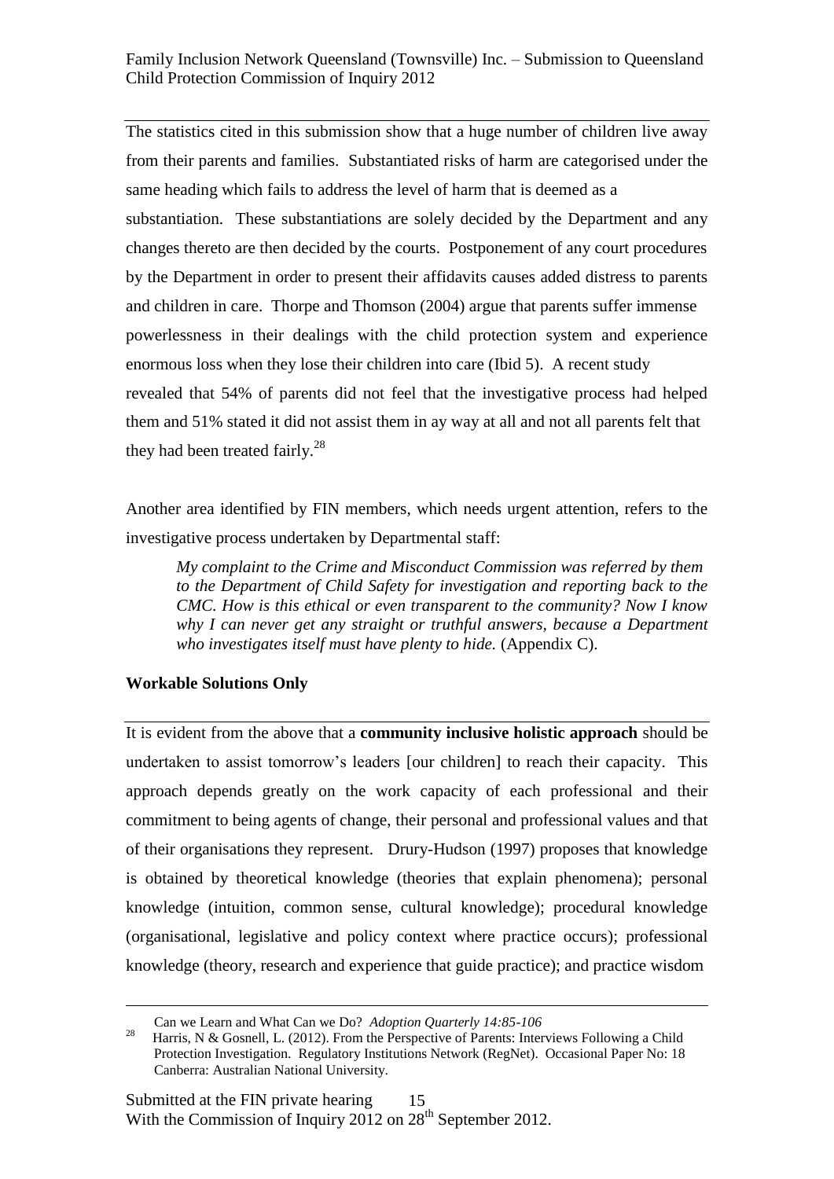The statistics cited in this submission show that a huge number of children live away from their parents and families. Substantiated risks of harm are categorised under the same heading which fails to address the level of harm that is deemed as a substantiation. These substantiations are solely decided by the Department and any changes thereto are then decided by the courts. Postponement of any court procedures by the Department in order to present their affidavits causes added distress to parents and children in care. Thorpe and Thomson (2004) argue that parents suffer immense powerlessness in their dealings with the child protection system and experience enormous loss when they lose their children into care (Ibid 5). A recent study revealed that 54% of parents did not feel that the investigative process had helped them and 51% stated it did not assist them in ay way at all and not all parents felt that they had been treated fairly.[28]

Another area identified by FIN members, which needs urgent attention, refers to the investigative process undertaken by Departmental staff:

> *My complaint to the Crime and Misconduct Commission was referred by them to the Department of Child Safety for investigation and reporting back to the CMC. How is this ethical or even transparent to the community? Now I know why I can never get any straight or truthful answers, because a Department who investigates itself must have plenty to hide.* (Appendix C).

**Workable Solutions Only**

It is evident from the above that a **community inclusive holistic approach** should be undertaken to assist tomorrow's leaders [our children] to reach their capacity. This approach depends greatly on the work capacity of each professional and their commitment to being agents of change, their personal and professional values and that of their organisations they represent. Drury-Hudson (1997) proposes that knowledge is obtained by theoretical knowledge (theories that explain phenomena); personal knowledge (intuition, common sense, cultural knowledge); procedural knowledge (organisational, legislative and policy context where practice occurs); professional knowledge (theory, research and experience that guide practice); and practice wisdom

---

Can we Learn and What Can we Do? *Adoption Quarterly 14:85-106*

[28] Harris, N & Gosnell, L. (2012). From the Perspective of Parents: Interviews Following a Child Protection Investigation. Regulatory Institutions Network (RegNet). Occasional Paper No: 18 Canberra: Australian National University.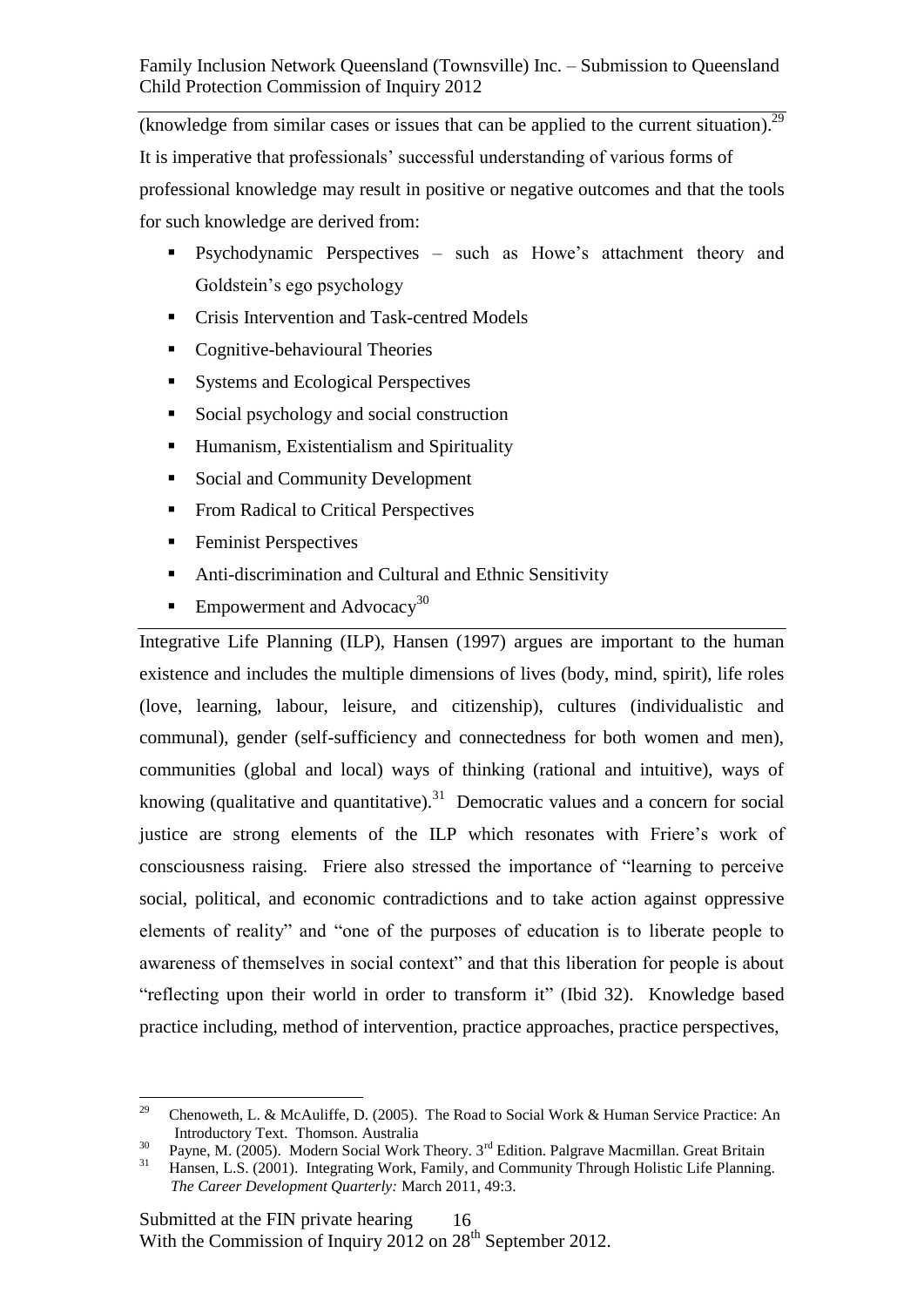(knowledge from similar cases or issues that can be applied to the current situation).[29] It is imperative that professionals' successful understanding of various forms of professional knowledge may result in positive or negative outcomes and that the tools for such knowledge are derived from:

- Psychodynamic Perspectives – such as Howe's attachment theory and Goldstein's ego psychology
- Crisis Intervention and Task-centred Models
- Cognitive-behavioural Theories
- Systems and Ecological Perspectives
- Social psychology and social construction
- Humanism, Existentialism and Spirituality
- Social and Community Development
- From Radical to Critical Perspectives
- Feminist Perspectives
- Anti-discrimination and Cultural and Ethnic Sensitivity
- Empowerment and Advocacy[30]

---

Integrative Life Planning (ILP), Hansen (1997) argues are important to the human existence and includes the multiple dimensions of lives (body, mind, spirit), life roles (love, learning, labour, leisure, and citizenship), cultures (individualistic and communal), gender (self-sufficiency and connectedness for both women and men), communities (global and local) ways of thinking (rational and intuitive), ways of knowing (qualitative and quantitative).[31] Democratic values and a concern for social justice are strong elements of the ILP which resonates with Friere's work of consciousness raising. Friere also stressed the importance of "learning to perceive social, political, and economic contradictions and to take action against oppressive elements of reality" and "one of the purposes of education is to liberate people to awareness of themselves in social context" and that this liberation for people is about "reflecting upon their world in order to transform it" (Ibid 32). Knowledge based practice including, method of intervention, practice approaches, practice perspectives,

---

[29] Chenoweth, L. & McAuliffe, D. (2005). The Road to Social Work & Human Service Practice: An Introductory Text. Thomson. Australia

[30] Payne, M. (2005). Modern Social Work Theory. 3rd Edition. Palgrave Macmillan. Great Britain

[31] Hansen, L.S. (2001). Integrating Work, Family, and Community Through Holistic Life Planning. *The Career Development Quarterly:* March 2011, 49:3.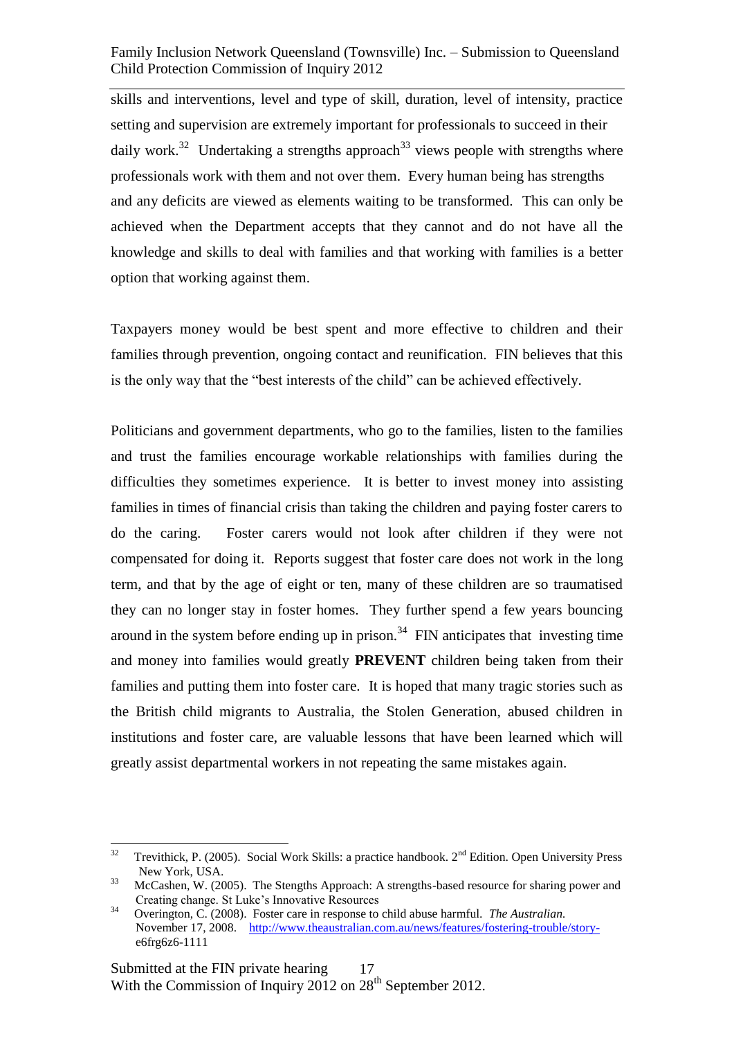skills and interventions, level and type of skill, duration, level of intensity, practice setting and supervision are extremely important for professionals to succeed in their daily work.[32] Undertaking a strengths approach[33] views people with strengths where professionals work with them and not over them. Every human being has strengths and any deficits are viewed as elements waiting to be transformed. This can only be achieved when the Department accepts that they cannot and do not have all the knowledge and skills to deal with families and that working with families is a better option that working against them.

Taxpayers money would be best spent and more effective to children and their families through prevention, ongoing contact and reunification. FIN believes that this is the only way that the "best interests of the child" can be achieved effectively.

Politicians and government departments, who go to the families, listen to the families and trust the families encourage workable relationships with families during the difficulties they sometimes experience. It is better to invest money into assisting families in times of financial crisis than taking the children and paying foster carers to do the caring. Foster carers would not look after children if they were not compensated for doing it. Reports suggest that foster care does not work in the long term, and that by the age of eight or ten, many of these children are so traumatised they can no longer stay in foster homes. They further spend a few years bouncing around in the system before ending up in prison.[34] FIN anticipates that investing time and money into families would greatly **PREVENT** children being taken from their families and putting them into foster care. It is hoped that many tragic stories such as the British child migrants to Australia, the Stolen Generation, abused children in institutions and foster care, are valuable lessons that have been learned which will greatly assist departmental workers in not repeating the same mistakes again.

---

[32] Trevithick, P. (2005). Social Work Skills: a practice handbook. 2nd Edition. Open University Press New York, USA.

[33] McCashen, W. (2005). The Stengths Approach: A strengths-based resource for sharing power and Creating change. St Luke's Innovative Resources

[34] Overington, C. (2008). Foster care in response to child abuse harmful. *The Australian.* November 17, 2008. http://www.theaustralian.com.au/news/features/fostering-trouble/story-e6frg6z6-1111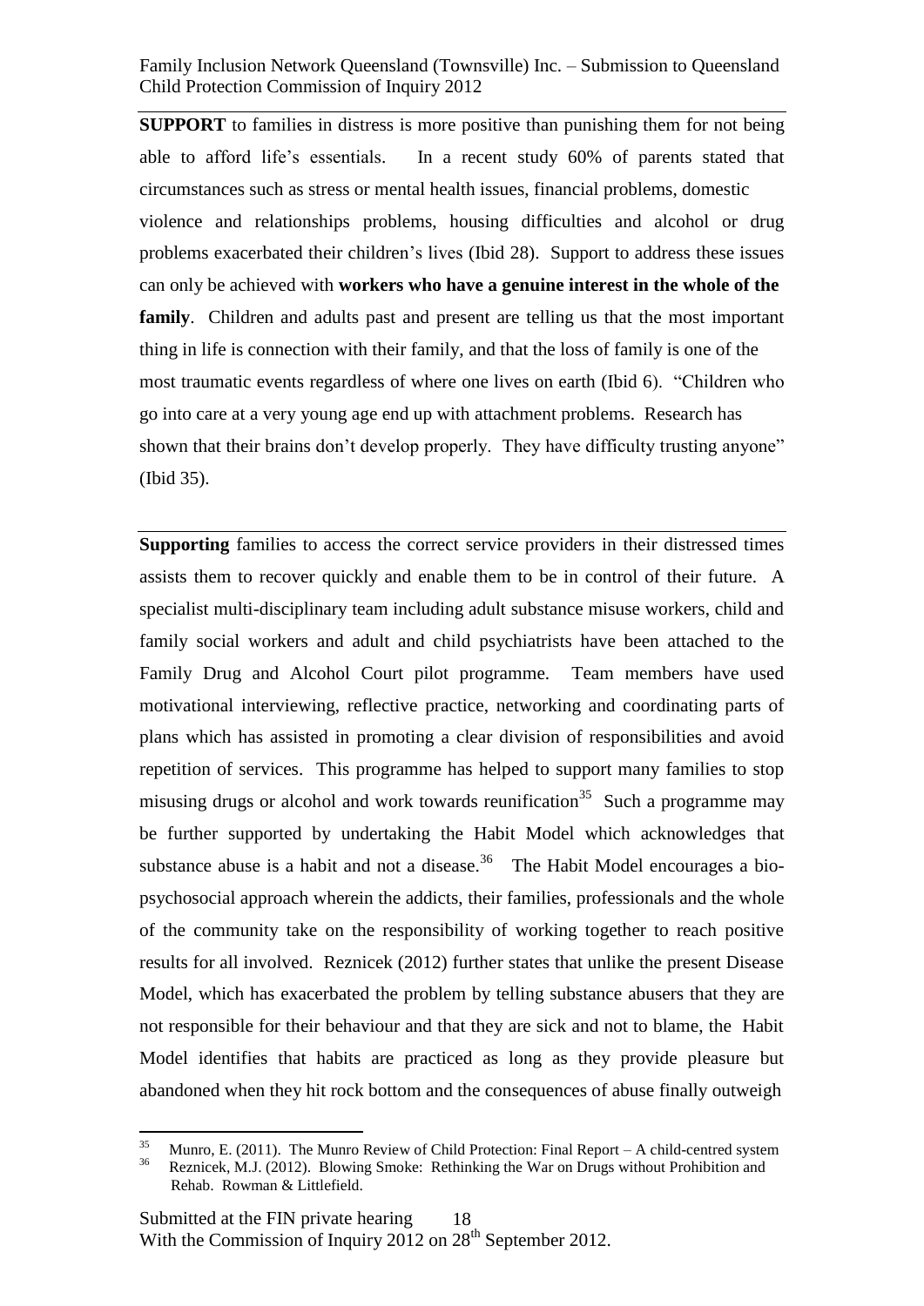**SUPPORT** to families in distress is more positive than punishing them for not being able to afford life's essentials. In a recent study 60% of parents stated that circumstances such as stress or mental health issues, financial problems, domestic violence and relationships problems, housing difficulties and alcohol or drug problems exacerbated their children's lives (Ibid 28). Support to address these issues can only be achieved with **workers who have a genuine interest in the whole of the family**. Children and adults past and present are telling us that the most important thing in life is connection with their family, and that the loss of family is one of the most traumatic events regardless of where one lives on earth (Ibid 6). "Children who go into care at a very young age end up with attachment problems. Research has shown that their brains don't develop properly. They have difficulty trusting anyone" (Ibid 35).

**Supporting** families to access the correct service providers in their distressed times assists them to recover quickly and enable them to be in control of their future. A specialist multi-disciplinary team including adult substance misuse workers, child and family social workers and adult and child psychiatrists have been attached to the Family Drug and Alcohol Court pilot programme. Team members have used motivational interviewing, reflective practice, networking and coordinating parts of plans which has assisted in promoting a clear division of responsibilities and avoid repetition of services. This programme has helped to support many families to stop misusing drugs or alcohol and work towards reunification[35] Such a programme may be further supported by undertaking the Habit Model which acknowledges that substance abuse is a habit and not a disease.[36] The Habit Model encourages a bio-psychosocial approach wherein the addicts, their families, professionals and the whole of the community take on the responsibility of working together to reach positive results for all involved. Reznicek (2012) further states that unlike the present Disease Model, which has exacerbated the problem by telling substance abusers that they are not responsible for their behaviour and that they are sick and not to blame, the Habit Model identifies that habits are practiced as long as they provide pleasure but abandoned when they hit rock bottom and the consequences of abuse finally outweigh

---

[35] Munro, E. (2011). The Munro Review of Child Protection: Final Report – A child-centred system

[36] Reznicek, M.J. (2012). Blowing Smoke: Rethinking the War on Drugs without Prohibition and Rehab. Rowman & Littlefield.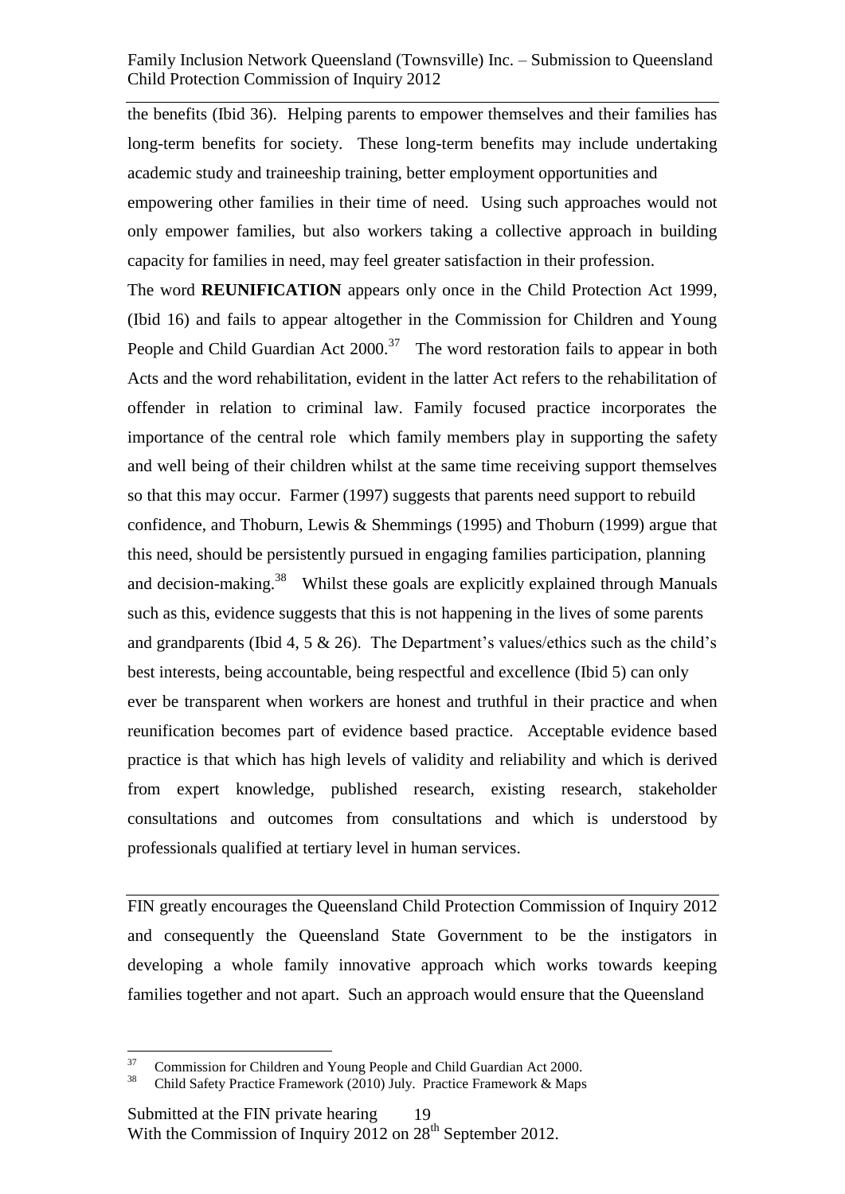the benefits (Ibid 36). Helping parents to empower themselves and their families has long-term benefits for society. These long-term benefits may include undertaking academic study and traineeship training, better employment opportunities and empowering other families in their time of need. Using such approaches would not only empower families, but also workers taking a collective approach in building capacity for families in need, may feel greater satisfaction in their profession.

The word **REUNIFICATION** appears only once in the Child Protection Act 1999, (Ibid 16) and fails to appear altogether in the Commission for Children and Young People and Child Guardian Act 2000.[37] The word restoration fails to appear in both Acts and the word rehabilitation, evident in the latter Act refers to the rehabilitation of offender in relation to criminal law. Family focused practice incorporates the importance of the central role which family members play in supporting the safety and well being of their children whilst at the same time receiving support themselves so that this may occur. Farmer (1997) suggests that parents need support to rebuild confidence, and Thoburn, Lewis & Shemmings (1995) and Thoburn (1999) argue that this need, should be persistently pursued in engaging families participation, planning and decision-making.[38] Whilst these goals are explicitly explained through Manuals such as this, evidence suggests that this is not happening in the lives of some parents and grandparents (Ibid 4, 5 & 26). The Department's values/ethics such as the child's best interests, being accountable, being respectful and excellence (Ibid 5) can only ever be transparent when workers are honest and truthful in their practice and when reunification becomes part of evidence based practice. Acceptable evidence based practice is that which has high levels of validity and reliability and which is derived from expert knowledge, published research, existing research, stakeholder consultations and outcomes from consultations and which is understood by professionals qualified at tertiary level in human services.

---

FIN greatly encourages the Queensland Child Protection Commission of Inquiry 2012 and consequently the Queensland State Government to be the instigators in developing a whole family innovative approach which works towards keeping families together and not apart. Such an approach would ensure that the Queensland

[37] Commission for Children and Young People and Child Guardian Act 2000.

[38] Child Safety Practice Framework (2010) July. Practice Framework & Maps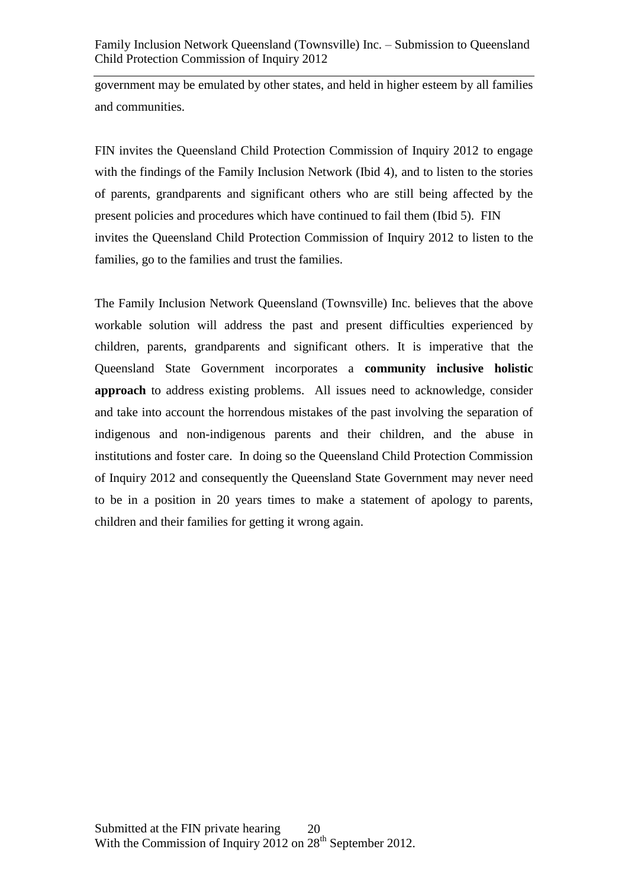government may be emulated by other states, and held in higher esteem by all families and communities.

FIN invites the Queensland Child Protection Commission of Inquiry 2012 to engage with the findings of the Family Inclusion Network (Ibid 4), and to listen to the stories of parents, grandparents and significant others who are still being affected by the present policies and procedures which have continued to fail them (Ibid 5). FIN invites the Queensland Child Protection Commission of Inquiry 2012 to listen to the families, go to the families and trust the families.

The Family Inclusion Network Queensland (Townsville) Inc. believes that the above workable solution will address the past and present difficulties experienced by children, parents, grandparents and significant others. It is imperative that the Queensland State Government incorporates a **community inclusive holistic approach** to address existing problems. All issues need to acknowledge, consider and take into account the horrendous mistakes of the past involving the separation of indigenous and non-indigenous parents and their children, and the abuse in institutions and foster care. In doing so the Queensland Child Protection Commission of Inquiry 2012 and consequently the Queensland State Government may never need to be in a position in 20 years times to make a statement of apology to parents, children and their families for getting it wrong again.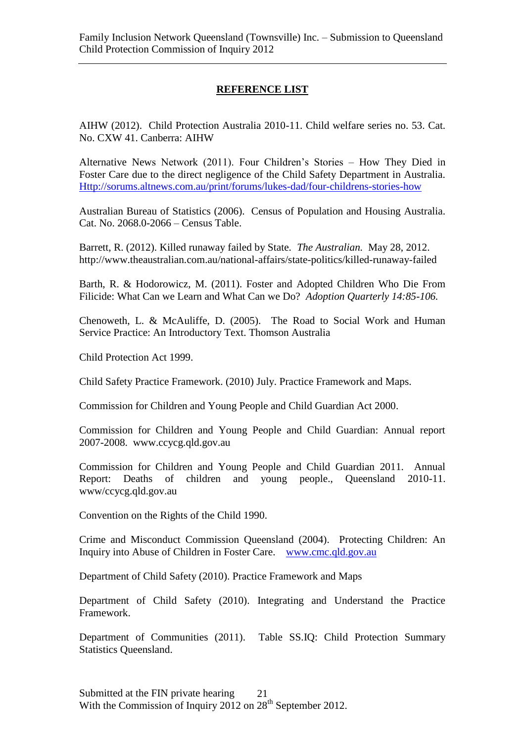## REFERENCE LIST

AIHW (2012). Child Protection Australia 2010-11. Child welfare series no. 53. Cat. No. CXW 41. Canberra: AIHW

Alternative News Network (2011). Four Children's Stories – How They Died in Foster Care due to the direct negligence of the Child Safety Department in Australia. [Http://sorums.altnews.com.au/print/forums/lukes-dad/four-childrens-stories-how](Http://sorums.altnews.com.au/print/forums/lukes-dad/four-childrens-stories-how)

Australian Bureau of Statistics (2006). Census of Population and Housing Australia. Cat. No. 2068.0-2066 – Census Table.

Barrett, R. (2012). Killed runaway failed by State. *The Australian.* May 28, 2012. http://www.theaustralian.com.au/national-affairs/state-politics/killed-runaway-failed

Barth, R. & Hodorowicz, M. (2011). Foster and Adopted Children Who Die From Filicide: What Can we Learn and What Can we Do? *Adoption Quarterly 14:85-106.*

Chenoweth, L. & McAuliffe, D. (2005). The Road to Social Work and Human Service Practice: An Introductory Text. Thomson Australia

Child Protection Act 1999.

Child Safety Practice Framework. (2010) July. Practice Framework and Maps.

Commission for Children and Young People and Child Guardian Act 2000.

Commission for Children and Young People and Child Guardian: Annual report 2007-2008. www.ccycg.qld.gov.au

Commission for Children and Young People and Child Guardian 2011. Annual Report: Deaths of children and young people., Queensland 2010-11. www/ccycg.qld.gov.au

Convention on the Rights of the Child 1990.

Crime and Misconduct Commission Queensland (2004). Protecting Children: An Inquiry into Abuse of Children in Foster Care. [www.cmc.qld.gov.au](www.cmc.qld.gov.au)

Department of Child Safety (2010). Practice Framework and Maps

Department of Child Safety (2010). Integrating and Understand the Practice Framework.

Department of Communities (2011). Table SS.IQ: Child Protection Summary Statistics Queensland.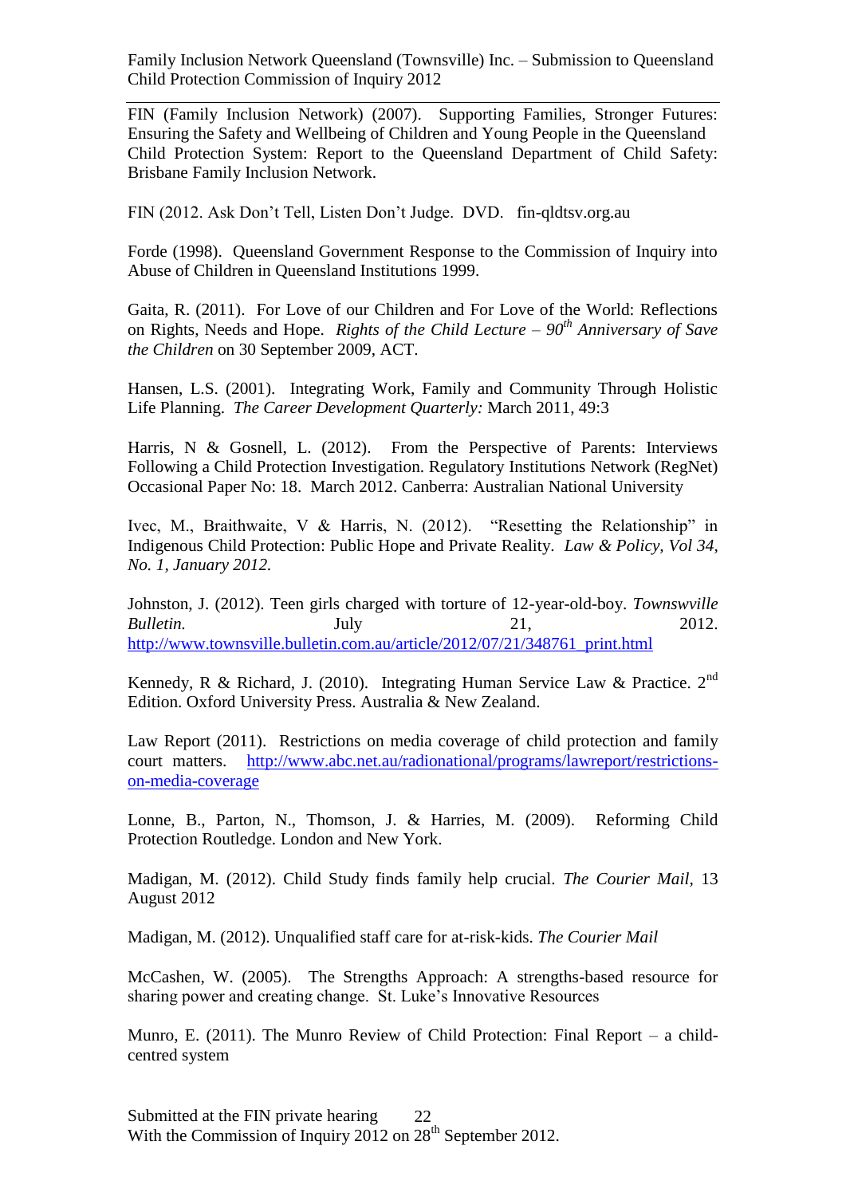FIN (Family Inclusion Network) (2007). Supporting Families, Stronger Futures: Ensuring the Safety and Wellbeing of Children and Young People in the Queensland Child Protection System: Report to the Queensland Department of Child Safety: Brisbane Family Inclusion Network.

FIN (2012. Ask Don't Tell, Listen Don't Judge. DVD. fin-qldtsv.org.au

Forde (1998). Queensland Government Response to the Commission of Inquiry into Abuse of Children in Queensland Institutions 1999.

Gaita, R. (2011). For Love of our Children and For Love of the World: Reflections on Rights, Needs and Hope. *Rights of the Child Lecture – 90th Anniversary of Save the Children* on 30 September 2009, ACT.

Hansen, L.S. (2001). Integrating Work, Family and Community Through Holistic Life Planning. *The Career Development Quarterly:* March 2011, 49:3

Harris, N & Gosnell, L. (2012). From the Perspective of Parents: Interviews Following a Child Protection Investigation. Regulatory Institutions Network (RegNet) Occasional Paper No: 18. March 2012. Canberra: Australian National University

Ivec, M., Braithwaite, V & Harris, N. (2012). "Resetting the Relationship" in Indigenous Child Protection: Public Hope and Private Reality. *Law & Policy, Vol 34, No. 1, January 2012.*

Johnston, J. (2012). Teen girls charged with torture of 12-year-old-boy. *Townswville Bulletin.* July 21, 2012. http://www.townsville.bulletin.com.au/article/2012/07/21/348761_print.html

Kennedy, R & Richard, J. (2010). Integrating Human Service Law & Practice. 2nd Edition. Oxford University Press. Australia & New Zealand.

Law Report (2011). Restrictions on media coverage of child protection and family court matters. http://www.abc.net.au/radionational/programs/lawreport/restrictions-on-media-coverage

Lonne, B., Parton, N., Thomson, J. & Harries, M. (2009). Reforming Child Protection Routledge. London and New York.

Madigan, M. (2012). Child Study finds family help crucial. *The Courier Mail*, 13 August 2012

Madigan, M. (2012). Unqualified staff care for at-risk-kids. *The Courier Mail*

McCashen, W. (2005). The Strengths Approach: A strengths-based resource for sharing power and creating change. St. Luke's Innovative Resources

Munro, E. (2011). The Munro Review of Child Protection: Final Report – a child-centred system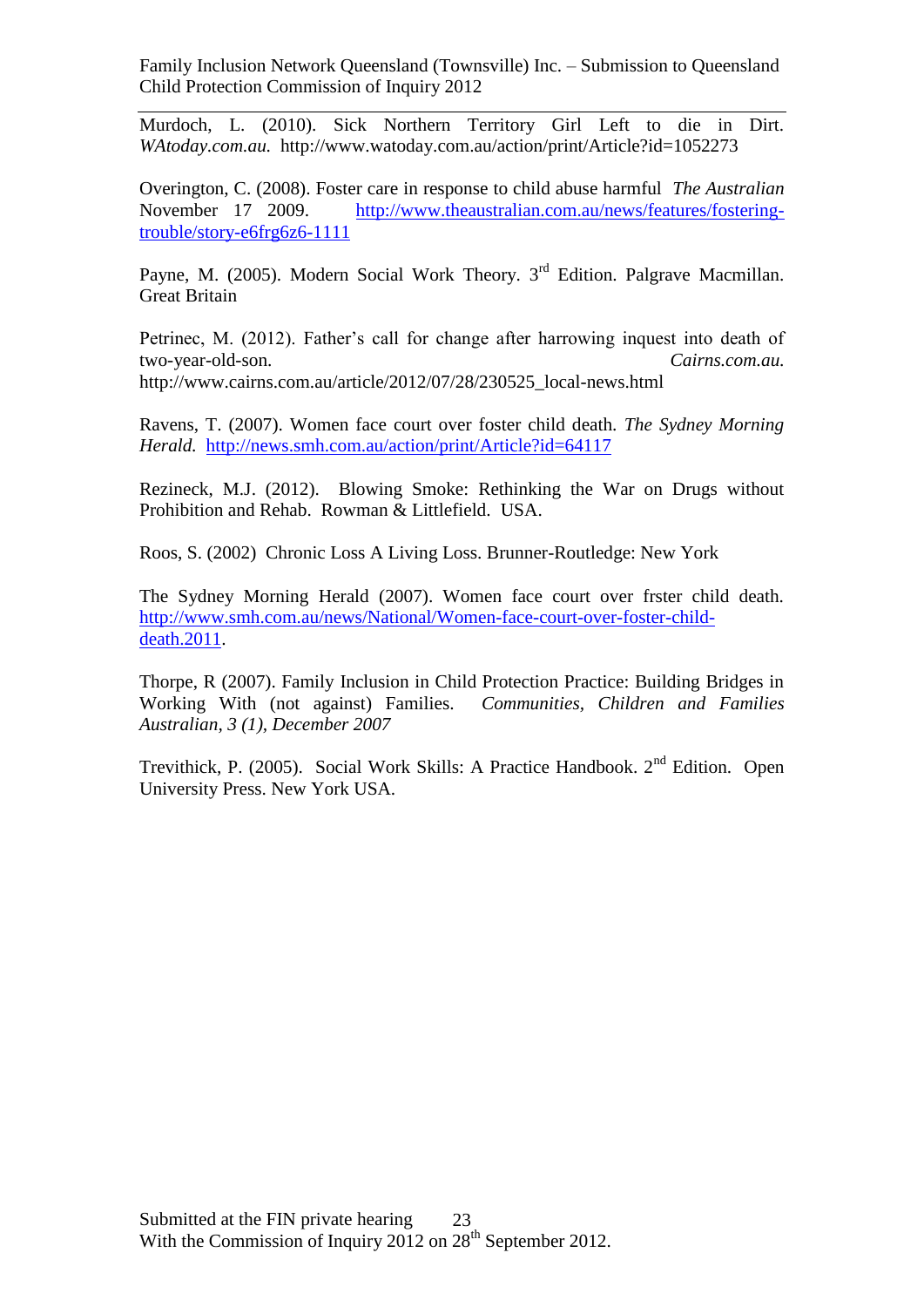Murdoch, L. (2010). Sick Northern Territory Girl Left to die in Dirt. *WAtoday.com.au.* http://www.watoday.com.au/action/print/Article?id=1052273

Overington, C. (2008). Foster care in response to child abuse harmful *The Australian* November 17 2009. http://www.theaustralian.com.au/news/features/fostering-trouble/story-e6frg6z6-1111

Payne, M. (2005). Modern Social Work Theory. 3rd Edition. Palgrave Macmillan. Great Britain

Petrinec, M. (2012). Father's call for change after harrowing inquest into death of two-year-old-son. *Cairns.com.au.* http://www.cairns.com.au/article/2012/07/28/230525_local-news.html

Ravens, T. (2007). Women face court over foster child death. *The Sydney Morning Herald.* http://news.smh.com.au/action/print/Article?id=64117

Rezineck, M.J. (2012). Blowing Smoke: Rethinking the War on Drugs without Prohibition and Rehab. Rowman & Littlefield. USA.

Roos, S. (2002) Chronic Loss A Living Loss. Brunner-Routledge: New York

The Sydney Morning Herald (2007). Women face court over frster child death. http://www.smh.com.au/news/National/Women-face-court-over-foster-child-death.2011.

Thorpe, R (2007). Family Inclusion in Child Protection Practice: Building Bridges in Working With (not against) Families. *Communities, Children and Families Australian, 3 (1), December 2007*

Trevithick, P. (2005). Social Work Skills: A Practice Handbook. 2nd Edition. Open University Press. New York USA.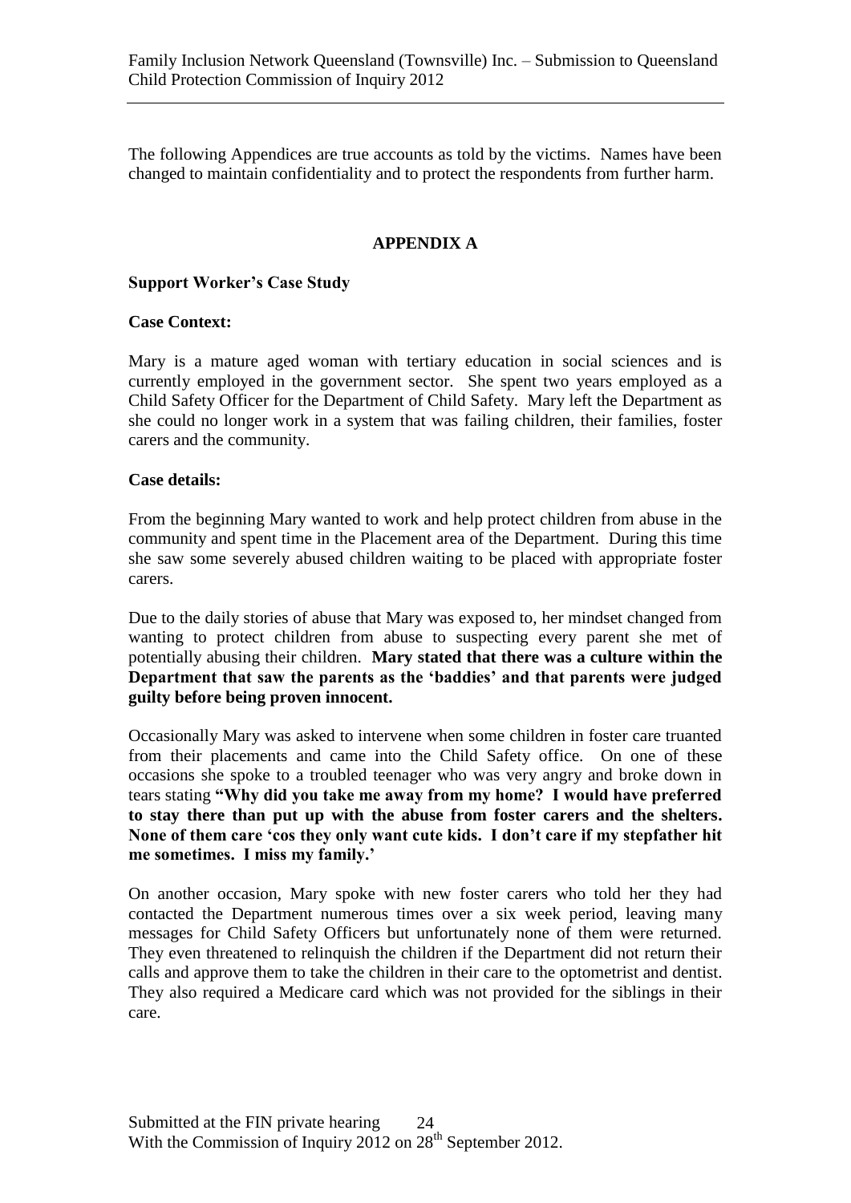The following Appendices are true accounts as told by the victims. Names have been changed to maintain confidentiality and to protect the respondents from further harm.

## APPENDIX A

**Support Worker's Case Study**

**Case Context:**

Mary is a mature aged woman with tertiary education in social sciences and is currently employed in the government sector. She spent two years employed as a Child Safety Officer for the Department of Child Safety. Mary left the Department as she could no longer work in a system that was failing children, their families, foster carers and the community.

**Case details:**

From the beginning Mary wanted to work and help protect children from abuse in the community and spent time in the Placement area of the Department. During this time she saw some severely abused children waiting to be placed with appropriate foster carers.

Due to the daily stories of abuse that Mary was exposed to, her mindset changed from wanting to protect children from abuse to suspecting every parent she met of potentially abusing their children. **Mary stated that there was a culture within the Department that saw the parents as the 'baddies' and that parents were judged guilty before being proven innocent.**

Occasionally Mary was asked to intervene when some children in foster care truanted from their placements and came into the Child Safety office. On one of these occasions she spoke to a troubled teenager who was very angry and broke down in tears stating **"Why did you take me away from my home? I would have preferred to stay there than put up with the abuse from foster carers and the shelters. None of them care 'cos they only want cute kids. I don't care if my stepfather hit me sometimes. I miss my family.'**

On another occasion, Mary spoke with new foster carers who told her they had contacted the Department numerous times over a six week period, leaving many messages for Child Safety Officers but unfortunately none of them were returned. They even threatened to relinquish the children if the Department did not return their calls and approve them to take the children in their care to the optometrist and dentist. They also required a Medicare card which was not provided for the siblings in their care.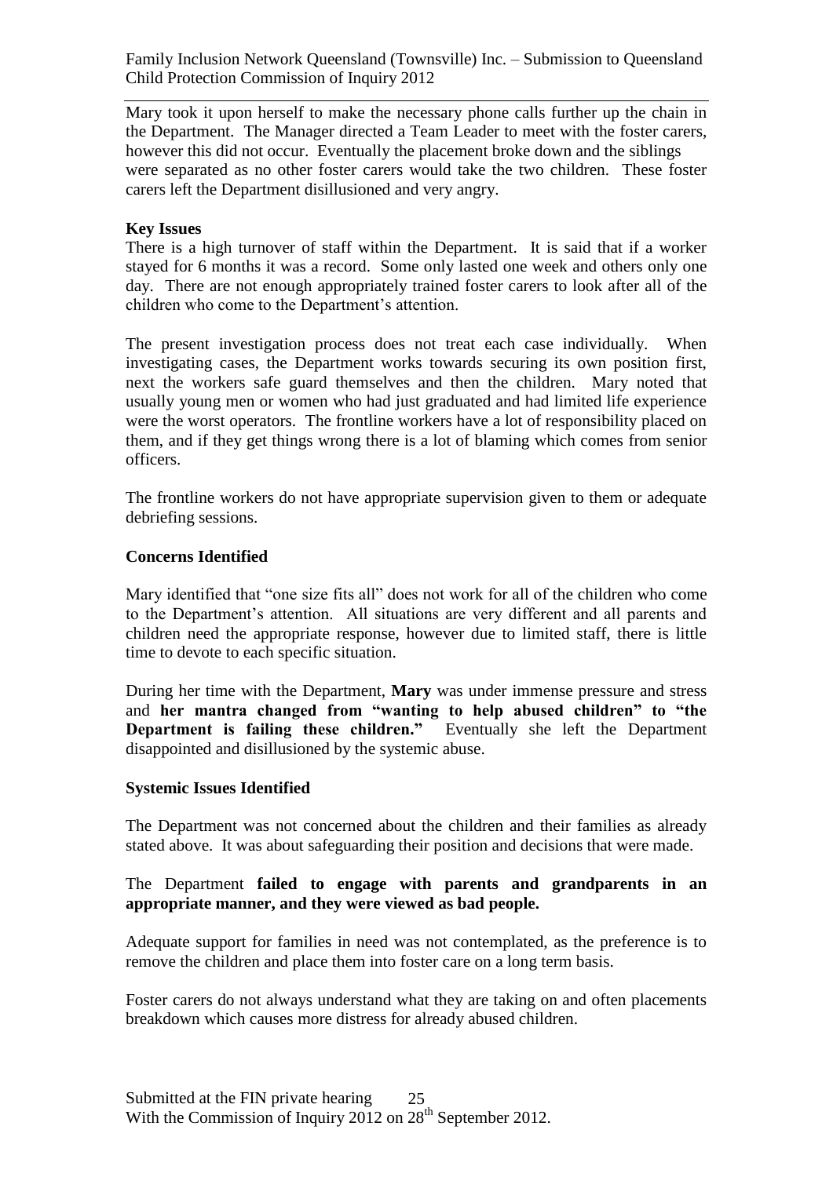Mary took it upon herself to make the necessary phone calls further up the chain in the Department. The Manager directed a Team Leader to meet with the foster carers, however this did not occur. Eventually the placement broke down and the siblings were separated as no other foster carers would take the two children. These foster carers left the Department disillusioned and very angry.

**Key Issues**

There is a high turnover of staff within the Department. It is said that if a worker stayed for 6 months it was a record. Some only lasted one week and others only one day. There are not enough appropriately trained foster carers to look after all of the children who come to the Department's attention.

The present investigation process does not treat each case individually. When investigating cases, the Department works towards securing its own position first, next the workers safe guard themselves and then the children. Mary noted that usually young men or women who had just graduated and had limited life experience were the worst operators. The frontline workers have a lot of responsibility placed on them, and if they get things wrong there is a lot of blaming which comes from senior officers.

The frontline workers do not have appropriate supervision given to them or adequate debriefing sessions.

**Concerns Identified**

Mary identified that "one size fits all" does not work for all of the children who come to the Department's attention. All situations are very different and all parents and children need the appropriate response, however due to limited staff, there is little time to devote to each specific situation.

During her time with the Department, **Mary** was under immense pressure and stress and **her mantra changed from "wanting to help abused children" to "the Department is failing these children."** Eventually she left the Department disappointed and disillusioned by the systemic abuse.

**Systemic Issues Identified**

The Department was not concerned about the children and their families as already stated above. It was about safeguarding their position and decisions that were made.

The Department **failed to engage with parents and grandparents in an appropriate manner, and they were viewed as bad people.**

Adequate support for families in need was not contemplated, as the preference is to remove the children and place them into foster care on a long term basis.

Foster carers do not always understand what they are taking on and often placements breakdown which causes more distress for already abused children.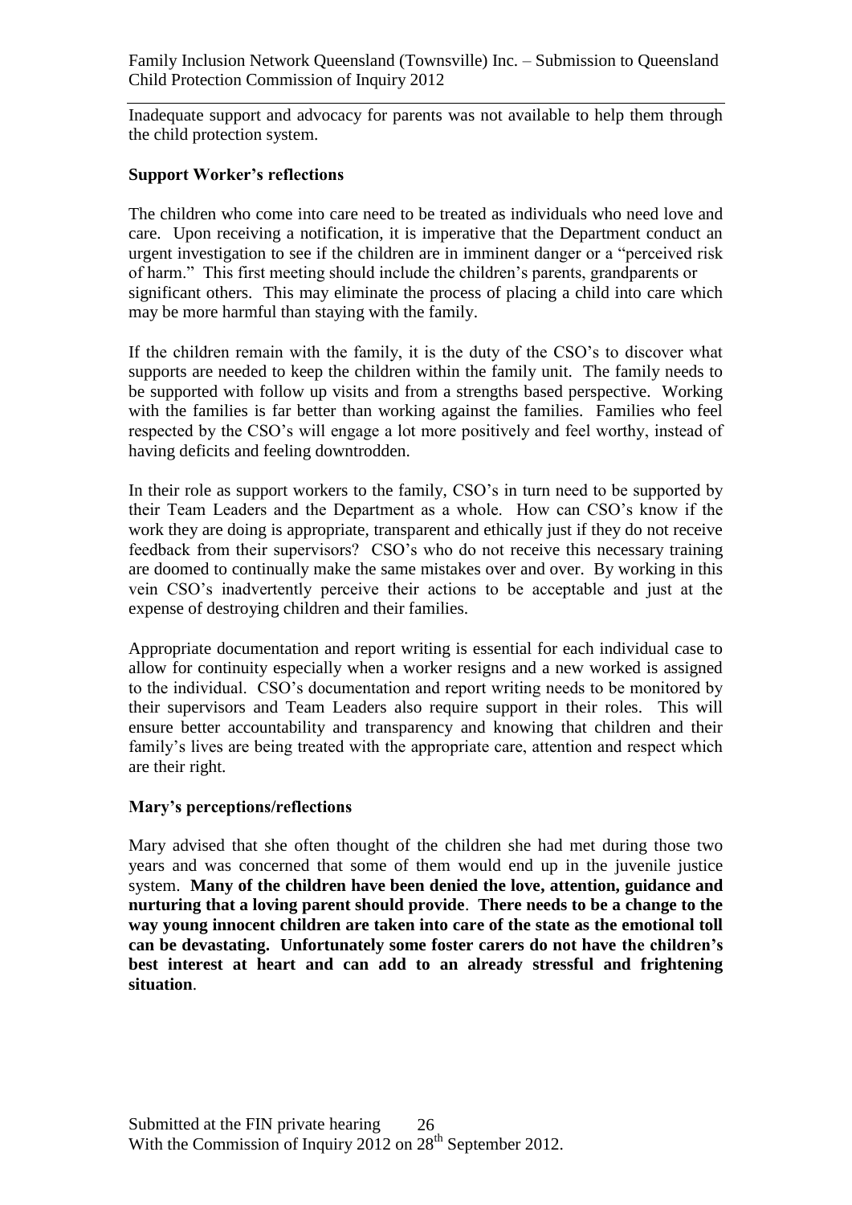Inadequate support and advocacy for parents was not available to help them through the child protection system.

**Support Worker's reflections**

The children who come into care need to be treated as individuals who need love and care. Upon receiving a notification, it is imperative that the Department conduct an urgent investigation to see if the children are in imminent danger or a "perceived risk of harm." This first meeting should include the children's parents, grandparents or significant others. This may eliminate the process of placing a child into care which may be more harmful than staying with the family.

If the children remain with the family, it is the duty of the CSO's to discover what supports are needed to keep the children within the family unit. The family needs to be supported with follow up visits and from a strengths based perspective. Working with the families is far better than working against the families. Families who feel respected by the CSO's will engage a lot more positively and feel worthy, instead of having deficits and feeling downtrodden.

In their role as support workers to the family, CSO's in turn need to be supported by their Team Leaders and the Department as a whole. How can CSO's know if the work they are doing is appropriate, transparent and ethically just if they do not receive feedback from their supervisors? CSO's who do not receive this necessary training are doomed to continually make the same mistakes over and over. By working in this vein CSO's inadvertently perceive their actions to be acceptable and just at the expense of destroying children and their families.

Appropriate documentation and report writing is essential for each individual case to allow for continuity especially when a worker resigns and a new worked is assigned to the individual. CSO's documentation and report writing needs to be monitored by their supervisors and Team Leaders also require support in their roles. This will ensure better accountability and transparency and knowing that children and their family's lives are being treated with the appropriate care, attention and respect which are their right.

**Mary's perceptions/reflections**

Mary advised that she often thought of the children she had met during those two years and was concerned that some of them would end up in the juvenile justice system. **Many of the children have been denied the love, attention, guidance and nurturing that a loving parent should provide**. **There needs to be a change to the way young innocent children are taken into care of the state as the emotional toll can be devastating. Unfortunately some foster carers do not have the children's best interest at heart and can add to an already stressful and frightening situation**.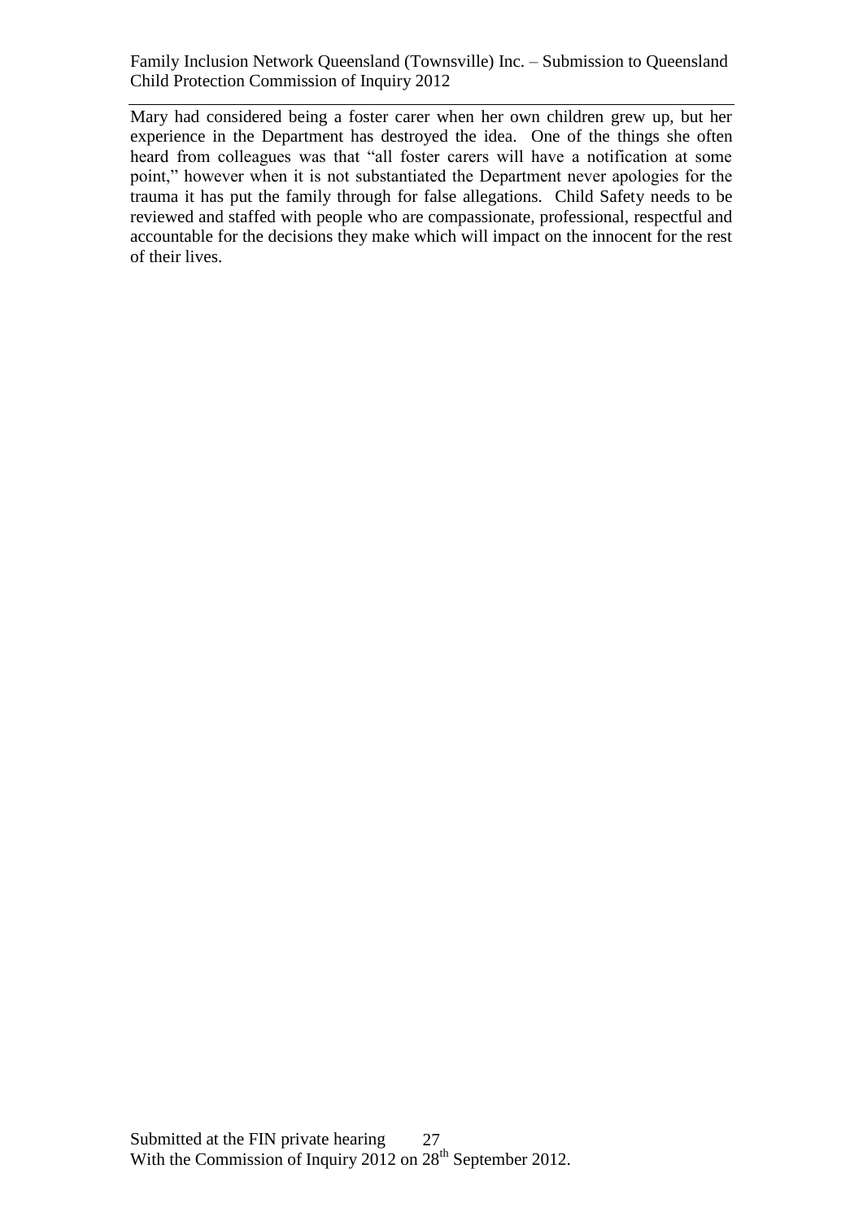Mary had considered being a foster carer when her own children grew up, but her experience in the Department has destroyed the idea. One of the things she often heard from colleagues was that "all foster carers will have a notification at some point," however when it is not substantiated the Department never apologies for the trauma it has put the family through for false allegations. Child Safety needs to be reviewed and staffed with people who are compassionate, professional, respectful and accountable for the decisions they make which will impact on the innocent for the rest of their lives.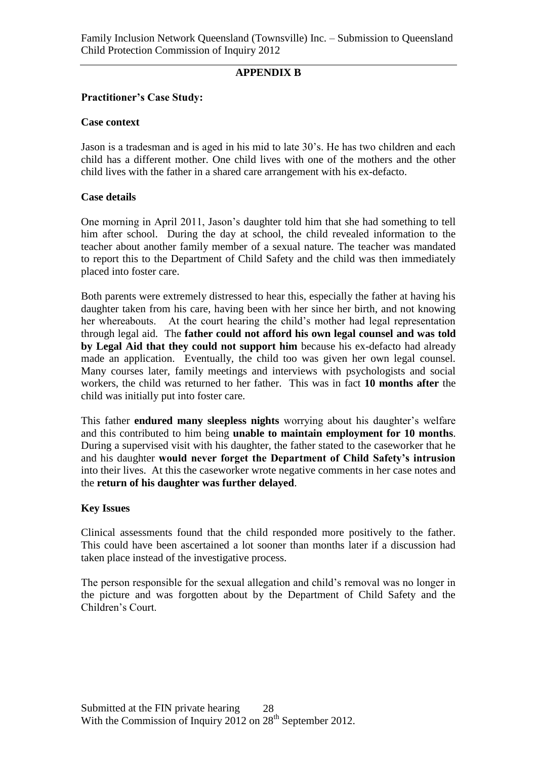## APPENDIX B

**Practitioner's Case Study:**

**Case context**

Jason is a tradesman and is aged in his mid to late 30's. He has two children and each child has a different mother. One child lives with one of the mothers and the other child lives with the father in a shared care arrangement with his ex-defacto.

**Case details**

One morning in April 2011, Jason's daughter told him that she had something to tell him after school. During the day at school, the child revealed information to the teacher about another family member of a sexual nature. The teacher was mandated to report this to the Department of Child Safety and the child was then immediately placed into foster care.

Both parents were extremely distressed to hear this, especially the father at having his daughter taken from his care, having been with her since her birth, and not knowing her whereabouts. At the court hearing the child's mother had legal representation through legal aid. The **father could not afford his own legal counsel and was told by Legal Aid that they could not support him** because his ex-defacto had already made an application. Eventually, the child too was given her own legal counsel. Many courses later, family meetings and interviews with psychologists and social workers, the child was returned to her father. This was in fact **10 months after** the child was initially put into foster care.

This father **endured many sleepless nights** worrying about his daughter's welfare and this contributed to him being **unable to maintain employment for 10 months**. During a supervised visit with his daughter, the father stated to the caseworker that he and his daughter **would never forget the Department of Child Safety's intrusion** into their lives. At this the caseworker wrote negative comments in her case notes and the **return of his daughter was further delayed**.

**Key Issues**

Clinical assessments found that the child responded more positively to the father. This could have been ascertained a lot sooner than months later if a discussion had taken place instead of the investigative process.

The person responsible for the sexual allegation and child's removal was no longer in the picture and was forgotten about by the Department of Child Safety and the Children's Court.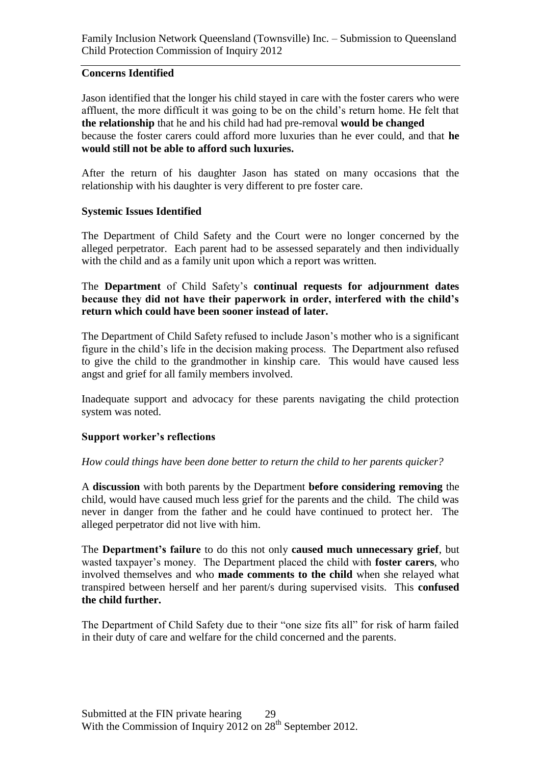**Concerns Identified**

Jason identified that the longer his child stayed in care with the foster carers who were affluent, the more difficult it was going to be on the child's return home. He felt that **the relationship** that he and his child had had pre-removal **would be changed** because the foster carers could afford more luxuries than he ever could, and that **he would still not be able to afford such luxuries.**

After the return of his daughter Jason has stated on many occasions that the relationship with his daughter is very different to pre foster care.

**Systemic Issues Identified**

The Department of Child Safety and the Court were no longer concerned by the alleged perpetrator. Each parent had to be assessed separately and then individually with the child and as a family unit upon which a report was written.

The **Department** of Child Safety's **continual requests for adjournment dates because they did not have their paperwork in order, interfered with the child's return which could have been sooner instead of later.**

The Department of Child Safety refused to include Jason's mother who is a significant figure in the child's life in the decision making process. The Department also refused to give the child to the grandmother in kinship care. This would have caused less angst and grief for all family members involved.

Inadequate support and advocacy for these parents navigating the child protection system was noted.

**Support worker's reflections**

*How could things have been done better to return the child to her parents quicker?*

A **discussion** with both parents by the Department **before considering removing** the child, would have caused much less grief for the parents and the child. The child was never in danger from the father and he could have continued to protect her. The alleged perpetrator did not live with him.

The **Department's failure** to do this not only **caused much unnecessary grief**, but wasted taxpayer's money. The Department placed the child with **foster carers**, who involved themselves and who **made comments to the child** when she relayed what transpired between herself and her parent/s during supervised visits. This **confused the child further.**

The Department of Child Safety due to their "one size fits all" for risk of harm failed in their duty of care and welfare for the child concerned and the parents.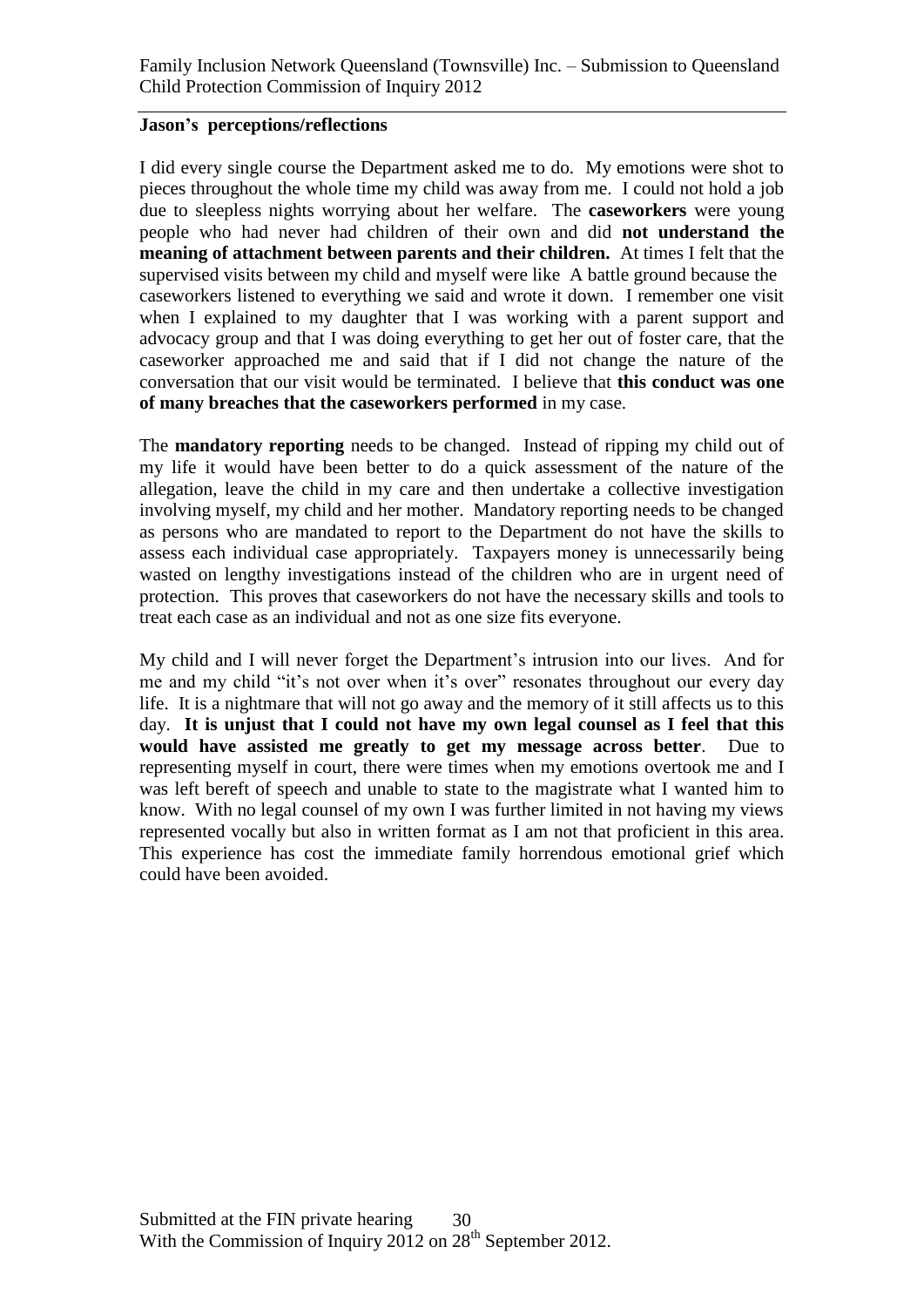**Jason's perceptions/reflections**

I did every single course the Department asked me to do. My emotions were shot to pieces throughout the whole time my child was away from me. I could not hold a job due to sleepless nights worrying about her welfare. The **caseworkers** were young people who had never had children of their own and did **not understand the meaning of attachment between parents and their children.** At times I felt that the supervised visits between my child and myself were like A battle ground because the caseworkers listened to everything we said and wrote it down. I remember one visit when I explained to my daughter that I was working with a parent support and advocacy group and that I was doing everything to get her out of foster care, that the caseworker approached me and said that if I did not change the nature of the conversation that our visit would be terminated. I believe that **this conduct was one of many breaches that the caseworkers performed** in my case.

The **mandatory reporting** needs to be changed. Instead of ripping my child out of my life it would have been better to do a quick assessment of the nature of the allegation, leave the child in my care and then undertake a collective investigation involving myself, my child and her mother. Mandatory reporting needs to be changed as persons who are mandated to report to the Department do not have the skills to assess each individual case appropriately. Taxpayers money is unnecessarily being wasted on lengthy investigations instead of the children who are in urgent need of protection. This proves that caseworkers do not have the necessary skills and tools to treat each case as an individual and not as one size fits everyone.

My child and I will never forget the Department's intrusion into our lives. And for me and my child "it's not over when it's over" resonates throughout our every day life. It is a nightmare that will not go away and the memory of it still affects us to this day. **It is unjust that I could not have my own legal counsel as I feel that this would have assisted me greatly to get my message across better**. Due to representing myself in court, there were times when my emotions overtook me and I was left bereft of speech and unable to state to the magistrate what I wanted him to know. With no legal counsel of my own I was further limited in not having my views represented vocally but also in written format as I am not that proficient in this area. This experience has cost the immediate family horrendous emotional grief which could have been avoided.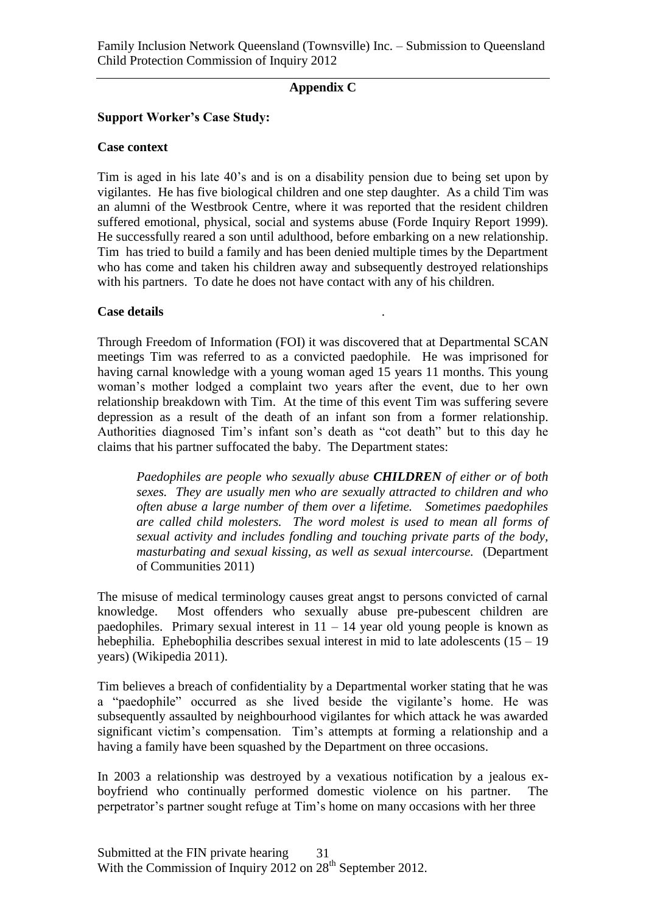## Appendix C

**Support Worker's Case Study:**

**Case context**

Tim is aged in his late 40's and is on a disability pension due to being set upon by vigilantes. He has five biological children and one step daughter. As a child Tim was an alumni of the Westbrook Centre, where it was reported that the resident children suffered emotional, physical, social and systems abuse (Forde Inquiry Report 1999). He successfully reared a son until adulthood, before embarking on a new relationship. Tim has tried to build a family and has been denied multiple times by the Department who has come and taken his children away and subsequently destroyed relationships with his partners. To date he does not have contact with any of his children.

**Case details**

Through Freedom of Information (FOI) it was discovered that at Departmental SCAN meetings Tim was referred to as a convicted paedophile. He was imprisoned for having carnal knowledge with a young woman aged 15 years 11 months. This young woman's mother lodged a complaint two years after the event, due to her own relationship breakdown with Tim. At the time of this event Tim was suffering severe depression as a result of the death of an infant son from a former relationship. Authorities diagnosed Tim's infant son's death as "cot death" but to this day he claims that his partner suffocated the baby. The Department states:

> *Paedophiles are people who sexually abuse **CHILDREN** of either or of both sexes. They are usually men who are sexually attracted to children and who often abuse a large number of them over a lifetime. Sometimes paedophiles are called child molesters. The word molest is used to mean all forms of sexual activity and includes fondling and touching private parts of the body, masturbating and sexual kissing, as well as sexual intercourse.* (Department of Communities 2011)

The misuse of medical terminology causes great angst to persons convicted of carnal knowledge. Most offenders who sexually abuse pre-pubescent children are paedophiles. Primary sexual interest in 11 – 14 year old young people is known as hebephilia. Ephebophilia describes sexual interest in mid to late adolescents (15 – 19 years) (Wikipedia 2011).

Tim believes a breach of confidentiality by a Departmental worker stating that he was a "paedophile" occurred as she lived beside the vigilante's home. He was subsequently assaulted by neighbourhood vigilantes for which attack he was awarded significant victim's compensation. Tim's attempts at forming a relationship and a having a family have been squashed by the Department on three occasions.

In 2003 a relationship was destroyed by a vexatious notification by a jealous ex-boyfriend who continually performed domestic violence on his partner. The perpetrator's partner sought refuge at Tim's home on many occasions with her three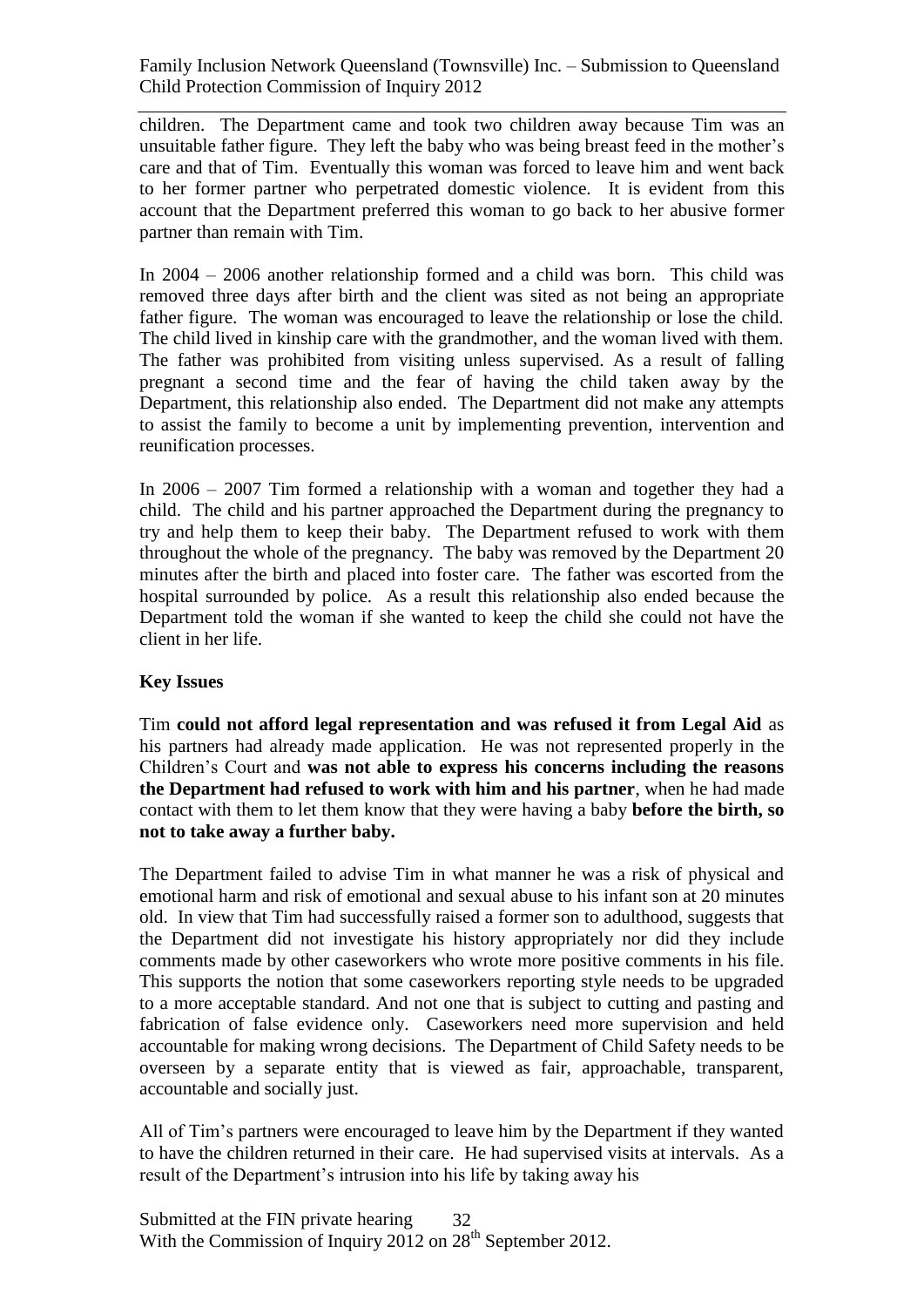children. The Department came and took two children away because Tim was an unsuitable father figure. They left the baby who was being breast feed in the mother's care and that of Tim. Eventually this woman was forced to leave him and went back to her former partner who perpetrated domestic violence. It is evident from this account that the Department preferred this woman to go back to her abusive former partner than remain with Tim.

In 2004 – 2006 another relationship formed and a child was born. This child was removed three days after birth and the client was sited as not being an appropriate father figure. The woman was encouraged to leave the relationship or lose the child. The child lived in kinship care with the grandmother, and the woman lived with them. The father was prohibited from visiting unless supervised. As a result of falling pregnant a second time and the fear of having the child taken away by the Department, this relationship also ended. The Department did not make any attempts to assist the family to become a unit by implementing prevention, intervention and reunification processes.

In 2006 – 2007 Tim formed a relationship with a woman and together they had a child. The child and his partner approached the Department during the pregnancy to try and help them to keep their baby. The Department refused to work with them throughout the whole of the pregnancy. The baby was removed by the Department 20 minutes after the birth and placed into foster care. The father was escorted from the hospital surrounded by police. As a result this relationship also ended because the Department told the woman if she wanted to keep the child she could not have the client in her life.

**Key Issues**

Tim **could not afford legal representation and was refused it from Legal Aid** as his partners had already made application. He was not represented properly in the Children's Court and **was not able to express his concerns including the reasons the Department had refused to work with him and his partner**, when he had made contact with them to let them know that they were having a baby **before the birth, so not to take away a further baby.**

The Department failed to advise Tim in what manner he was a risk of physical and emotional harm and risk of emotional and sexual abuse to his infant son at 20 minutes old. In view that Tim had successfully raised a former son to adulthood, suggests that the Department did not investigate his history appropriately nor did they include comments made by other caseworkers who wrote more positive comments in his file. This supports the notion that some caseworkers reporting style needs to be upgraded to a more acceptable standard. And not one that is subject to cutting and pasting and fabrication of false evidence only. Caseworkers need more supervision and held accountable for making wrong decisions. The Department of Child Safety needs to be overseen by a separate entity that is viewed as fair, approachable, transparent, accountable and socially just.

All of Tim's partners were encouraged to leave him by the Department if they wanted to have the children returned in their care. He had supervised visits at intervals. As a result of the Department's intrusion into his life by taking away his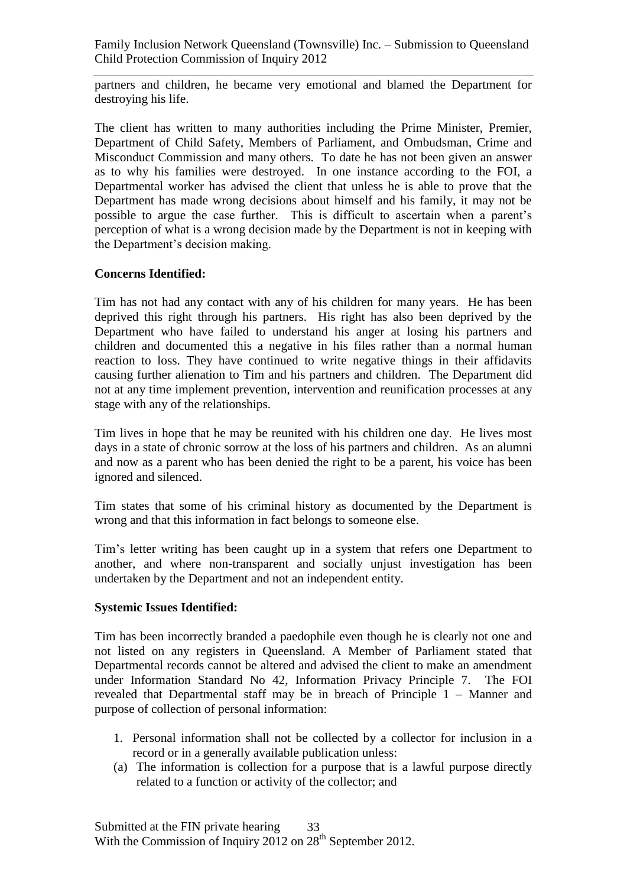partners and children, he became very emotional and blamed the Department for destroying his life.

The client has written to many authorities including the Prime Minister, Premier, Department of Child Safety, Members of Parliament, and Ombudsman, Crime and Misconduct Commission and many others. To date he has not been given an answer as to why his families were destroyed. In one instance according to the FOI, a Departmental worker has advised the client that unless he is able to prove that the Department has made wrong decisions about himself and his family, it may not be possible to argue the case further. This is difficult to ascertain when a parent's perception of what is a wrong decision made by the Department is not in keeping with the Department's decision making.

**Concerns Identified:**

Tim has not had any contact with any of his children for many years. He has been deprived this right through his partners. His right has also been deprived by the Department who have failed to understand his anger at losing his partners and children and documented this a negative in his files rather than a normal human reaction to loss. They have continued to write negative things in their affidavits causing further alienation to Tim and his partners and children. The Department did not at any time implement prevention, intervention and reunification processes at any stage with any of the relationships.

Tim lives in hope that he may be reunited with his children one day. He lives most days in a state of chronic sorrow at the loss of his partners and children. As an alumni and now as a parent who has been denied the right to be a parent, his voice has been ignored and silenced.

Tim states that some of his criminal history as documented by the Department is wrong and that this information in fact belongs to someone else.

Tim's letter writing has been caught up in a system that refers one Department to another, and where non-transparent and socially unjust investigation has been undertaken by the Department and not an independent entity.

**Systemic Issues Identified:**

Tim has been incorrectly branded a paedophile even though he is clearly not one and not listed on any registers in Queensland. A Member of Parliament stated that Departmental records cannot be altered and advised the client to make an amendment under Information Standard No 42, Information Privacy Principle 7. The FOI revealed that Departmental staff may be in breach of Principle 1 – Manner and purpose of collection of personal information:

1. Personal information shall not be collected by a collector for inclusion in a record or in a generally available publication unless:
   (a) The information is collection for a purpose that is a lawful purpose directly related to a function or activity of the collector; and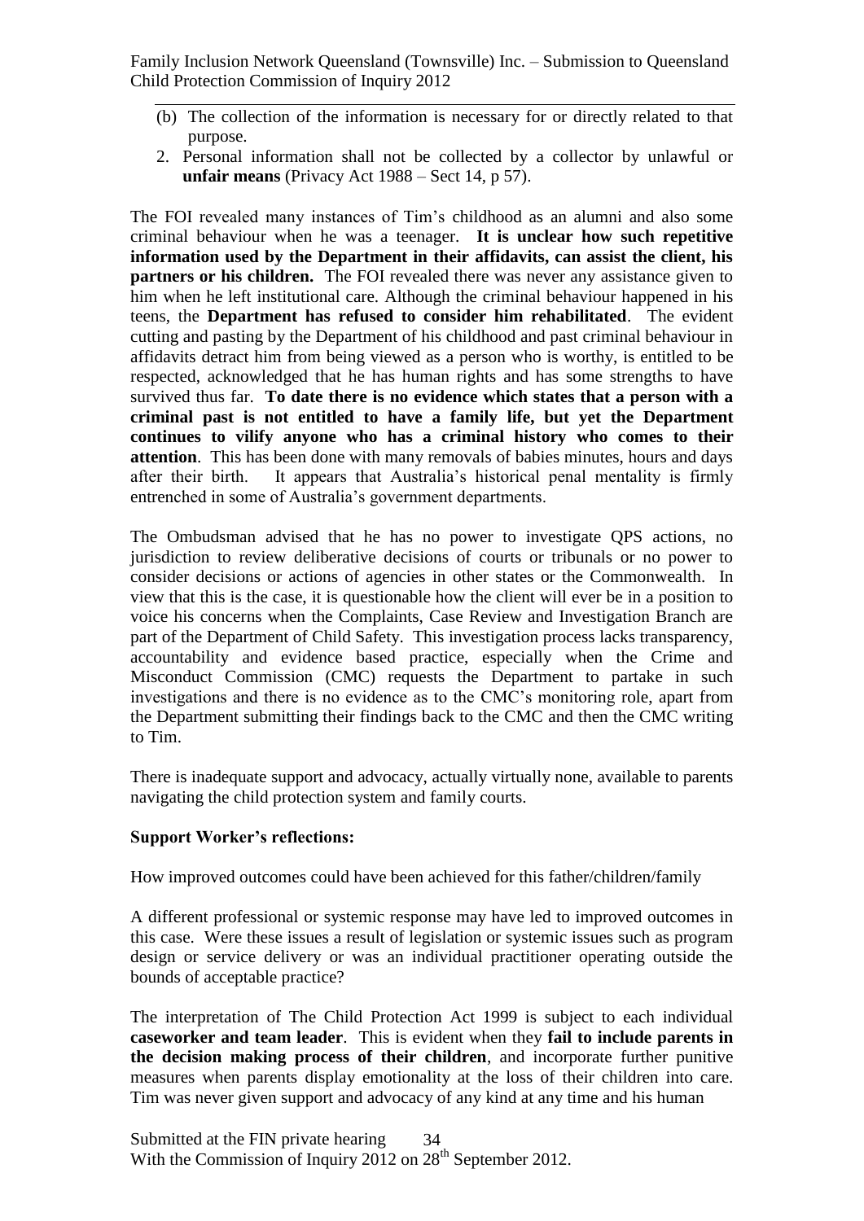(b) The collection of the information is necessary for or directly related to that purpose.

2. Personal information shall not be collected by a collector by unlawful or **unfair means** (Privacy Act 1988 – Sect 14, p 57).

The FOI revealed many instances of Tim's childhood as an alumni and also some criminal behaviour when he was a teenager. **It is unclear how such repetitive information used by the Department in their affidavits, can assist the client, his partners or his children.** The FOI revealed there was never any assistance given to him when he left institutional care. Although the criminal behaviour happened in his teens, the **Department has refused to consider him rehabilitated**. The evident cutting and pasting by the Department of his childhood and past criminal behaviour in affidavits detract him from being viewed as a person who is worthy, is entitled to be respected, acknowledged that he has human rights and has some strengths to have survived thus far. **To date there is no evidence which states that a person with a criminal past is not entitled to have a family life, but yet the Department continues to vilify anyone who has a criminal history who comes to their attention**. This has been done with many removals of babies minutes, hours and days after their birth. It appears that Australia's historical penal mentality is firmly entrenched in some of Australia's government departments.

The Ombudsman advised that he has no power to investigate QPS actions, no jurisdiction to review deliberative decisions of courts or tribunals or no power to consider decisions or actions of agencies in other states or the Commonwealth. In view that this is the case, it is questionable how the client will ever be in a position to voice his concerns when the Complaints, Case Review and Investigation Branch are part of the Department of Child Safety. This investigation process lacks transparency, accountability and evidence based practice, especially when the Crime and Misconduct Commission (CMC) requests the Department to partake in such investigations and there is no evidence as to the CMC's monitoring role, apart from the Department submitting their findings back to the CMC and then the CMC writing to Tim.

There is inadequate support and advocacy, actually virtually none, available to parents navigating the child protection system and family courts.

**Support Worker's reflections:**

How improved outcomes could have been achieved for this father/children/family

A different professional or systemic response may have led to improved outcomes in this case. Were these issues a result of legislation or systemic issues such as program design or service delivery or was an individual practitioner operating outside the bounds of acceptable practice?

The interpretation of The Child Protection Act 1999 is subject to each individual **caseworker and team leader**. This is evident when they **fail to include parents in the decision making process of their children**, and incorporate further punitive measures when parents display emotionality at the loss of their children into care. Tim was never given support and advocacy of any kind at any time and his human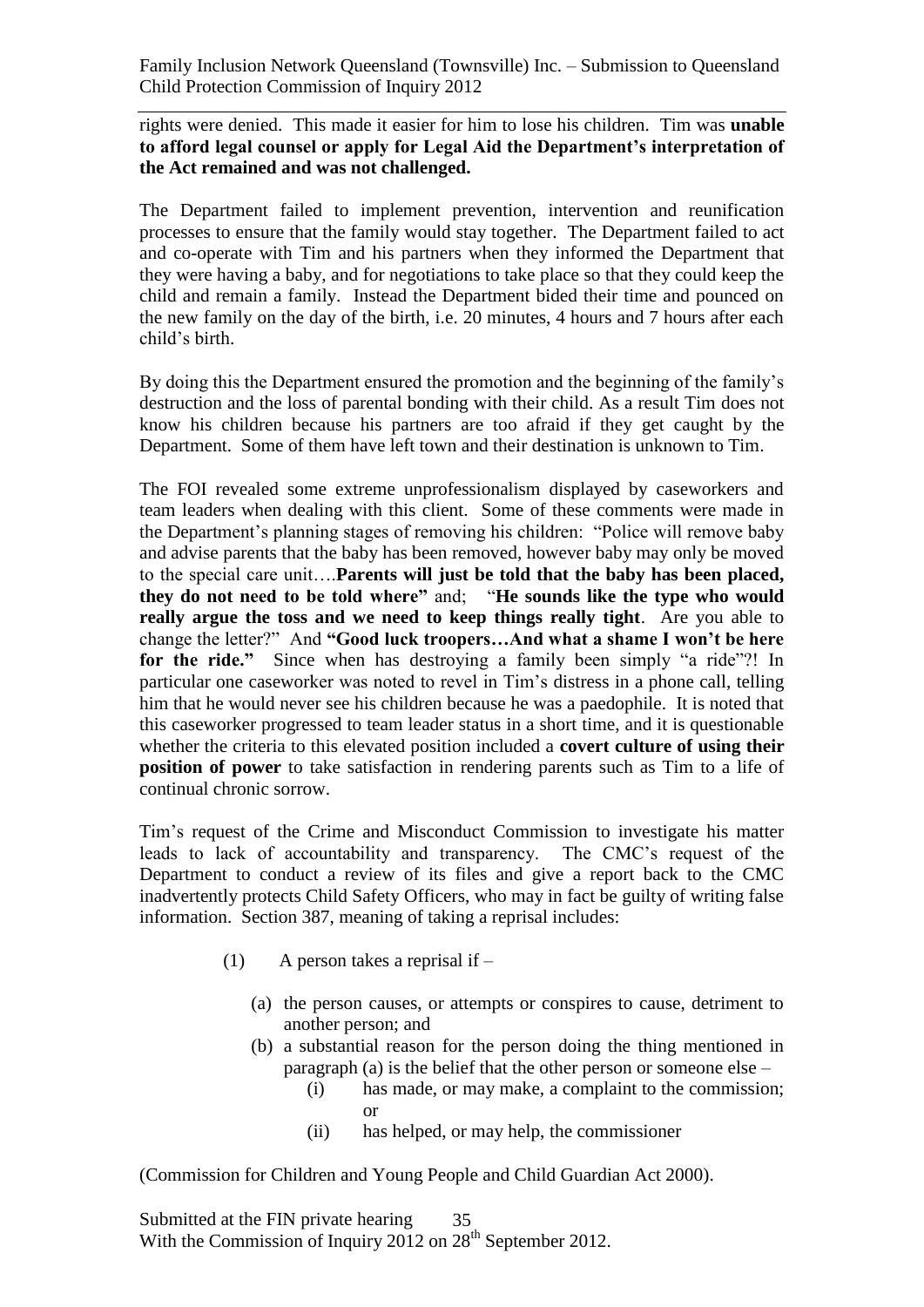rights were denied. This made it easier for him to lose his children. Tim was **unable to afford legal counsel or apply for Legal Aid the Department's interpretation of the Act remained and was not challenged.**

The Department failed to implement prevention, intervention and reunification processes to ensure that the family would stay together. The Department failed to act and co-operate with Tim and his partners when they informed the Department that they were having a baby, and for negotiations to take place so that they could keep the child and remain a family. Instead the Department bided their time and pounced on the new family on the day of the birth, i.e. 20 minutes, 4 hours and 7 hours after each child's birth.

By doing this the Department ensured the promotion and the beginning of the family's destruction and the loss of parental bonding with their child. As a result Tim does not know his children because his partners are too afraid if they get caught by the Department. Some of them have left town and their destination is unknown to Tim.

The FOI revealed some extreme unprofessionalism displayed by caseworkers and team leaders when dealing with this client. Some of these comments were made in the Department's planning stages of removing his children: "Police will remove baby and advise parents that the baby has been removed, however baby may only be moved to the special care unit….**Parents will just be told that the baby has been placed, they do not need to be told where"** and; "**He sounds like the type who would really argue the toss and we need to keep things really tight**. Are you able to change the letter?" And **"Good luck troopers…And what a shame I won't be here for the ride."** Since when has destroying a family been simply "a ride"?! In particular one caseworker was noted to revel in Tim's distress in a phone call, telling him that he would never see his children because he was a paedophile. It is noted that this caseworker progressed to team leader status in a short time, and it is questionable whether the criteria to this elevated position included a **covert culture of using their position of power** to take satisfaction in rendering parents such as Tim to a life of continual chronic sorrow.

Tim's request of the Crime and Misconduct Commission to investigate his matter leads to lack of accountability and transparency. The CMC's request of the Department to conduct a review of its files and give a report back to the CMC inadvertently protects Child Safety Officers, who may in fact be guilty of writing false information. Section 387, meaning of taking a reprisal includes:

(1) A person takes a reprisal if –

- (a) the person causes, or attempts or conspires to cause, detriment to another person; and
- (b) a substantial reason for the person doing the thing mentioned in paragraph (a) is the belief that the other person or someone else –
  - (i) has made, or may make, a complaint to the commission; or
  - (ii) has helped, or may help, the commissioner

(Commission for Children and Young People and Child Guardian Act 2000).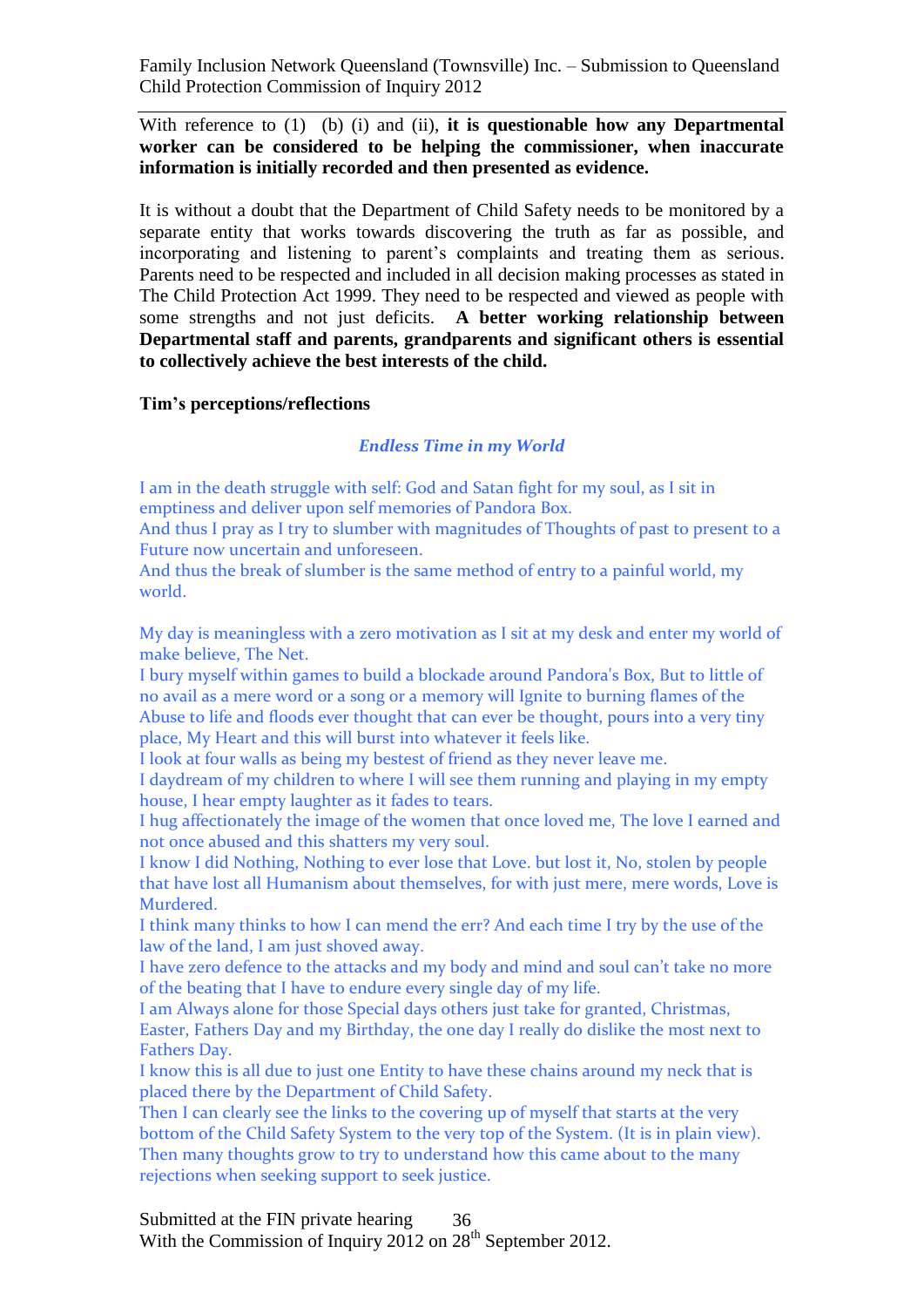With reference to (1) (b) (i) and (ii), **it is questionable how any Departmental worker can be considered to be helping the commissioner, when inaccurate information is initially recorded and then presented as evidence.**

It is without a doubt that the Department of Child Safety needs to be monitored by a separate entity that works towards discovering the truth as far as possible, and incorporating and listening to parent's complaints and treating them as serious. Parents need to be respected and included in all decision making processes as stated in The Child Protection Act 1999. They need to be respected and viewed as people with some strengths and not just deficits. **A better working relationship between Departmental staff and parents, grandparents and significant others is essential to collectively achieve the best interests of the child.**

**Tim's perceptions/reflections**

***Endless Time in my World***

I am in the death struggle with self: God and Satan fight for my soul, as I sit in emptiness and deliver upon self memories of Pandora Box.
And thus I pray as I try to slumber with magnitudes of Thoughts of past to present to a Future now uncertain and unforeseen.
And thus the break of slumber is the same method of entry to a painful world, my world.

My day is meaningless with a zero motivation as I sit at my desk and enter my world of make believe, The Net.
I bury myself within games to build a blockade around Pandora's Box, But to little of no avail as a mere word or a song or a memory will Ignite to burning flames of the Abuse to life and floods ever thought that can ever be thought, pours into a very tiny place, My Heart and this will burst into whatever it feels like.
I look at four walls as being my bestest of friend as they never leave me.
I daydream of my children to where I will see them running and playing in my empty house, I hear empty laughter as it fades to tears.
I hug affectionately the image of the women that once loved me, The love I earned and not once abused and this shatters my very soul.
I know I did Nothing, Nothing to ever lose that Love. but lost it, No, stolen by people that have lost all Humanism about themselves, for with just mere, mere words, Love is Murdered.
I think many thinks to how I can mend the err? And each time I try by the use of the law of the land, I am just shoved away.
I have zero defence to the attacks and my body and mind and soul can't take no more of the beating that I have to endure every single day of my life.
I am Always alone for those Special days others just take for granted, Christmas, Easter, Fathers Day and my Birthday, the one day I really do dislike the most next to Fathers Day.
I know this is all due to just one Entity to have these chains around my neck that is placed there by the Department of Child Safety.
Then I can clearly see the links to the covering up of myself that starts at the very bottom of the Child Safety System to the very top of the System. (It is in plain view).
Then many thoughts grow to try to understand how this came about to the many rejections when seeking support to seek justice.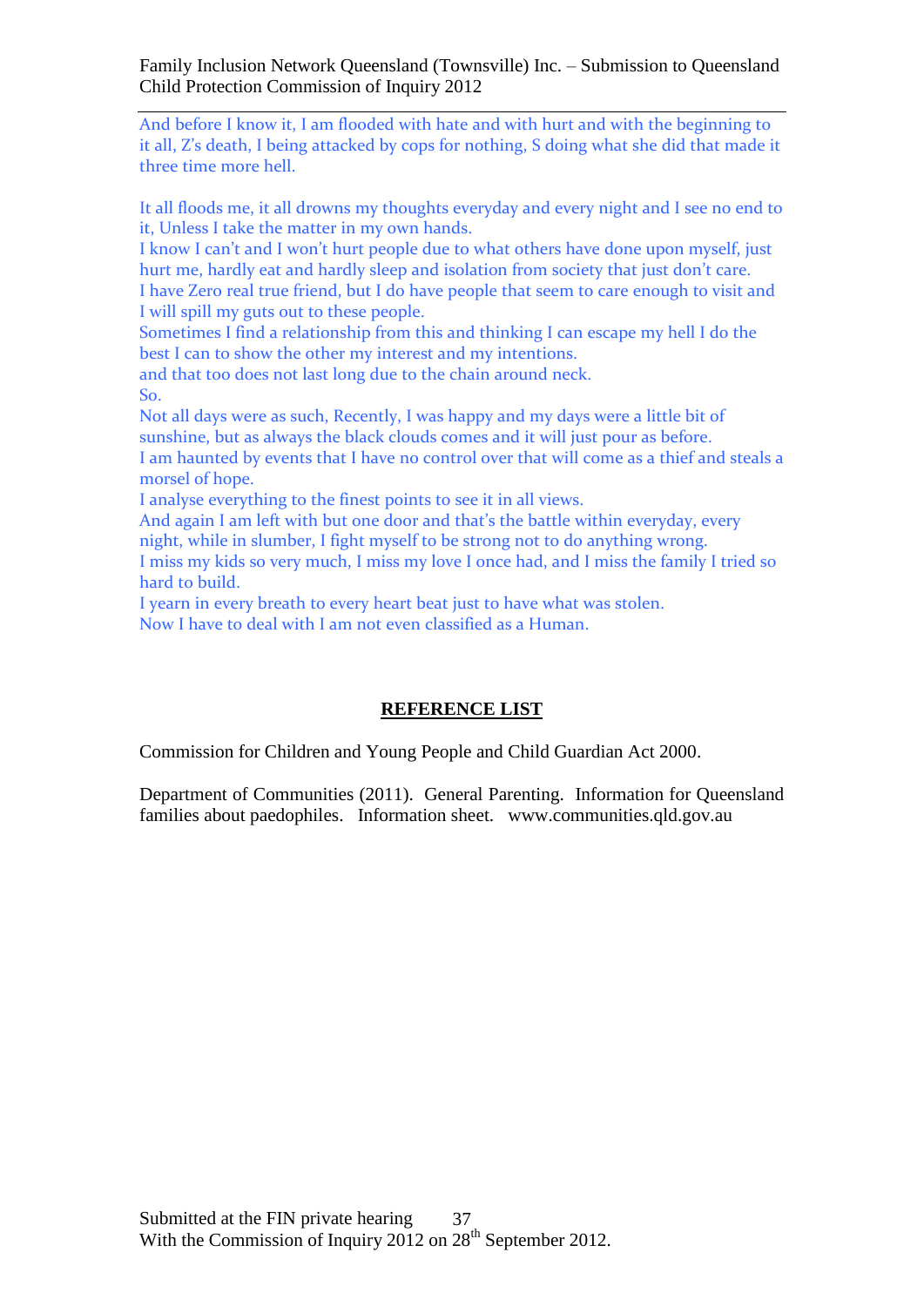And before I know it, I am flooded with hate and with hurt and with the beginning to it all, Z's death, I being attacked by cops for nothing, S doing what she did that made it three time more hell.

It all floods me, it all drowns my thoughts everyday and every night and I see no end to it, Unless I take the matter in my own hands.
I know I can't and I won't hurt people due to what others have done upon myself, just hurt me, hardly eat and hardly sleep and isolation from society that just don't care.
I have Zero real true friend, but I do have people that seem to care enough to visit and I will spill my guts out to these people.
Sometimes I find a relationship from this and thinking I can escape my hell I do the best I can to show the other my interest and my intentions.
and that too does not last long due to the chain around neck.
So.
Not all days were as such, Recently, I was happy and my days were a little bit of sunshine, but as always the black clouds comes and it will just pour as before.
I am haunted by events that I have no control over that will come as a thief and steals a morsel of hope.
I analyse everything to the finest points to see it in all views.
And again I am left with but one door and that's the battle within everyday, every night, while in slumber, I fight myself to be strong not to do anything wrong.
I miss my kids so very much, I miss my love I once had, and I miss the family I tried so hard to build.
I yearn in every breath to every heart beat just to have what was stolen.
Now I have to deal with I am not even classified as a Human.

## REFERENCE LIST

Commission for Children and Young People and Child Guardian Act 2000.

Department of Communities (2011). General Parenting. Information for Queensland families about paedophiles. Information sheet. www.communities.qld.gov.au

Submitted at the FIN private hearing
With the Commission of Inquiry 2012 on 28th September 2012.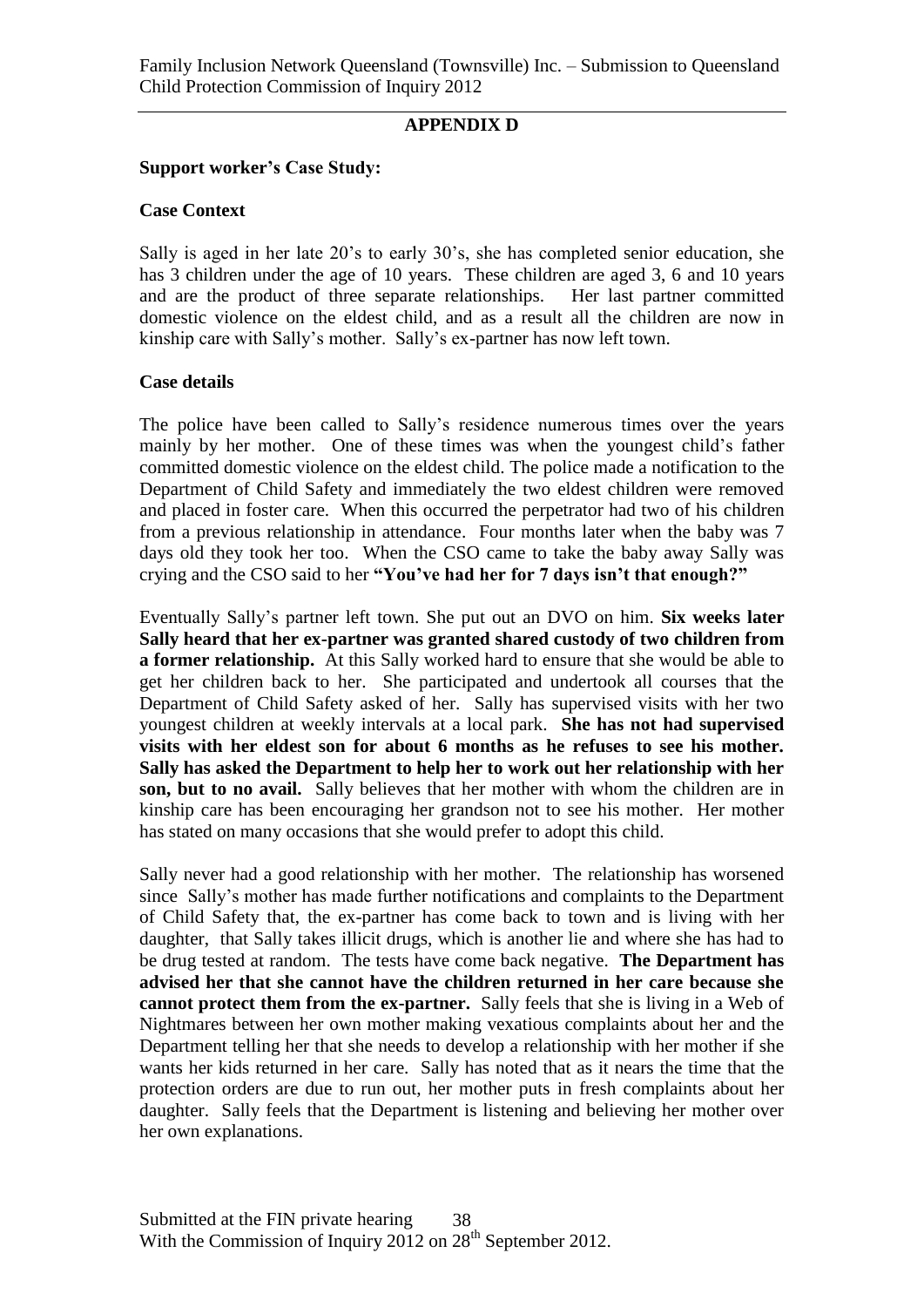## APPENDIX D

**Support worker's Case Study:**

**Case Context**

Sally is aged in her late 20's to early 30's, she has completed senior education, she has 3 children under the age of 10 years. These children are aged 3, 6 and 10 years and are the product of three separate relationships. Her last partner committed domestic violence on the eldest child, and as a result all the children are now in kinship care with Sally's mother. Sally's ex-partner has now left town.

**Case details**

The police have been called to Sally's residence numerous times over the years mainly by her mother. One of these times was when the youngest child's father committed domestic violence on the eldest child. The police made a notification to the Department of Child Safety and immediately the two eldest children were removed and placed in foster care. When this occurred the perpetrator had two of his children from a previous relationship in attendance. Four months later when the baby was 7 days old they took her too. When the CSO came to take the baby away Sally was crying and the CSO said to her **"You've had her for 7 days isn't that enough?"**

Eventually Sally's partner left town. She put out an DVO on him. **Six weeks later Sally heard that her ex-partner was granted shared custody of two children from a former relationship.** At this Sally worked hard to ensure that she would be able to get her children back to her. She participated and undertook all courses that the Department of Child Safety asked of her. Sally has supervised visits with her two youngest children at weekly intervals at a local park. **She has not had supervised visits with her eldest son for about 6 months as he refuses to see his mother. Sally has asked the Department to help her to work out her relationship with her son, but to no avail.** Sally believes that her mother with whom the children are in kinship care has been encouraging her grandson not to see his mother. Her mother has stated on many occasions that she would prefer to adopt this child.

Sally never had a good relationship with her mother. The relationship has worsened since Sally's mother has made further notifications and complaints to the Department of Child Safety that, the ex-partner has come back to town and is living with her daughter, that Sally takes illicit drugs, which is another lie and where she has had to be drug tested at random. The tests have come back negative. **The Department has advised her that she cannot have the children returned in her care because she cannot protect them from the ex-partner.** Sally feels that she is living in a Web of Nightmares between her own mother making vexatious complaints about her and the Department telling her that she needs to develop a relationship with her mother if she wants her kids returned in her care. Sally has noted that as it nears the time that the protection orders are due to run out, her mother puts in fresh complaints about her daughter. Sally feels that the Department is listening and believing her mother over her own explanations.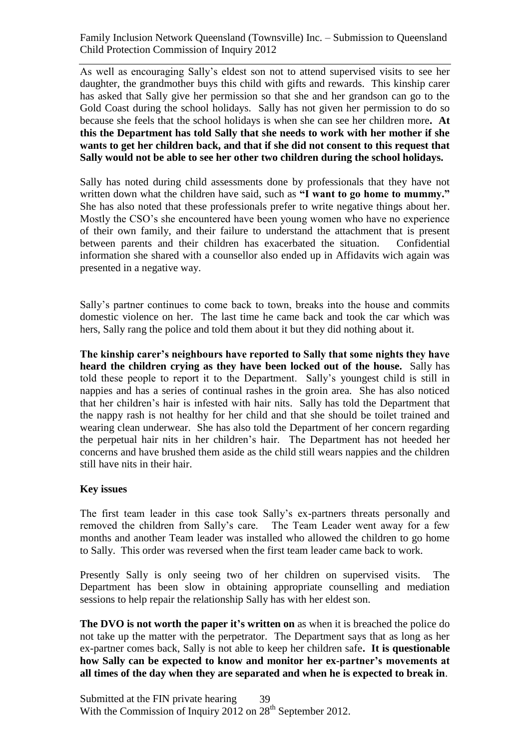As well as encouraging Sally's eldest son not to attend supervised visits to see her daughter, the grandmother buys this child with gifts and rewards. This kinship carer has asked that Sally give her permission so that she and her grandson can go to the Gold Coast during the school holidays. Sally has not given her permission to do so because she feels that the school holidays is when she can see her children more**. At this the Department has told Sally that she needs to work with her mother if she wants to get her children back, and that if she did not consent to this request that Sally would not be able to see her other two children during the school holidays.**

Sally has noted during child assessments done by professionals that they have not written down what the children have said, such as **"I want to go home to mummy."** She has also noted that these professionals prefer to write negative things about her. Mostly the CSO's she encountered have been young women who have no experience of their own family, and their failure to understand the attachment that is present between parents and their children has exacerbated the situation. Confidential information she shared with a counsellor also ended up in Affidavits wich again was presented in a negative way.

Sally's partner continues to come back to town, breaks into the house and commits domestic violence on her. The last time he came back and took the car which was hers, Sally rang the police and told them about it but they did nothing about it.

**The kinship carer's neighbours have reported to Sally that some nights they have heard the children crying as they have been locked out of the house.** Sally has told these people to report it to the Department. Sally's youngest child is still in nappies and has a series of continual rashes in the groin area. She has also noticed that her children's hair is infested with hair nits. Sally has told the Department that the nappy rash is not healthy for her child and that she should be toilet trained and wearing clean underwear. She has also told the Department of her concern regarding the perpetual hair nits in her children's hair. The Department has not heeded her concerns and have brushed them aside as the child still wears nappies and the children still have nits in their hair.

**Key issues**

The first team leader in this case took Sally's ex-partners threats personally and removed the children from Sally's care. The Team Leader went away for a few months and another Team leader was installed who allowed the children to go home to Sally. This order was reversed when the first team leader came back to work.

Presently Sally is only seeing two of her children on supervised visits. The Department has been slow in obtaining appropriate counselling and mediation sessions to help repair the relationship Sally has with her eldest son.

**The DVO is not worth the paper it's written on** as when it is breached the police do not take up the matter with the perpetrator. The Department says that as long as her ex-partner comes back, Sally is not able to keep her children safe**. It is questionable how Sally can be expected to know and monitor her ex-partner's movements at all times of the day when they are separated and when he is expected to break in**.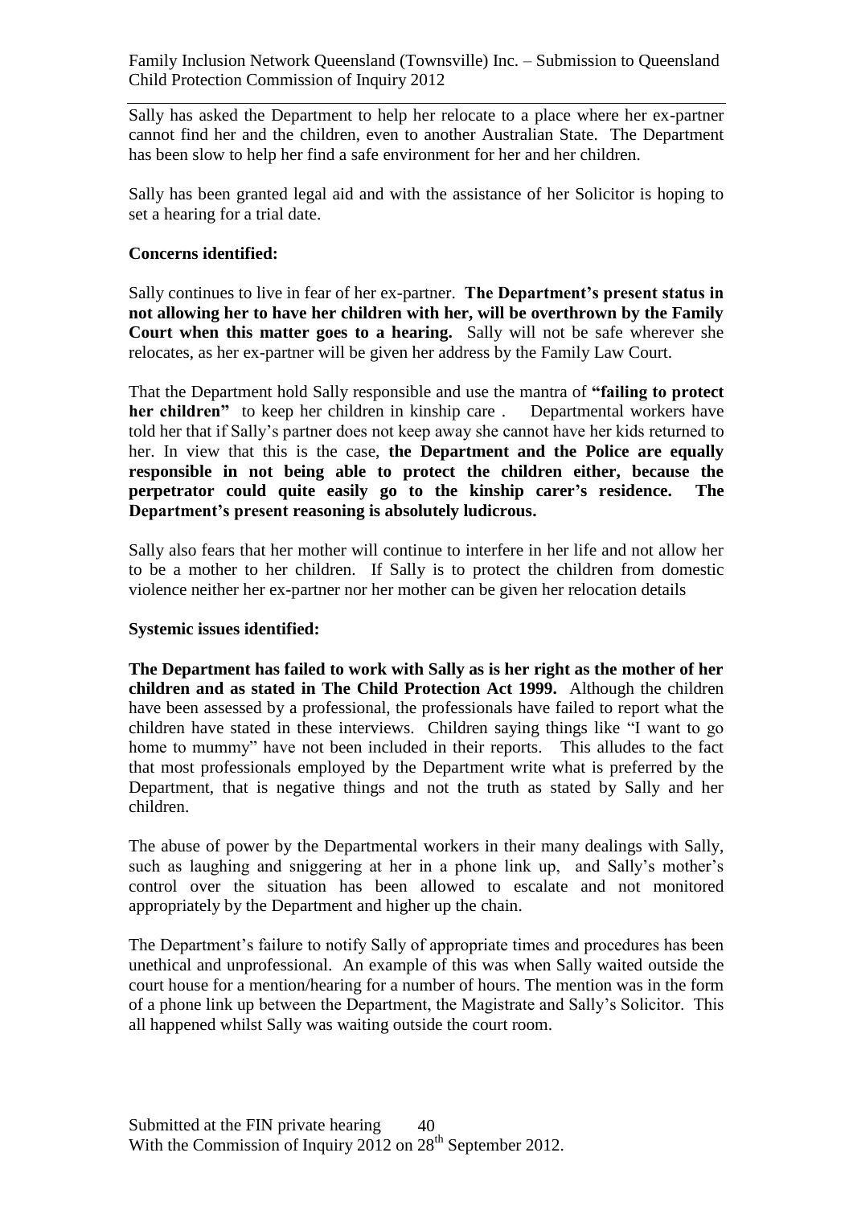Sally has asked the Department to help her relocate to a place where her ex-partner cannot find her and the children, even to another Australian State. The Department has been slow to help her find a safe environment for her and her children.

Sally has been granted legal aid and with the assistance of her Solicitor is hoping to set a hearing for a trial date.

**Concerns identified:**

Sally continues to live in fear of her ex-partner. **The Department's present status in not allowing her to have her children with her, will be overthrown by the Family Court when this matter goes to a hearing.** Sally will not be safe wherever she relocates, as her ex-partner will be given her address by the Family Law Court.

That the Department hold Sally responsible and use the mantra of **"failing to protect her children"** to keep her children in kinship care . Departmental workers have told her that if Sally's partner does not keep away she cannot have her kids returned to her. In view that this is the case, **the Department and the Police are equally responsible in not being able to protect the children either, because the perpetrator could quite easily go to the kinship carer's residence. The Department's present reasoning is absolutely ludicrous.**

Sally also fears that her mother will continue to interfere in her life and not allow her to be a mother to her children. If Sally is to protect the children from domestic violence neither her ex-partner nor her mother can be given her relocation details

**Systemic issues identified:**

**The Department has failed to work with Sally as is her right as the mother of her children and as stated in The Child Protection Act 1999.** Although the children have been assessed by a professional, the professionals have failed to report what the children have stated in these interviews. Children saying things like "I want to go home to mummy" have not been included in their reports. This alludes to the fact that most professionals employed by the Department write what is preferred by the Department, that is negative things and not the truth as stated by Sally and her children.

The abuse of power by the Departmental workers in their many dealings with Sally, such as laughing and sniggering at her in a phone link up, and Sally's mother's control over the situation has been allowed to escalate and not monitored appropriately by the Department and higher up the chain.

The Department's failure to notify Sally of appropriate times and procedures has been unethical and unprofessional. An example of this was when Sally waited outside the court house for a mention/hearing for a number of hours. The mention was in the form of a phone link up between the Department, the Magistrate and Sally's Solicitor. This all happened whilst Sally was waiting outside the court room.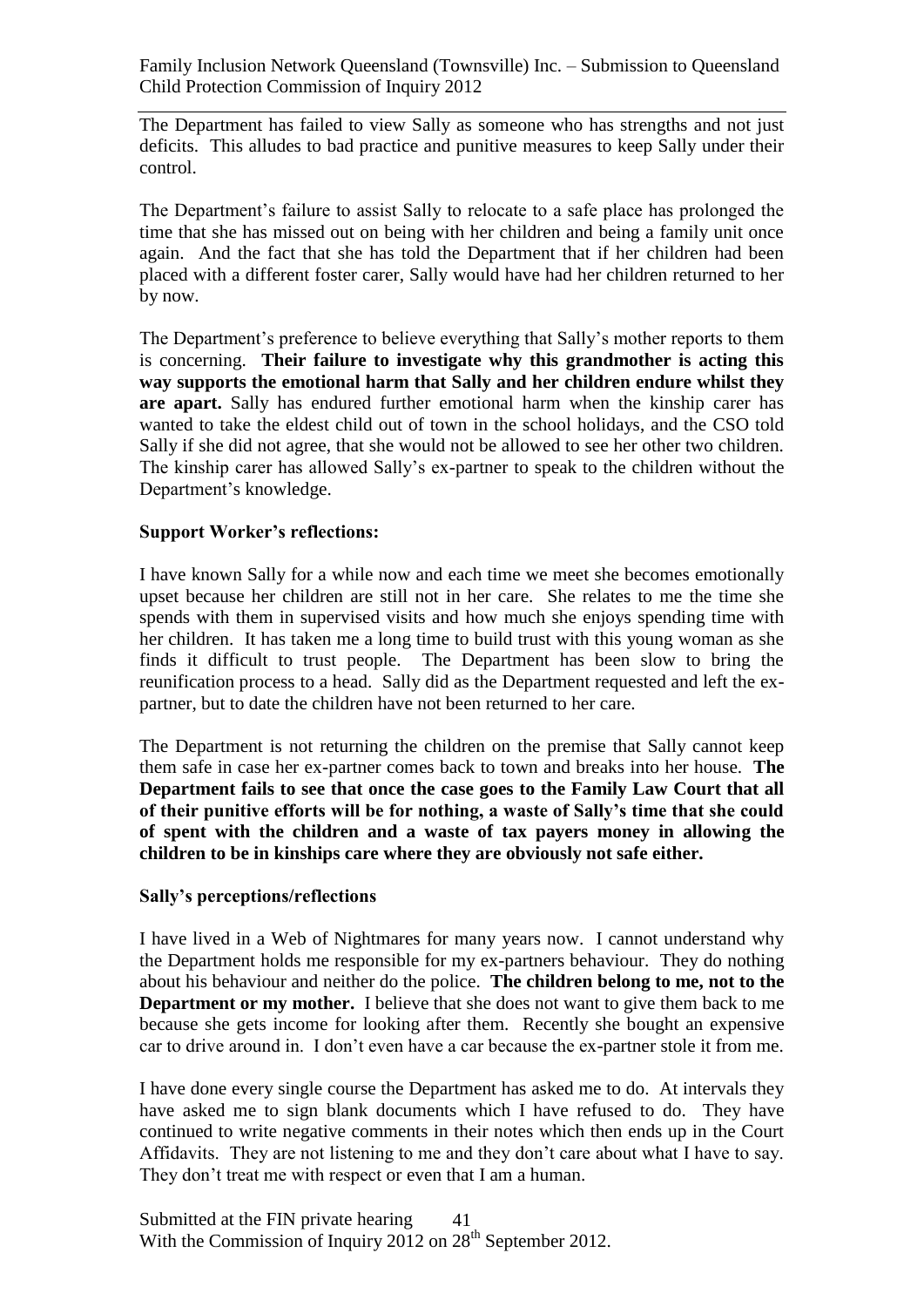The Department has failed to view Sally as someone who has strengths and not just deficits. This alludes to bad practice and punitive measures to keep Sally under their control.

The Department's failure to assist Sally to relocate to a safe place has prolonged the time that she has missed out on being with her children and being a family unit once again. And the fact that she has told the Department that if her children had been placed with a different foster carer, Sally would have had her children returned to her by now.

The Department's preference to believe everything that Sally's mother reports to them is concerning. **Their failure to investigate why this grandmother is acting this way supports the emotional harm that Sally and her children endure whilst they are apart.** Sally has endured further emotional harm when the kinship carer has wanted to take the eldest child out of town in the school holidays, and the CSO told Sally if she did not agree, that she would not be allowed to see her other two children. The kinship carer has allowed Sally's ex-partner to speak to the children without the Department's knowledge.

**Support Worker's reflections:**

I have known Sally for a while now and each time we meet she becomes emotionally upset because her children are still not in her care. She relates to me the time she spends with them in supervised visits and how much she enjoys spending time with her children. It has taken me a long time to build trust with this young woman as she finds it difficult to trust people. The Department has been slow to bring the reunification process to a head. Sally did as the Department requested and left the ex-partner, but to date the children have not been returned to her care.

The Department is not returning the children on the premise that Sally cannot keep them safe in case her ex-partner comes back to town and breaks into her house. **The Department fails to see that once the case goes to the Family Law Court that all of their punitive efforts will be for nothing, a waste of Sally's time that she could of spent with the children and a waste of tax payers money in allowing the children to be in kinships care where they are obviously not safe either.**

**Sally's perceptions/reflections**

I have lived in a Web of Nightmares for many years now. I cannot understand why the Department holds me responsible for my ex-partners behaviour. They do nothing about his behaviour and neither do the police. **The children belong to me, not to the Department or my mother.** I believe that she does not want to give them back to me because she gets income for looking after them. Recently she bought an expensive car to drive around in. I don't even have a car because the ex-partner stole it from me.

I have done every single course the Department has asked me to do. At intervals they have asked me to sign blank documents which I have refused to do. They have continued to write negative comments in their notes which then ends up in the Court Affidavits. They are not listening to me and they don't care about what I have to say. They don't treat me with respect or even that I am a human.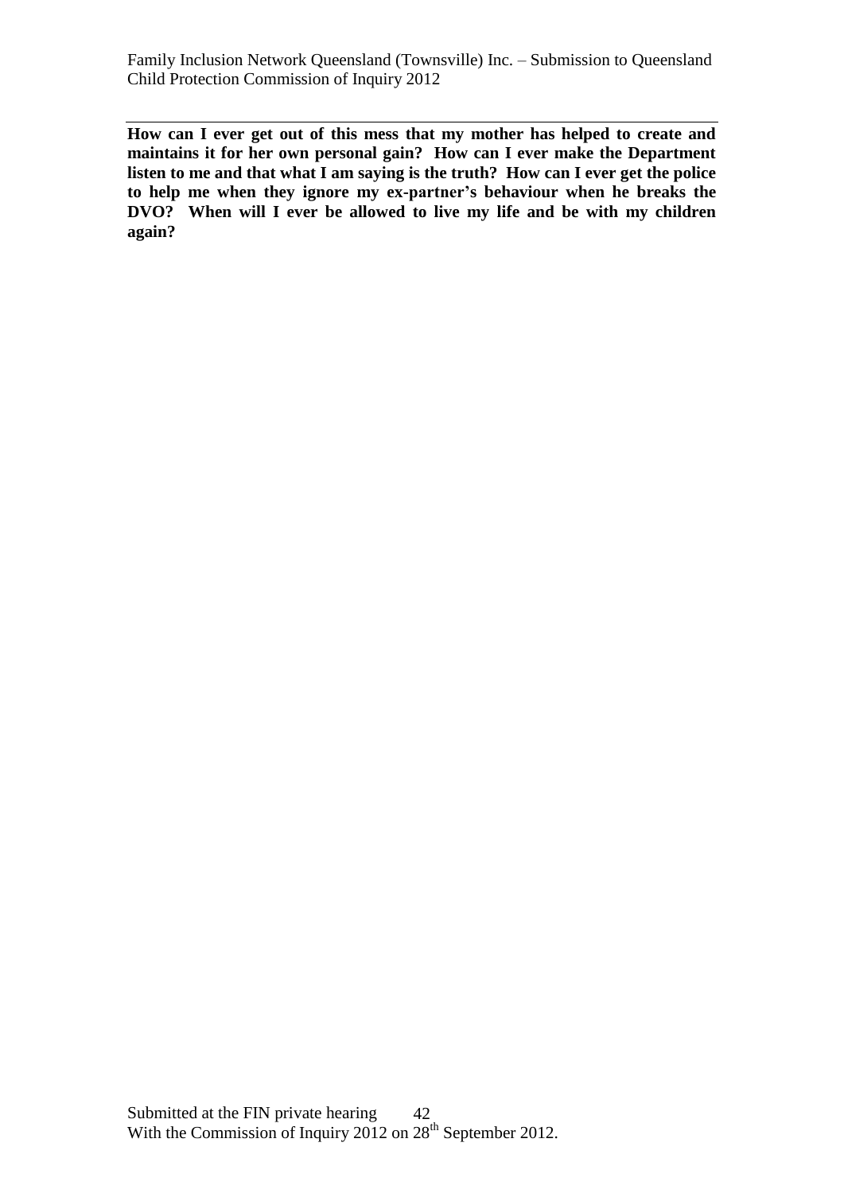**How can I ever get out of this mess that my mother has helped to create and maintains it for her own personal gain? How can I ever make the Department listen to me and that what I am saying is the truth? How can I ever get the police to help me when they ignore my ex-partner's behaviour when he breaks the DVO? When will I ever be allowed to live my life and be with my children again?**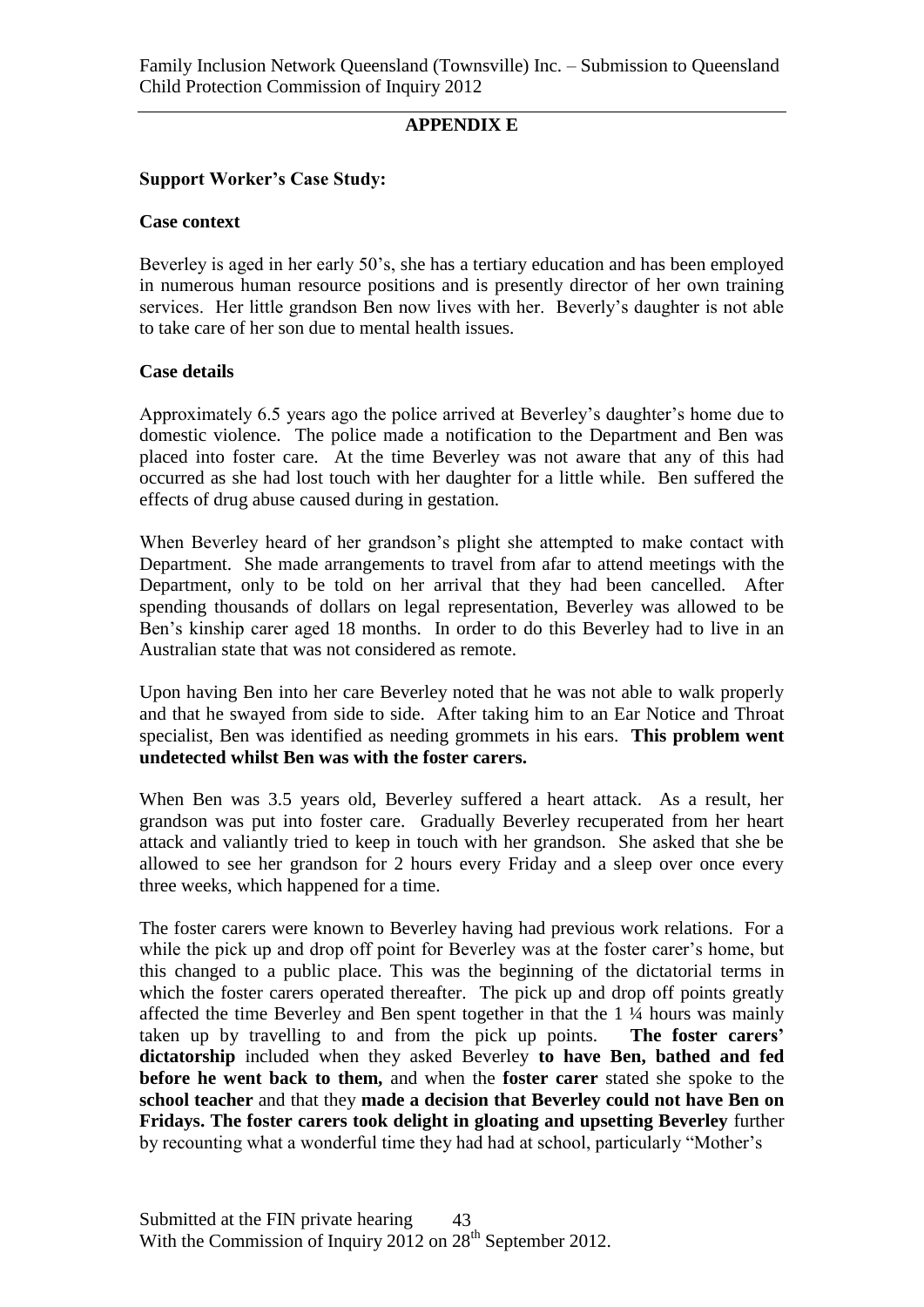## APPENDIX E

**Support Worker's Case Study:**

**Case context**

Beverley is aged in her early 50's, she has a tertiary education and has been employed in numerous human resource positions and is presently director of her own training services. Her little grandson Ben now lives with her. Beverly's daughter is not able to take care of her son due to mental health issues.

**Case details**

Approximately 6.5 years ago the police arrived at Beverley's daughter's home due to domestic violence. The police made a notification to the Department and Ben was placed into foster care. At the time Beverley was not aware that any of this had occurred as she had lost touch with her daughter for a little while. Ben suffered the effects of drug abuse caused during in gestation.

When Beverley heard of her grandson's plight she attempted to make contact with Department. She made arrangements to travel from afar to attend meetings with the Department, only to be told on her arrival that they had been cancelled. After spending thousands of dollars on legal representation, Beverley was allowed to be Ben's kinship carer aged 18 months. In order to do this Beverley had to live in an Australian state that was not considered as remote.

Upon having Ben into her care Beverley noted that he was not able to walk properly and that he swayed from side to side. After taking him to an Ear Notice and Throat specialist, Ben was identified as needing grommets in his ears. **This problem went undetected whilst Ben was with the foster carers.**

When Ben was 3.5 years old, Beverley suffered a heart attack. As a result, her grandson was put into foster care. Gradually Beverley recuperated from her heart attack and valiantly tried to keep in touch with her grandson. She asked that she be allowed to see her grandson for 2 hours every Friday and a sleep over once every three weeks, which happened for a time.

The foster carers were known to Beverley having had previous work relations. For a while the pick up and drop off point for Beverley was at the foster carer's home, but this changed to a public place. This was the beginning of the dictatorial terms in which the foster carers operated thereafter. The pick up and drop off points greatly affected the time Beverley and Ben spent together in that the 1 ¼ hours was mainly taken up by travelling to and from the pick up points. **The foster carers' dictatorship** included when they asked Beverley **to have Ben, bathed and fed before he went back to them,** and when the **foster carer** stated she spoke to the **school teacher** and that they **made a decision that Beverley could not have Ben on Fridays. The foster carers took delight in gloating and upsetting Beverley** further by recounting what a wonderful time they had had at school, particularly "Mother's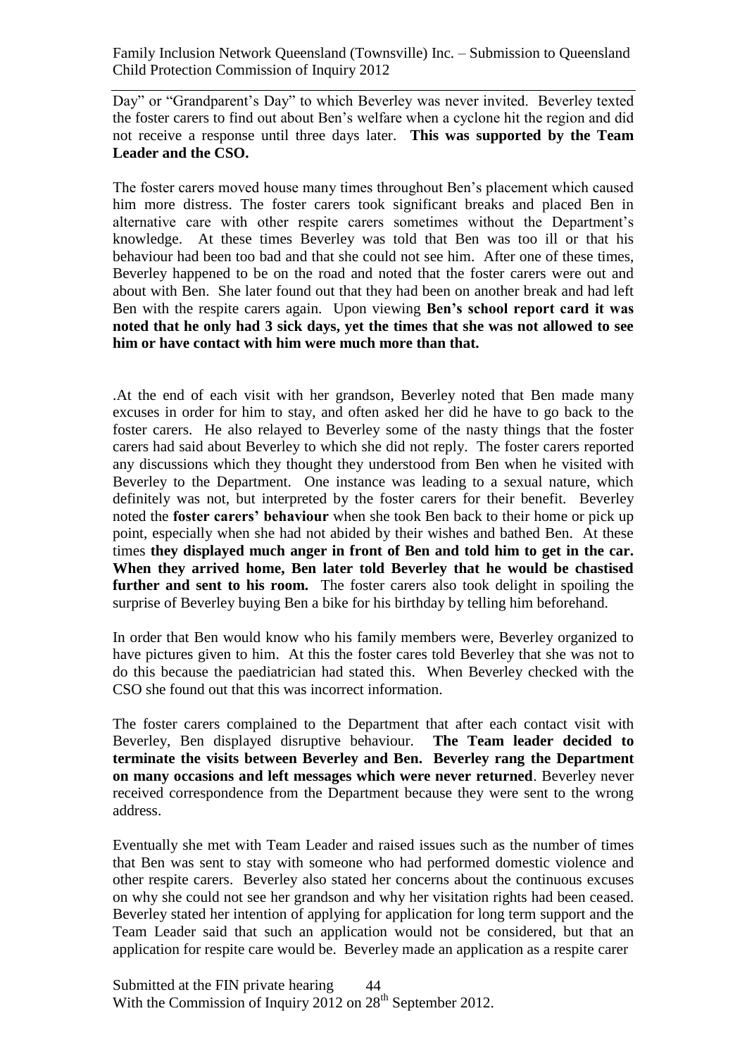Day" or "Grandparent's Day" to which Beverley was never invited. Beverley texted the foster carers to find out about Ben's welfare when a cyclone hit the region and did not receive a response until three days later. **This was supported by the Team Leader and the CSO.**

The foster carers moved house many times throughout Ben's placement which caused him more distress. The foster carers took significant breaks and placed Ben in alternative care with other respite carers sometimes without the Department's knowledge. At these times Beverley was told that Ben was too ill or that his behaviour had been too bad and that she could not see him. After one of these times, Beverley happened to be on the road and noted that the foster carers were out and about with Ben. She later found out that they had been on another break and had left Ben with the respite carers again. Upon viewing **Ben's school report card it was noted that he only had 3 sick days, yet the times that she was not allowed to see him or have contact with him were much more than that.**

.At the end of each visit with her grandson, Beverley noted that Ben made many excuses in order for him to stay, and often asked her did he have to go back to the foster carers. He also relayed to Beverley some of the nasty things that the foster carers had said about Beverley to which she did not reply. The foster carers reported any discussions which they thought they understood from Ben when he visited with Beverley to the Department. One instance was leading to a sexual nature, which definitely was not, but interpreted by the foster carers for their benefit. Beverley noted the **foster carers' behaviour** when she took Ben back to their home or pick up point, especially when she had not abided by their wishes and bathed Ben. At these times **they displayed much anger in front of Ben and told him to get in the car. When they arrived home, Ben later told Beverley that he would be chastised further and sent to his room.** The foster carers also took delight in spoiling the surprise of Beverley buying Ben a bike for his birthday by telling him beforehand.

In order that Ben would know who his family members were, Beverley organized to have pictures given to him. At this the foster cares told Beverley that she was not to do this because the paediatrician had stated this. When Beverley checked with the CSO she found out that this was incorrect information.

The foster carers complained to the Department that after each contact visit with Beverley, Ben displayed disruptive behaviour. **The Team leader decided to terminate the visits between Beverley and Ben. Beverley rang the Department on many occasions and left messages which were never returned**. Beverley never received correspondence from the Department because they were sent to the wrong address.

Eventually she met with Team Leader and raised issues such as the number of times that Ben was sent to stay with someone who had performed domestic violence and other respite carers. Beverley also stated her concerns about the continuous excuses on why she could not see her grandson and why her visitation rights had been ceased. Beverley stated her intention of applying for application for long term support and the Team Leader said that such an application would not be considered, but that an application for respite care would be. Beverley made an application as a respite carer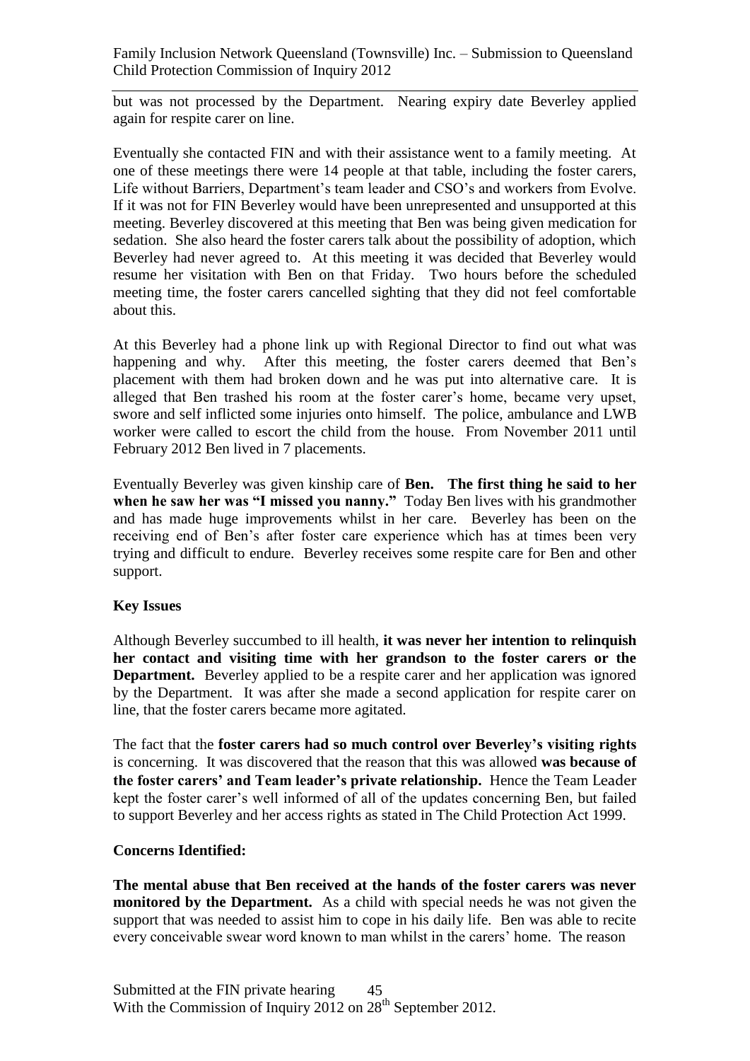but was not processed by the Department. Nearing expiry date Beverley applied again for respite carer on line.

Eventually she contacted FIN and with their assistance went to a family meeting. At one of these meetings there were 14 people at that table, including the foster carers, Life without Barriers, Department's team leader and CSO's and workers from Evolve. If it was not for FIN Beverley would have been unrepresented and unsupported at this meeting. Beverley discovered at this meeting that Ben was being given medication for sedation. She also heard the foster carers talk about the possibility of adoption, which Beverley had never agreed to. At this meeting it was decided that Beverley would resume her visitation with Ben on that Friday. Two hours before the scheduled meeting time, the foster carers cancelled sighting that they did not feel comfortable about this.

At this Beverley had a phone link up with Regional Director to find out what was happening and why. After this meeting, the foster carers deemed that Ben's placement with them had broken down and he was put into alternative care. It is alleged that Ben trashed his room at the foster carer's home, became very upset, swore and self inflicted some injuries onto himself. The police, ambulance and LWB worker were called to escort the child from the house. From November 2011 until February 2012 Ben lived in 7 placements.

Eventually Beverley was given kinship care of **Ben. The first thing he said to her when he saw her was "I missed you nanny."** Today Ben lives with his grandmother and has made huge improvements whilst in her care. Beverley has been on the receiving end of Ben's after foster care experience which has at times been very trying and difficult to endure. Beverley receives some respite care for Ben and other support.

**Key Issues**

Although Beverley succumbed to ill health, **it was never her intention to relinquish her contact and visiting time with her grandson to the foster carers or the Department.** Beverley applied to be a respite carer and her application was ignored by the Department. It was after she made a second application for respite carer on line, that the foster carers became more agitated.

The fact that the **foster carers had so much control over Beverley's visiting rights** is concerning. It was discovered that the reason that this was allowed **was because of the foster carers' and Team leader's private relationship.** Hence the Team Leader kept the foster carer's well informed of all of the updates concerning Ben, but failed to support Beverley and her access rights as stated in The Child Protection Act 1999.

**Concerns Identified:**

**The mental abuse that Ben received at the hands of the foster carers was never monitored by the Department.** As a child with special needs he was not given the support that was needed to assist him to cope in his daily life. Ben was able to recite every conceivable swear word known to man whilst in the carers' home. The reason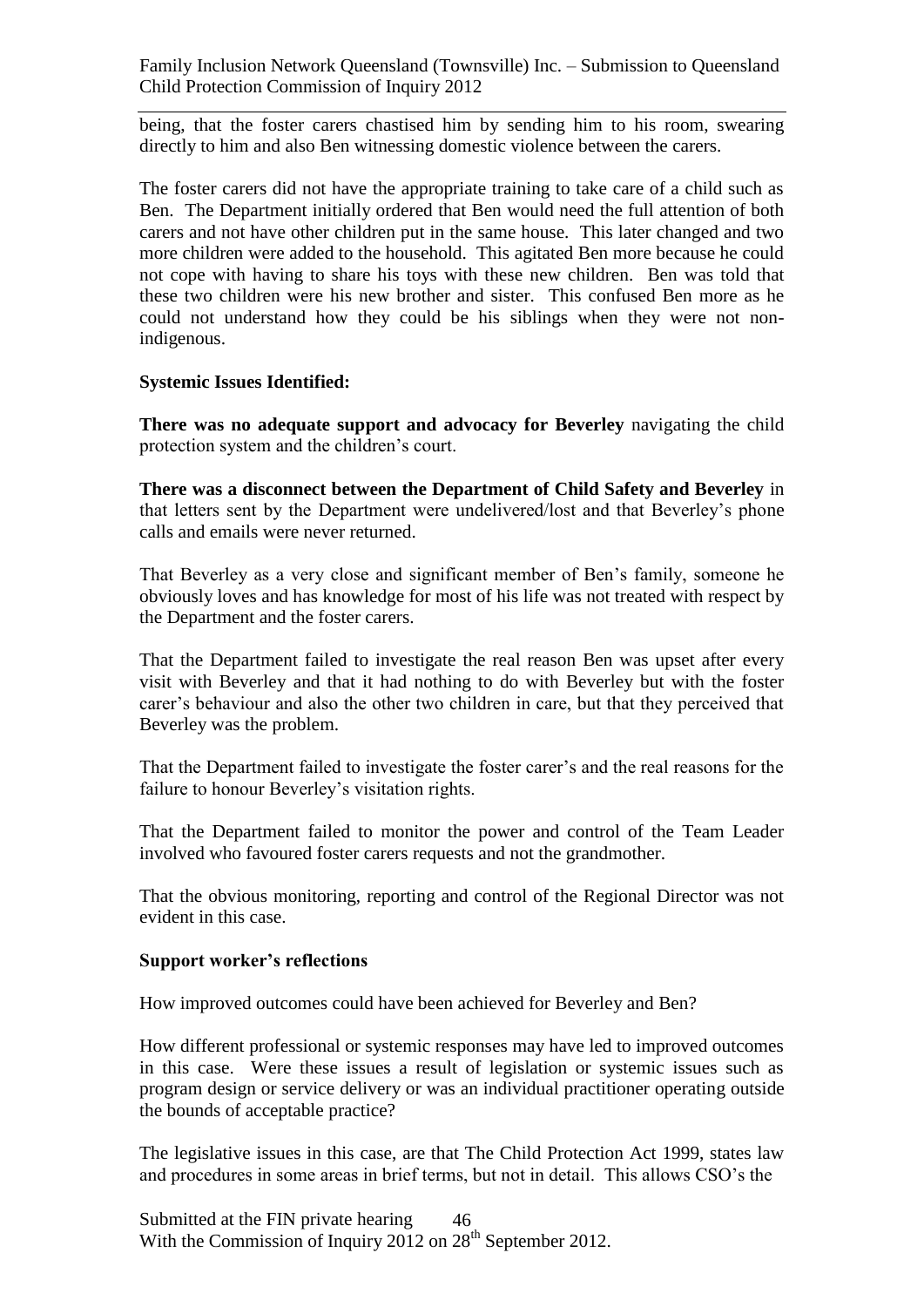being, that the foster carers chastised him by sending him to his room, swearing directly to him and also Ben witnessing domestic violence between the carers.

The foster carers did not have the appropriate training to take care of a child such as Ben. The Department initially ordered that Ben would need the full attention of both carers and not have other children put in the same house. This later changed and two more children were added to the household. This agitated Ben more because he could not cope with having to share his toys with these new children. Ben was told that these two children were his new brother and sister. This confused Ben more as he could not understand how they could be his siblings when they were not non-indigenous.

**Systemic Issues Identified:**

**There was no adequate support and advocacy for Beverley** navigating the child protection system and the children's court.

**There was a disconnect between the Department of Child Safety and Beverley** in that letters sent by the Department were undelivered/lost and that Beverley's phone calls and emails were never returned.

That Beverley as a very close and significant member of Ben's family, someone he obviously loves and has knowledge for most of his life was not treated with respect by the Department and the foster carers.

That the Department failed to investigate the real reason Ben was upset after every visit with Beverley and that it had nothing to do with Beverley but with the foster carer's behaviour and also the other two children in care, but that they perceived that Beverley was the problem.

That the Department failed to investigate the foster carer's and the real reasons for the failure to honour Beverley's visitation rights.

That the Department failed to monitor the power and control of the Team Leader involved who favoured foster carers requests and not the grandmother.

That the obvious monitoring, reporting and control of the Regional Director was not evident in this case.

**Support worker's reflections**

How improved outcomes could have been achieved for Beverley and Ben?

How different professional or systemic responses may have led to improved outcomes in this case. Were these issues a result of legislation or systemic issues such as program design or service delivery or was an individual practitioner operating outside the bounds of acceptable practice?

The legislative issues in this case, are that The Child Protection Act 1999, states law and procedures in some areas in brief terms, but not in detail. This allows CSO's the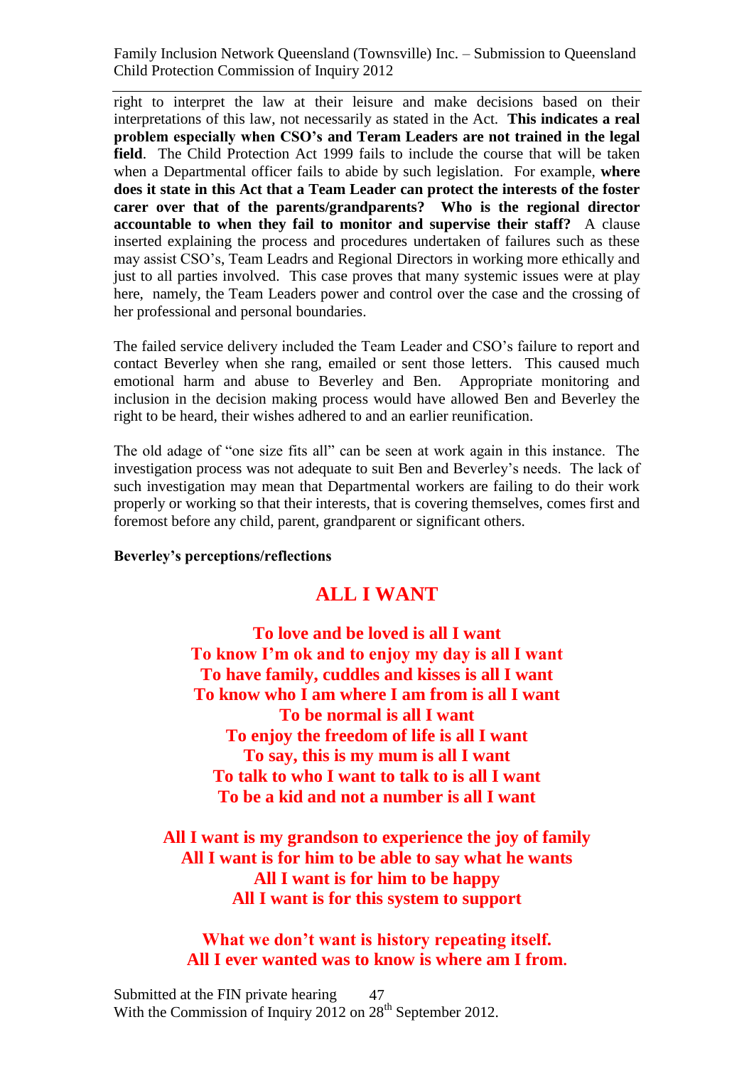right to interpret the law at their leisure and make decisions based on their interpretations of this law, not necessarily as stated in the Act. **This indicates a real problem especially when CSO's and Teram Leaders are not trained in the legal field**. The Child Protection Act 1999 fails to include the course that will be taken when a Departmental officer fails to abide by such legislation. For example, **where does it state in this Act that a Team Leader can protect the interests of the foster carer over that of the parents/grandparents? Who is the regional director accountable to when they fail to monitor and supervise their staff?** A clause inserted explaining the process and procedures undertaken of failures such as these may assist CSO's, Team Leadrs and Regional Directors in working more ethically and just to all parties involved. This case proves that many systemic issues were at play here, namely, the Team Leaders power and control over the case and the crossing of her professional and personal boundaries.

The failed service delivery included the Team Leader and CSO's failure to report and contact Beverley when she rang, emailed or sent those letters. This caused much emotional harm and abuse to Beverley and Ben. Appropriate monitoring and inclusion in the decision making process would have allowed Ben and Beverley the right to be heard, their wishes adhered to and an earlier reunification.

The old adage of "one size fits all" can be seen at work again in this instance. The investigation process was not adequate to suit Ben and Beverley's needs. The lack of such investigation may mean that Departmental workers are failing to do their work properly or working so that their interests, that is covering themselves, comes first and foremost before any child, parent, grandparent or significant others.

**Beverley's perceptions/reflections**

## ALL I WANT

**To love and be loved is all I want**
**To know I'm ok and to enjoy my day is all I want**
**To have family, cuddles and kisses is all I want**
**To know who I am where I am from is all I want**
**To be normal is all I want**
**To enjoy the freedom of life is all I want**
**To say, this is my mum is all I want**
**To talk to who I want to talk to is all I want**
**To be a kid and not a number is all I want**

**All I want is my grandson to experience the joy of family**
**All I want is for him to be able to say what he wants**
**All I want is for him to be happy**
**All I want is for this system to support**

**What we don't want is history repeating itself.**
**All I ever wanted was to know is where am I from.**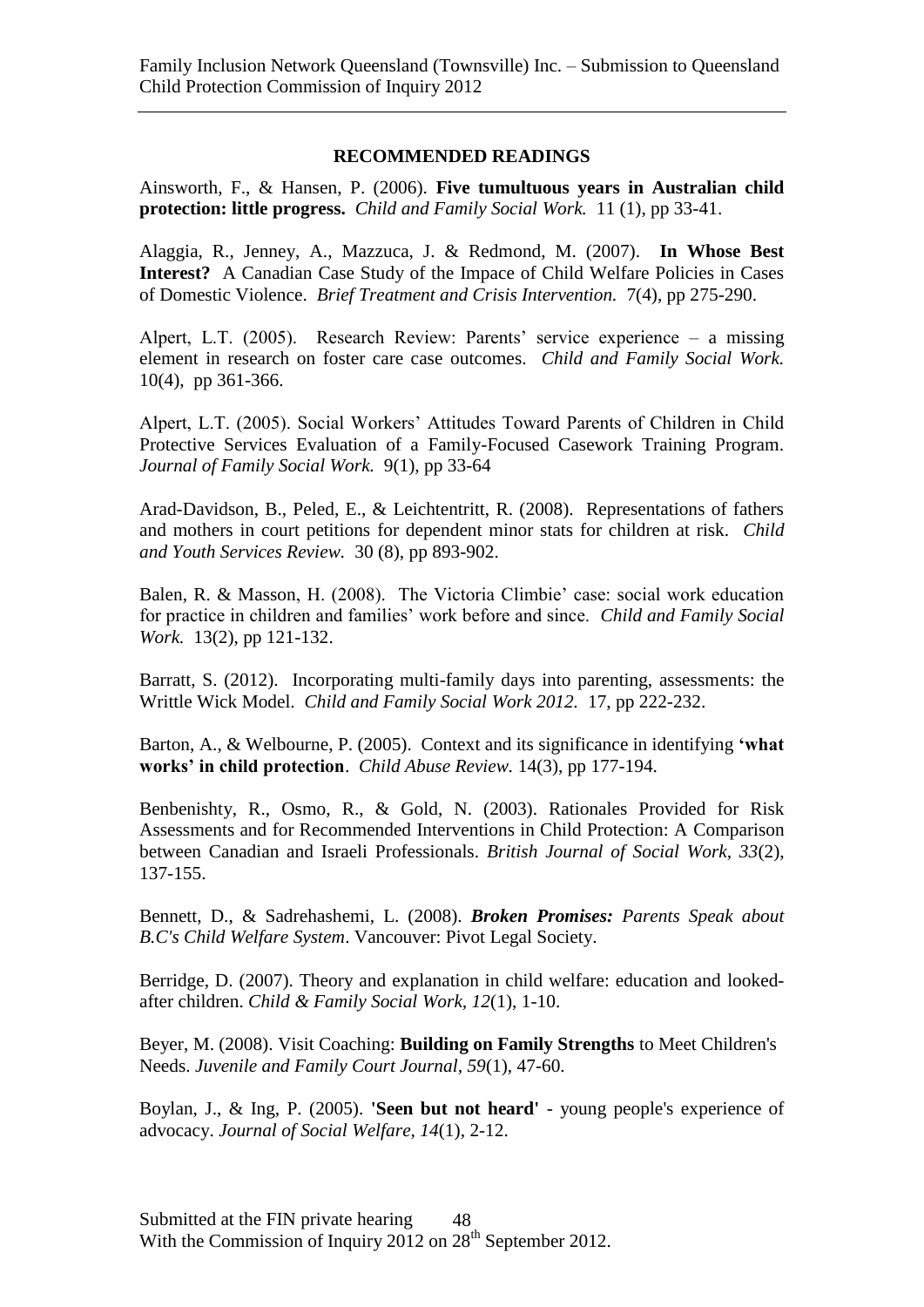**RECOMMENDED READINGS**

Ainsworth, F., & Hansen, P. (2006). **Five tumultuous years in Australian child protection: little progress.** *Child and Family Social Work.* 11 (1), pp 33-41.

Alaggia, R., Jenney, A., Mazzuca, J. & Redmond, M. (2007). **In Whose Best Interest?** A Canadian Case Study of the Impact of Child Welfare Policies in Cases of Domestic Violence. *Brief Treatment and Crisis Intervention.* 7(4), pp 275-290.

Alpert, L.T. (2005). Research Review: Parents' service experience – a missing element in research on foster care case outcomes. *Child and Family Social Work.* 10(4), pp 361-366.

Alpert, L.T. (2005). Social Workers' Attitudes Toward Parents of Children in Child Protective Services Evaluation of a Family-Focused Casework Training Program. *Journal of Family Social Work.* 9(1), pp 33-64

Arad-Davidson, B., Peled, E., & Leichtentritt, R. (2008). Representations of fathers and mothers in court petitions for dependent minor stats for children at risk. *Child and Youth Services Review.* 30 (8), pp 893-902.

Balen, R. & Masson, H. (2008). The Victoria Climbie' case: social work education for practice in children and families' work before and since. *Child and Family Social Work.* 13(2), pp 121-132.

Barratt, S. (2012). Incorporating multi-family days into parenting, assessments: the Writtle Wick Model. *Child and Family Social Work 2012.* 17, pp 222-232.

Barton, A., & Welbourne, P. (2005). Context and its significance in identifying **'what works' in child protection**. *Child Abuse Review.* 14(3), pp 177-194.

Benbenishty, R., Osmo, R., & Gold, N. (2003). Rationales Provided for Risk Assessments and for Recommended Interventions in Child Protection: A Comparison between Canadian and Israeli Professionals. *British Journal of Social Work, 33*(2), 137-155.

Bennett, D., & Sadrehashemi, L. (2008). ***Broken Promises:*** *Parents Speak about B.C's Child Welfare System*. Vancouver: Pivot Legal Society.

Berridge, D. (2007). Theory and explanation in child welfare: education and looked-after children. *Child & Family Social Work, 12*(1), 1-10.

Beyer, M. (2008). Visit Coaching: **Building on Family Strengths** to Meet Children's Needs. *Juvenile and Family Court Journal, 59*(1), 47-60.

Boylan, J., & Ing, P. (2005). **'Seen but not heard'** - young people's experience of advocacy. *Journal of Social Welfare, 14*(1), 2-12.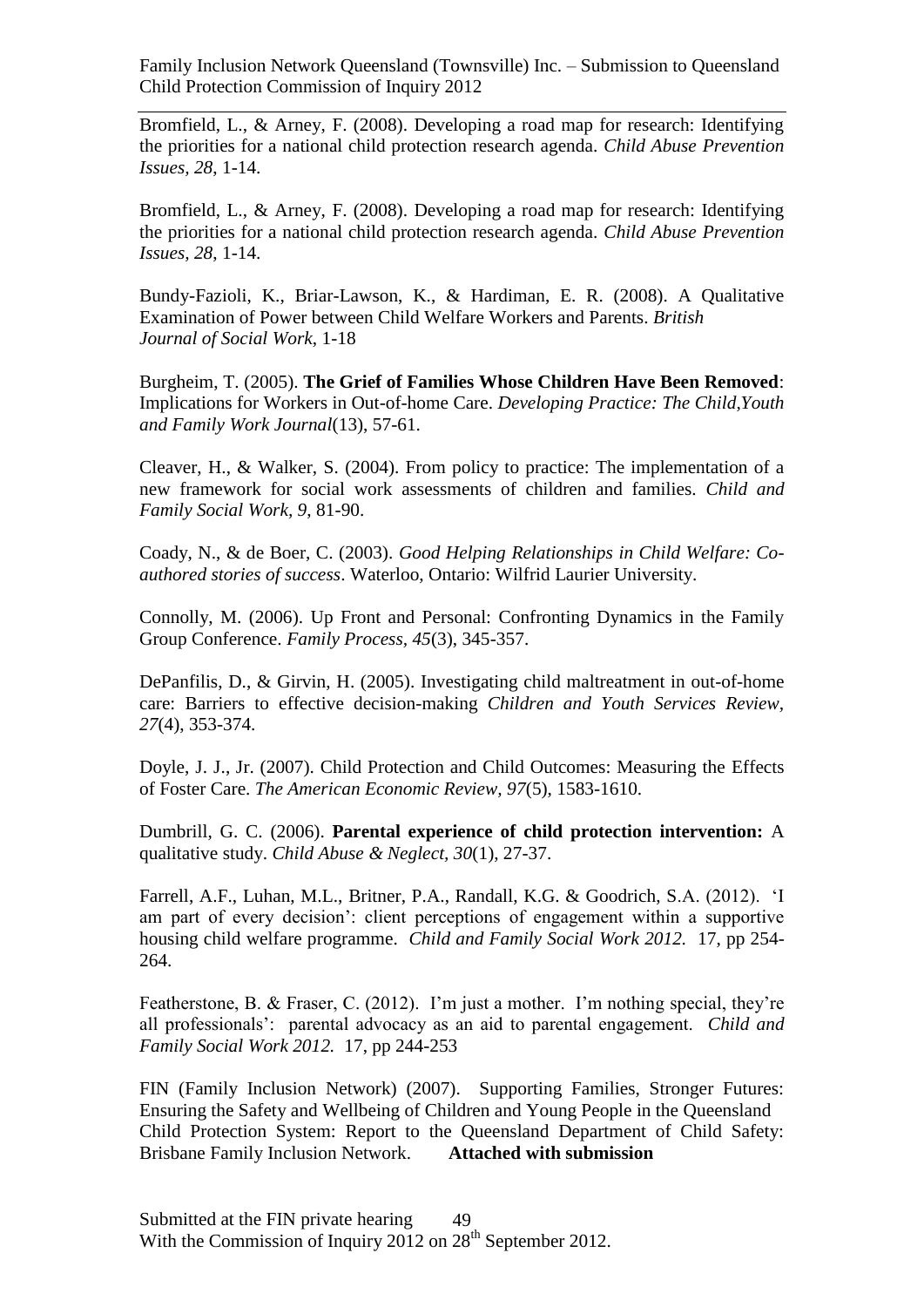Bromfield, L., & Arney, F. (2008). Developing a road map for research: Identifying the priorities for a national child protection research agenda. *Child Abuse Prevention Issues, 28*, 1-14.

Bromfield, L., & Arney, F. (2008). Developing a road map for research: Identifying the priorities for a national child protection research agenda. *Child Abuse Prevention Issues, 28*, 1-14.

Bundy-Fazioli, K., Briar-Lawson, K., & Hardiman, E. R. (2008). A Qualitative Examination of Power between Child Welfare Workers and Parents. *British Journal of Social Work*, 1-18

Burgheim, T. (2005). **The Grief of Families Whose Children Have Been Removed**: Implications for Workers in Out-of-home Care. *Developing Practice: The Child,Youth and Family Work Journal*(13), 57-61.

Cleaver, H., & Walker, S. (2004). From policy to practice: The implementation of a new framework for social work assessments of children and families. *Child and Family Social Work, 9*, 81-90.

Coady, N., & de Boer, C. (2003). *Good Helping Relationships in Child Welfare: Co-authored stories of success*. Waterloo, Ontario: Wilfrid Laurier University.

Connolly, M. (2006). Up Front and Personal: Confronting Dynamics in the Family Group Conference. *Family Process, 45*(3), 345-357.

DePanfilis, D., & Girvin, H. (2005). Investigating child maltreatment in out-of-home care: Barriers to effective decision-making *Children and Youth Services Review, 27*(4), 353-374.

Doyle, J. J., Jr. (2007). Child Protection and Child Outcomes: Measuring the Effects of Foster Care. *The American Economic Review, 97*(5), 1583-1610.

Dumbrill, G. C. (2006). **Parental experience of child protection intervention:** A qualitative study. *Child Abuse & Neglect, 30*(1), 27-37.

Farrell, A.F., Luhan, M.L., Britner, P.A., Randall, K.G. & Goodrich, S.A. (2012). 'I am part of every decision': client perceptions of engagement within a supportive housing child welfare programme. *Child and Family Social Work 2012.* 17, pp 254-264.

Featherstone, B. & Fraser, C. (2012). I'm just a mother. I'm nothing special, they're all professionals': parental advocacy as an aid to parental engagement. *Child and Family Social Work 2012.* 17, pp 244-253

FIN (Family Inclusion Network) (2007). Supporting Families, Stronger Futures: Ensuring the Safety and Wellbeing of Children and Young People in the Queensland Child Protection System: Report to the Queensland Department of Child Safety: Brisbane Family Inclusion Network. **Attached with submission**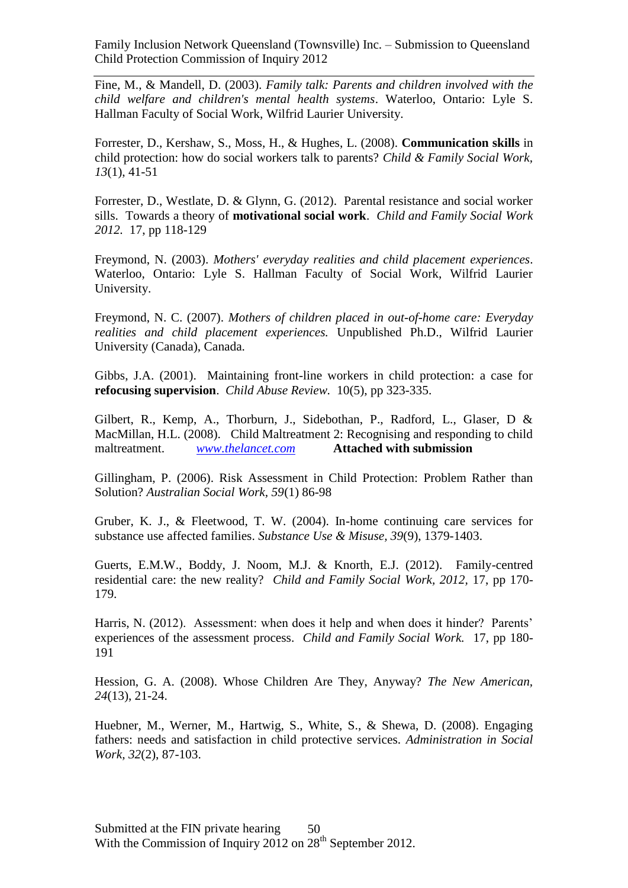Fine, M., & Mandell, D. (2003). *Family talk: Parents and children involved with the child welfare and children's mental health systems*. Waterloo, Ontario: Lyle S. Hallman Faculty of Social Work, Wilfrid Laurier University.

Forrester, D., Kershaw, S., Moss, H., & Hughes, L. (2008). **Communication skills** in child protection: how do social workers talk to parents? *Child & Family Social Work, 13*(1), 41-51

Forrester, D., Westlate, D. & Glynn, G. (2012). Parental resistance and social worker sills. Towards a theory of **motivational social work**. *Child and Family Social Work 2012.* 17, pp 118-129

Freymond, N. (2003). *Mothers' everyday realities and child placement experiences*. Waterloo, Ontario: Lyle S. Hallman Faculty of Social Work, Wilfrid Laurier University.

Freymond, N. C. (2007). *Mothers of children placed in out-of-home care: Everyday realities and child placement experiences.* Unpublished Ph.D., Wilfrid Laurier University (Canada), Canada.

Gibbs, J.A. (2001). Maintaining front-line workers in child protection: a case for **refocusing supervision**. *Child Abuse Review.* 10(5), pp 323-335.

Gilbert, R., Kemp, A., Thorburn, J., Sidebothan, P., Radford, L., Glaser, D & MacMillan, H.L. (2008). Child Maltreatment 2: Recognising and responding to child maltreatment. *www.thelancet.com* **Attached with submission**

Gillingham, P. (2006). Risk Assessment in Child Protection: Problem Rather than Solution? *Australian Social Work, 59*(1) 86-98

Gruber, K. J., & Fleetwood, T. W. (2004). In-home continuing care services for substance use affected families. *Substance Use & Misuse, 39*(9), 1379-1403.

Guerts, E.M.W., Boddy, J. Noom, M.J. & Knorth, E.J. (2012). Family-centred residential care: the new reality? *Child and Family Social Work, 2012,* 17, pp 170-179.

Harris, N. (2012). Assessment: when does it help and when does it hinder? Parents' experiences of the assessment process. *Child and Family Social Work.* 17, pp 180-191

Hession, G. A. (2008). Whose Children Are They, Anyway? *The New American, 24*(13), 21-24.

Huebner, M., Werner, M., Hartwig, S., White, S., & Shewa, D. (2008). Engaging fathers: needs and satisfaction in child protective services. *Administration in Social Work, 32*(2), 87-103.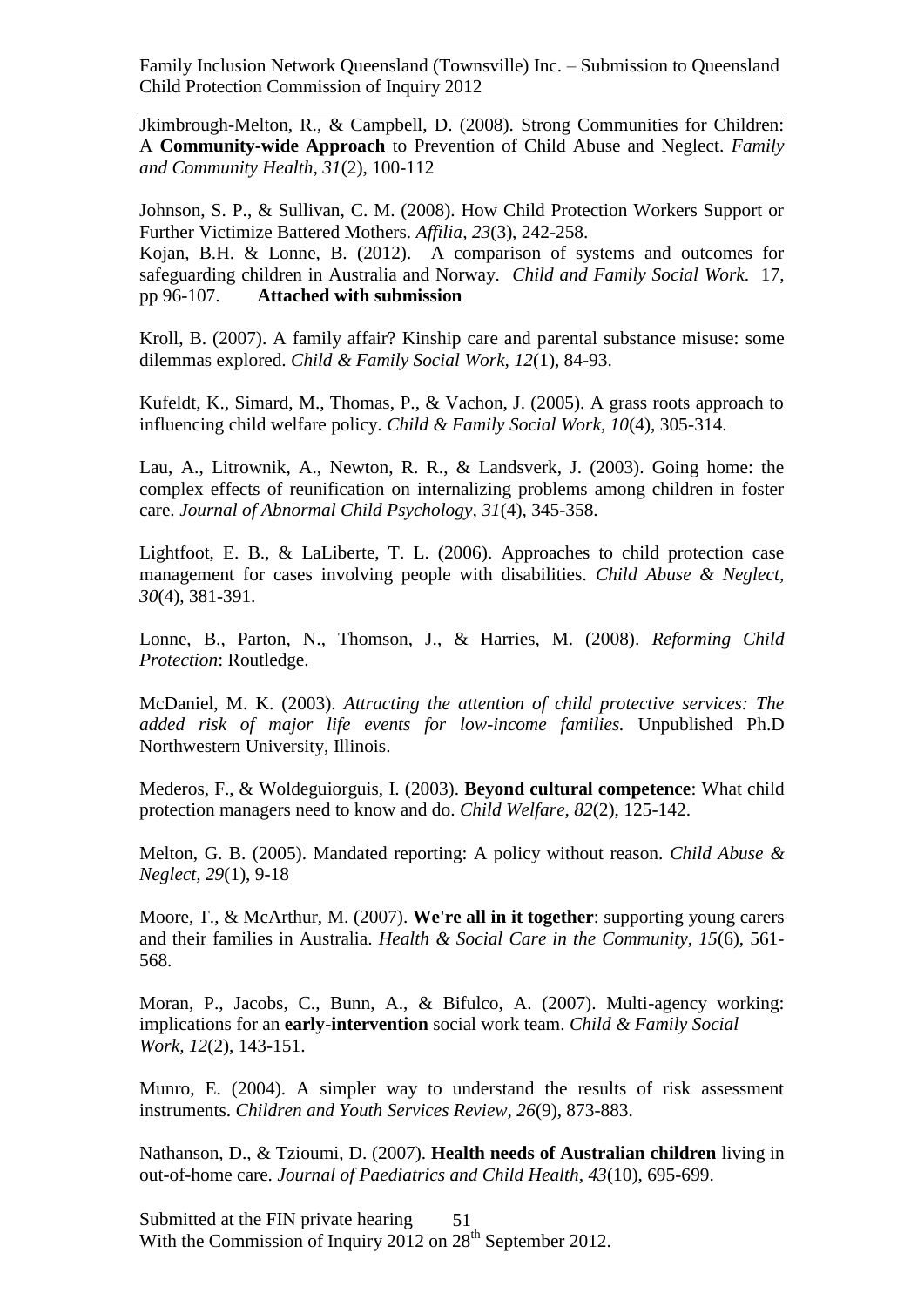Jkimbrough-Melton, R., & Campbell, D. (2008). Strong Communities for Children: A **Community-wide Approach** to Prevention of Child Abuse and Neglect. *Family and Community Health, 31*(2), 100-112

Johnson, S. P., & Sullivan, C. M. (2008). How Child Protection Workers Support or Further Victimize Battered Mothers. *Affilia, 23*(3), 242-258.

Kojan, B.H. & Lonne, B. (2012). A comparison of systems and outcomes for safeguarding children in Australia and Norway. *Child and Family Social Work.* 17, pp 96-107. **Attached with submission**

Kroll, B. (2007). A family affair? Kinship care and parental substance misuse: some dilemmas explored. *Child & Family Social Work, 12*(1), 84-93.

Kufeldt, K., Simard, M., Thomas, P., & Vachon, J. (2005). A grass roots approach to influencing child welfare policy. *Child & Family Social Work, 10*(4), 305-314.

Lau, A., Litrownik, A., Newton, R. R., & Landsverk, J. (2003). Going home: the complex effects of reunification on internalizing problems among children in foster care. *Journal of Abnormal Child Psychology, 31*(4), 345-358.

Lightfoot, E. B., & LaLiberte, T. L. (2006). Approaches to child protection case management for cases involving people with disabilities. *Child Abuse & Neglect, 30*(4), 381-391.

Lonne, B., Parton, N., Thomson, J., & Harries, M. (2008). *Reforming Child Protection*: Routledge.

McDaniel, M. K. (2003). *Attracting the attention of child protective services: The added risk of major life events for low-income families.* Unpublished Ph.D Northwestern University, Illinois.

Mederos, F., & Woldeguiorguis, I. (2003). **Beyond cultural competence**: What child protection managers need to know and do. *Child Welfare, 82*(2), 125-142.

Melton, G. B. (2005). Mandated reporting: A policy without reason. *Child Abuse & Neglect, 29*(1), 9-18

Moore, T., & McArthur, M. (2007). **We're all in it together**: supporting young carers and their families in Australia. *Health & Social Care in the Community, 15*(6), 561-568.

Moran, P., Jacobs, C., Bunn, A., & Bifulco, A. (2007). Multi-agency working: implications for an **early-intervention** social work team. *Child & Family Social Work, 12*(2), 143-151.

Munro, E. (2004). A simpler way to understand the results of risk assessment instruments. *Children and Youth Services Review, 26*(9), 873-883.

Nathanson, D., & Tzioumi, D. (2007). **Health needs of Australian children** living in out-of-home care. *Journal of Paediatrics and Child Health, 43*(10), 695-699.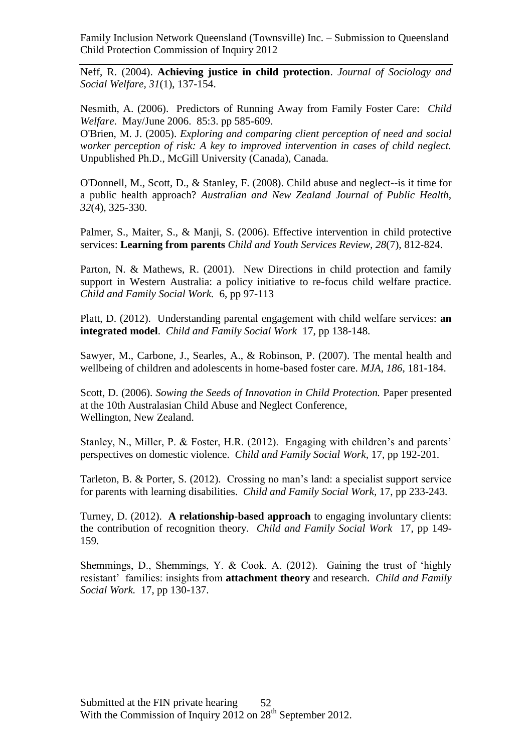Neff, R. (2004). **Achieving justice in child protection**. *Journal of Sociology and Social Welfare, 31*(1), 137-154.

Nesmith, A. (2006). Predictors of Running Away from Family Foster Care: *Child Welfare.* May/June 2006. 85:3. pp 585-609.
O'Brien, M. J. (2005). *Exploring and comparing client perception of need and social worker perception of risk: A key to improved intervention in cases of child neglect.* Unpublished Ph.D., McGill University (Canada), Canada.

O'Donnell, M., Scott, D., & Stanley, F. (2008). Child abuse and neglect--is it time for a public health approach? *Australian and New Zealand Journal of Public Health, 32*(4), 325-330.

Palmer, S., Maiter, S., & Manji, S. (2006). Effective intervention in child protective services: **Learning from parents** *Child and Youth Services Review, 28*(7), 812-824.

Parton, N. & Mathews, R. (2001). New Directions in child protection and family support in Western Australia: a policy initiative to re-focus child welfare practice. *Child and Family Social Work.* 6, pp 97-113

Platt, D. (2012). Understanding parental engagement with child welfare services: **an integrated model**. *Child and Family Social Work* 17, pp 138-148.

Sawyer, M., Carbone, J., Searles, A., & Robinson, P. (2007). The mental health and wellbeing of children and adolescents in home-based foster care. *MJA, 186*, 181-184.

Scott, D. (2006). *Sowing the Seeds of Innovation in Child Protection.* Paper presented at the 10th Australasian Child Abuse and Neglect Conference, Wellington, New Zealand.

Stanley, N., Miller, P. & Foster, H.R. (2012). Engaging with children's and parents' perspectives on domestic violence. *Child and Family Social Work,* 17, pp 192-201.

Tarleton, B. & Porter, S. (2012). Crossing no man's land: a specialist support service for parents with learning disabilities. *Child and Family Social Work,* 17, pp 233-243.

Turney, D. (2012). **A relationship-based approach** to engaging involuntary clients: the contribution of recognition theory. *Child and Family Social Work* 17, pp 149-159.

Shemmings, D., Shemmings, Y. & Cook. A. (2012). Gaining the trust of 'highly resistant' families: insights from **attachment theory** and research. *Child and Family Social Work.* 17, pp 130-137.